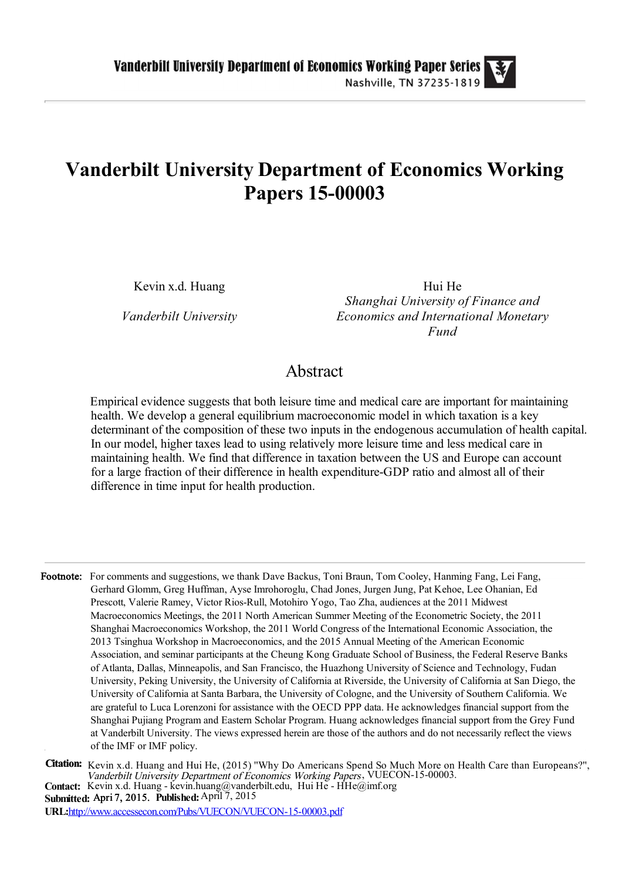Vanderbilt University Department of Economics Working Paper Series
Nashville, TN 37235-1819

# Vanderbilt University Department of Economics Working Papers 15-00003

Kevin x.d. Huang
*Vanderbilt University*

Hui He
*Shanghai University of Finance and Economics and International Monetary Fund*

## Abstract

Empirical evidence suggests that both leisure time and medical care are important for maintaining health. We develop a general equilibrium macroeconomic model in which taxation is a key determinant of the composition of these two inputs in the endogenous accumulation of health capital. In our model, higher taxes lead to using relatively more leisure time and less medical care in maintaining health. We find that difference in taxation between the US and Europe can account for a large fraction of their difference in health expenditure-GDP ratio and almost all of their difference in time input for health production.

---

**Footnote:** For comments and suggestions, we thank Dave Backus, Toni Braun, Tom Cooley, Hanming Fang, Lei Fang, Gerhard Glomm, Greg Huffman, Ayse Imrohoroglu, Chad Jones, Jurgen Jung, Pat Kehoe, Lee Ohanian, Ed Prescott, Valerie Ramey, Victor Rios-Rull, Motohiro Yogo, Tao Zha, audiences at the 2011 Midwest Macroeconomics Meetings, the 2011 North American Summer Meeting of the Econometric Society, the 2011 Shanghai Macroeconomics Workshop, the 2011 World Congress of the International Economic Association, the 2013 Tsinghua Workshop in Macroeconomics, and the 2015 Annual Meeting of the American Economic Association, and seminar participants at the Cheung Kong Graduate School of Business, the Federal Reserve Banks of Atlanta, Dallas, Minneapolis, and San Francisco, the Huazhong University of Science and Technology, Fudan University, Peking University, the University of California at Riverside, the University of California at San Diego, the University of California at Santa Barbara, the University of Cologne, and the University of Southern California. We are grateful to Luca Lorenzoni for assistance with the OECD PPP data. He acknowledges financial support from the Shanghai Pujiang Program and Eastern Scholar Program. Huang acknowledges financial support from the Grey Fund at Vanderbilt University. The views expressed herein are those of the authors and do not necessarily reflect the views of the IMF or IMF policy.

**Citation:** Kevin x.d. Huang and Hui He, (2015) "Why Do Americans Spend So Much More on Health Care than Europeans?", *Vanderbilt University Department of Economics Working Papers*, VUECON-15-00003.
**Contact:** Kevin x.d. Huang - kevin.huang@vanderbilt.edu, Hui He - HHe@imf.org
**Submitted:** Apri 7, 2015. **Published:** April 7, 2015
**URL:** http://www.accessecon.com/Pubs/VUECON/VUECON-15-00003.pdf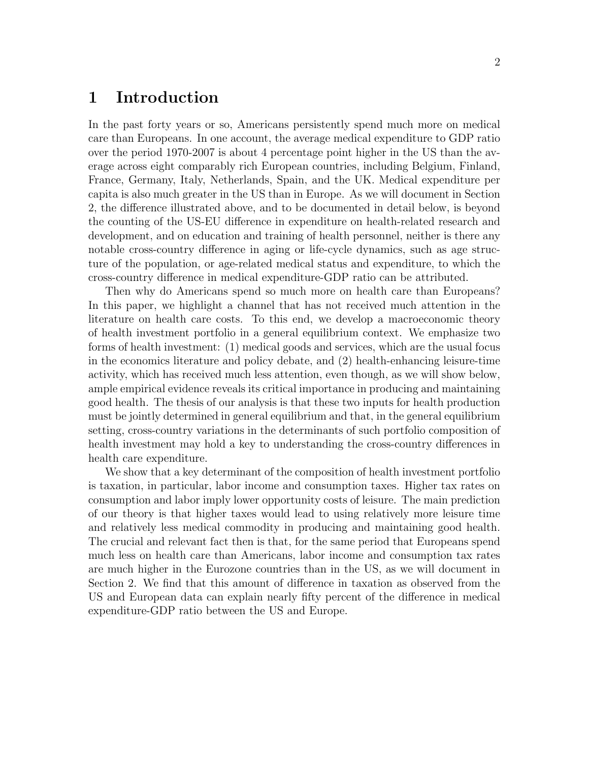# 1 Introduction

In the past forty years or so, Americans persistently spend much more on medical care than Europeans. In one account, the average medical expenditure to GDP ratio over the period 1970-2007 is about 4 percentage point higher in the US than the average across eight comparably rich European countries, including Belgium, Finland, France, Germany, Italy, Netherlands, Spain, and the UK. Medical expenditure per capita is also much greater in the US than in Europe. As we will document in Section 2, the difference illustrated above, and to be documented in detail below, is beyond the counting of the US-EU difference in expenditure on health-related research and development, and on education and training of health personnel, neither is there any notable cross-country difference in aging or life-cycle dynamics, such as age structure of the population, or age-related medical status and expenditure, to which the cross-country difference in medical expenditure-GDP ratio can be attributed.

Then why do Americans spend so much more on health care than Europeans? In this paper, we highlight a channel that has not received much attention in the literature on health care costs. To this end, we develop a macroeconomic theory of health investment portfolio in a general equilibrium context. We emphasize two forms of health investment: (1) medical goods and services, which are the usual focus in the economics literature and policy debate, and (2) health-enhancing leisure-time activity, which has received much less attention, even though, as we will show below, ample empirical evidence reveals its critical importance in producing and maintaining good health. The thesis of our analysis is that these two inputs for health production must be jointly determined in general equilibrium and that, in the general equilibrium setting, cross-country variations in the determinants of such portfolio composition of health investment may hold a key to understanding the cross-country differences in health care expenditure.

We show that a key determinant of the composition of health investment portfolio is taxation, in particular, labor income and consumption taxes. Higher tax rates on consumption and labor imply lower opportunity costs of leisure. The main prediction of our theory is that higher taxes would lead to using relatively more leisure time and relatively less medical commodity in producing and maintaining good health. The crucial and relevant fact then is that, for the same period that Europeans spend much less on health care than Americans, labor income and consumption tax rates are much higher in the Eurozone countries than in the US, as we will document in Section 2. We find that this amount of difference in taxation as observed from the US and European data can explain nearly fifty percent of the difference in medical expenditure-GDP ratio between the US and Europe.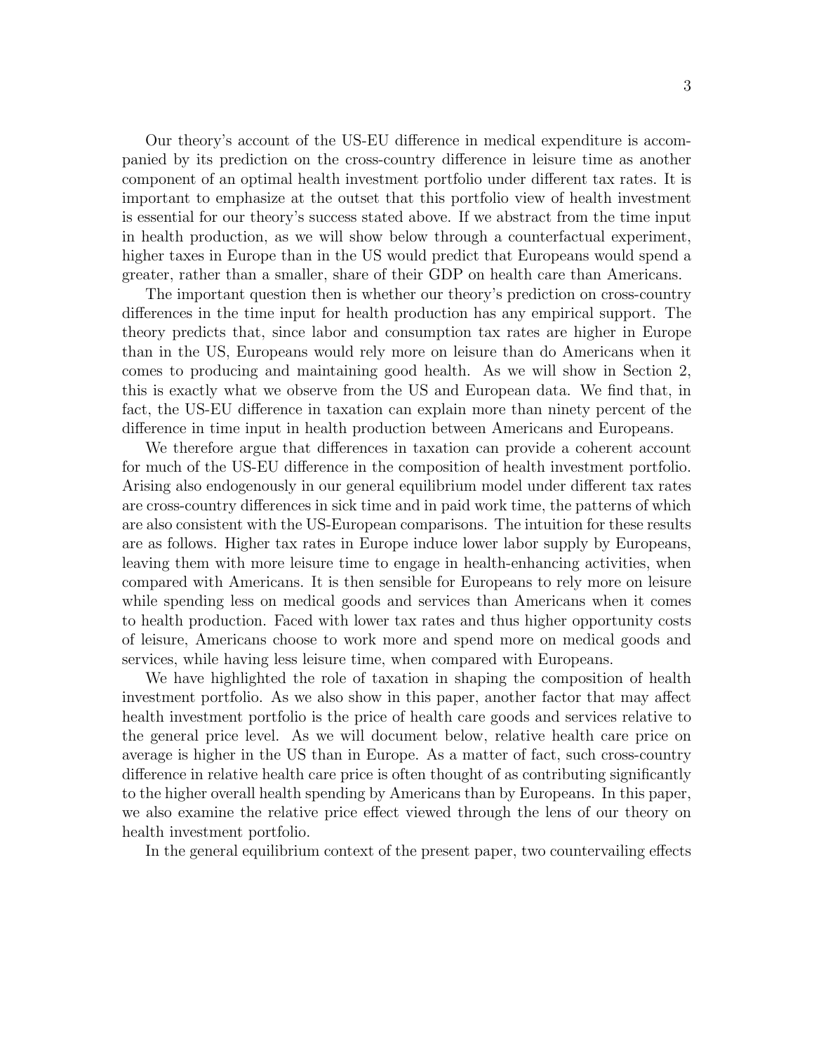Our theory's account of the US-EU difference in medical expenditure is accompanied by its prediction on the cross-country difference in leisure time as another component of an optimal health investment portfolio under different tax rates. It is important to emphasize at the outset that this portfolio view of health investment is essential for our theory's success stated above. If we abstract from the time input in health production, as we will show below through a counterfactual experiment, higher taxes in Europe than in the US would predict that Europeans would spend a greater, rather than a smaller, share of their GDP on health care than Americans.

The important question then is whether our theory's prediction on cross-country differences in the time input for health production has any empirical support. The theory predicts that, since labor and consumption tax rates are higher in Europe than in the US, Europeans would rely more on leisure than do Americans when it comes to producing and maintaining good health. As we will show in Section 2, this is exactly what we observe from the US and European data. We find that, in fact, the US-EU difference in taxation can explain more than ninety percent of the difference in time input in health production between Americans and Europeans.

We therefore argue that differences in taxation can provide a coherent account for much of the US-EU difference in the composition of health investment portfolio. Arising also endogenously in our general equilibrium model under different tax rates are cross-country differences in sick time and in paid work time, the patterns of which are also consistent with the US-European comparisons. The intuition for these results are as follows. Higher tax rates in Europe induce lower labor supply by Europeans, leaving them with more leisure time to engage in health-enhancing activities, when compared with Americans. It is then sensible for Europeans to rely more on leisure while spending less on medical goods and services than Americans when it comes to health production. Faced with lower tax rates and thus higher opportunity costs of leisure, Americans choose to work more and spend more on medical goods and services, while having less leisure time, when compared with Europeans.

We have highlighted the role of taxation in shaping the composition of health investment portfolio. As we also show in this paper, another factor that may affect health investment portfolio is the price of health care goods and services relative to the general price level. As we will document below, relative health care price on average is higher in the US than in Europe. As a matter of fact, such cross-country difference in relative health care price is often thought of as contributing significantly to the higher overall health spending by Americans than by Europeans. In this paper, we also examine the relative price effect viewed through the lens of our theory on health investment portfolio.

In the general equilibrium context of the present paper, two countervailing effects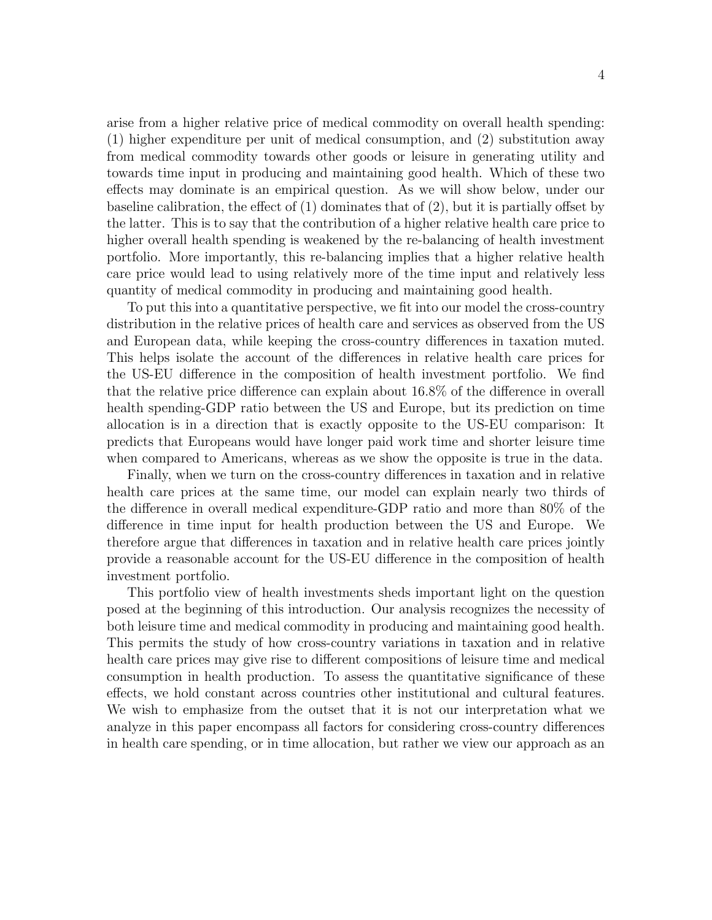arise from a higher relative price of medical commodity on overall health spending: (1) higher expenditure per unit of medical consumption, and (2) substitution away from medical commodity towards other goods or leisure in generating utility and towards time input in producing and maintaining good health. Which of these two effects may dominate is an empirical question. As we will show below, under our baseline calibration, the effect of (1) dominates that of (2), but it is partially offset by the latter. This is to say that the contribution of a higher relative health care price to higher overall health spending is weakened by the re-balancing of health investment portfolio. More importantly, this re-balancing implies that a higher relative health care price would lead to using relatively more of the time input and relatively less quantity of medical commodity in producing and maintaining good health.

To put this into a quantitative perspective, we fit into our model the cross-country distribution in the relative prices of health care and services as observed from the US and European data, while keeping the cross-country differences in taxation muted. This helps isolate the account of the differences in relative health care prices for the US-EU difference in the composition of health investment portfolio. We find that the relative price difference can explain about 16.8% of the difference in overall health spending-GDP ratio between the US and Europe, but its prediction on time allocation is in a direction that is exactly opposite to the US-EU comparison: It predicts that Europeans would have longer paid work time and shorter leisure time when compared to Americans, whereas as we show the opposite is true in the data.

Finally, when we turn on the cross-country differences in taxation and in relative health care prices at the same time, our model can explain nearly two thirds of the difference in overall medical expenditure-GDP ratio and more than 80% of the difference in time input for health production between the US and Europe. We therefore argue that differences in taxation and in relative health care prices jointly provide a reasonable account for the US-EU difference in the composition of health investment portfolio.

This portfolio view of health investments sheds important light on the question posed at the beginning of this introduction. Our analysis recognizes the necessity of both leisure time and medical commodity in producing and maintaining good health. This permits the study of how cross-country variations in taxation and in relative health care prices may give rise to different compositions of leisure time and medical consumption in health production. To assess the quantitative significance of these effects, we hold constant across countries other institutional and cultural features. We wish to emphasize from the outset that it is not our interpretation what we analyze in this paper encompass all factors for considering cross-country differences in health care spending, or in time allocation, but rather we view our approach as an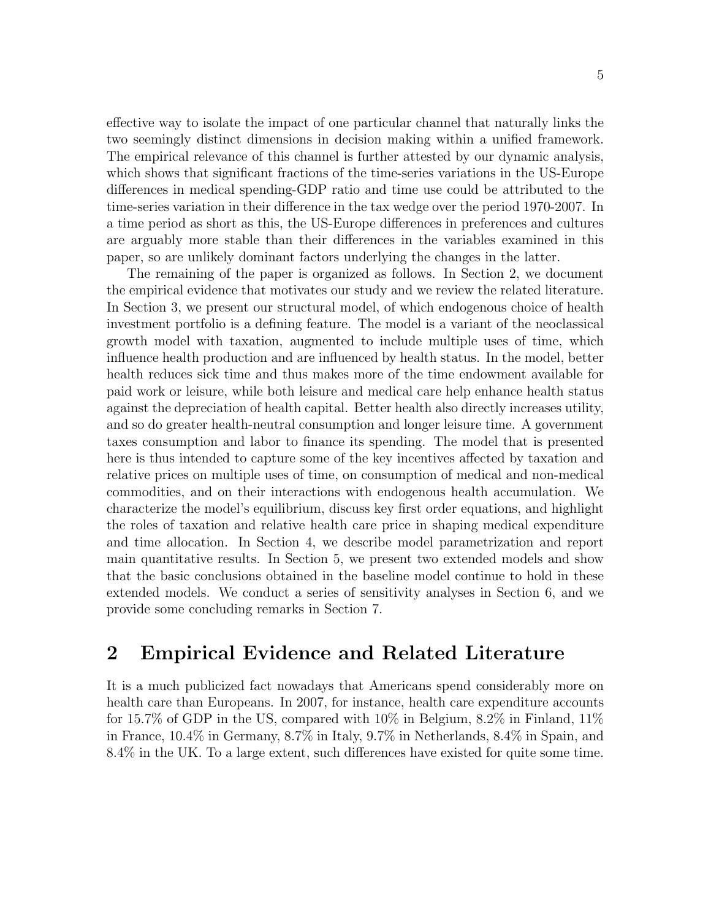effective way to isolate the impact of one particular channel that naturally links the two seemingly distinct dimensions in decision making within a unified framework. The empirical relevance of this channel is further attested by our dynamic analysis, which shows that significant fractions of the time-series variations in the US-Europe differences in medical spending-GDP ratio and time use could be attributed to the time-series variation in their difference in the tax wedge over the period 1970-2007. In a time period as short as this, the US-Europe differences in preferences and cultures are arguably more stable than their differences in the variables examined in this paper, so are unlikely dominant factors underlying the changes in the latter.

The remaining of the paper is organized as follows. In Section 2, we document the empirical evidence that motivates our study and we review the related literature. In Section 3, we present our structural model, of which endogenous choice of health investment portfolio is a defining feature. The model is a variant of the neoclassical growth model with taxation, augmented to include multiple uses of time, which influence health production and are influenced by health status. In the model, better health reduces sick time and thus makes more of the time endowment available for paid work or leisure, while both leisure and medical care help enhance health status against the depreciation of health capital. Better health also directly increases utility, and so do greater health-neutral consumption and longer leisure time. A government taxes consumption and labor to finance its spending. The model that is presented here is thus intended to capture some of the key incentives affected by taxation and relative prices on multiple uses of time, on consumption of medical and non-medical commodities, and on their interactions with endogenous health accumulation. We characterize the model's equilibrium, discuss key first order equations, and highlight the roles of taxation and relative health care price in shaping medical expenditure and time allocation. In Section 4, we describe model parametrization and report main quantitative results. In Section 5, we present two extended models and show that the basic conclusions obtained in the baseline model continue to hold in these extended models. We conduct a series of sensitivity analyses in Section 6, and we provide some concluding remarks in Section 7.

## 2 Empirical Evidence and Related Literature

It is a much publicized fact nowadays that Americans spend considerably more on health care than Europeans. In 2007, for instance, health care expenditure accounts for 15.7% of GDP in the US, compared with 10% in Belgium, 8.2% in Finland, 11% in France, 10.4% in Germany, 8.7% in Italy, 9.7% in Netherlands, 8.4% in Spain, and 8.4% in the UK. To a large extent, such differences have existed for quite some time.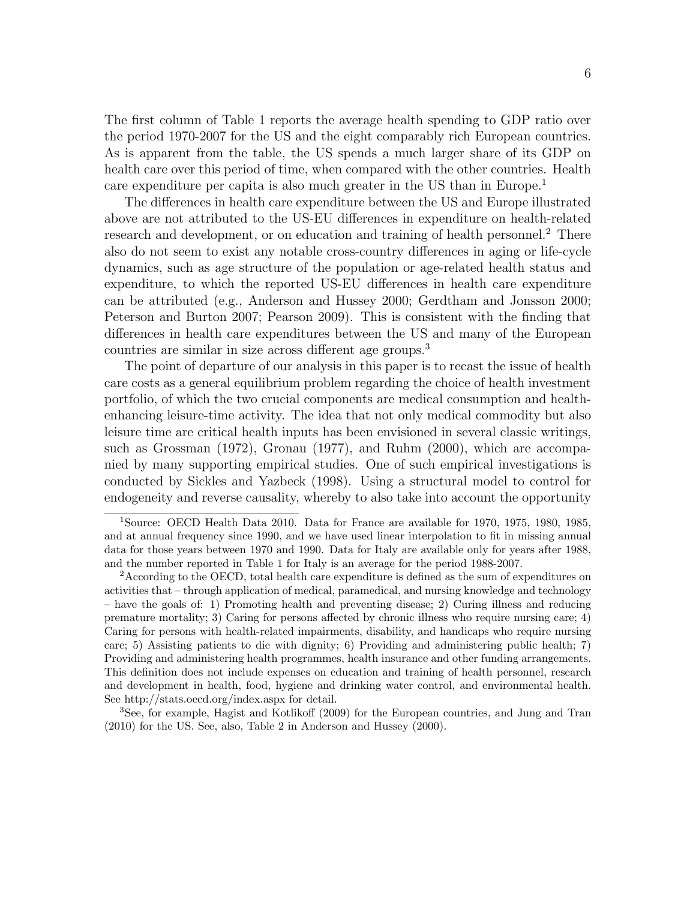The first column of Table 1 reports the average health spending to GDP ratio over the period 1970-2007 for the US and the eight comparably rich European countries. As is apparent from the table, the US spends a much larger share of its GDP on health care over this period of time, when compared with the other countries. Health care expenditure per capita is also much greater in the US than in Europe.[1]

The differences in health care expenditure between the US and Europe illustrated above are not attributed to the US-EU differences in expenditure on health-related research and development, or on education and training of health personnel.[2] There also do not seem to exist any notable cross-country differences in aging or life-cycle dynamics, such as age structure of the population or age-related health status and expenditure, to which the reported US-EU differences in health care expenditure can be attributed (e.g., Anderson and Hussey 2000; Gerdtham and Jonsson 2000; Peterson and Burton 2007; Pearson 2009). This is consistent with the finding that differences in health care expenditures between the US and many of the European countries are similar in size across different age groups.[3]

The point of departure of our analysis in this paper is to recast the issue of health care costs as a general equilibrium problem regarding the choice of health investment portfolio, of which the two crucial components are medical consumption and health-enhancing leisure-time activity. The idea that not only medical commodity but also leisure time are critical health inputs has been envisioned in several classic writings, such as Grossman (1972), Gronau (1977), and Ruhm (2000), which are accompanied by many supporting empirical studies. One of such empirical investigations is conducted by Sickles and Yazbeck (1998). Using a structural model to control for endogeneity and reverse causality, whereby to also take into account the opportunity

[1] Source: OECD Health Data 2010. Data for France are available for 1970, 1975, 1980, 1985, and at annual frequency since 1990, and we have used linear interpolation to fit in missing annual data for those years between 1970 and 1990. Data for Italy are available only for years after 1988, and the number reported in Table 1 for Italy is an average for the period 1988-2007.

[2] According to the OECD, total health care expenditure is defined as the sum of expenditures on activities that – through application of medical, paramedical, and nursing knowledge and technology – have the goals of: 1) Promoting health and preventing disease; 2) Curing illness and reducing premature mortality; 3) Caring for persons affected by chronic illness who require nursing care; 4) Caring for persons with health-related impairments, disability, and handicaps who require nursing care; 5) Assisting patients to die with dignity; 6) Providing and administering public health; 7) Providing and administering health programmes, health insurance and other funding arrangements. This definition does not include expenses on education and training of health personnel, research and development in health, food, hygiene and drinking water control, and environmental health. See http://stats.oecd.org/index.aspx for detail.

[3] See, for example, Hagist and Kotlikoff (2009) for the European countries, and Jung and Tran (2010) for the US. See, also, Table 2 in Anderson and Hussey (2000).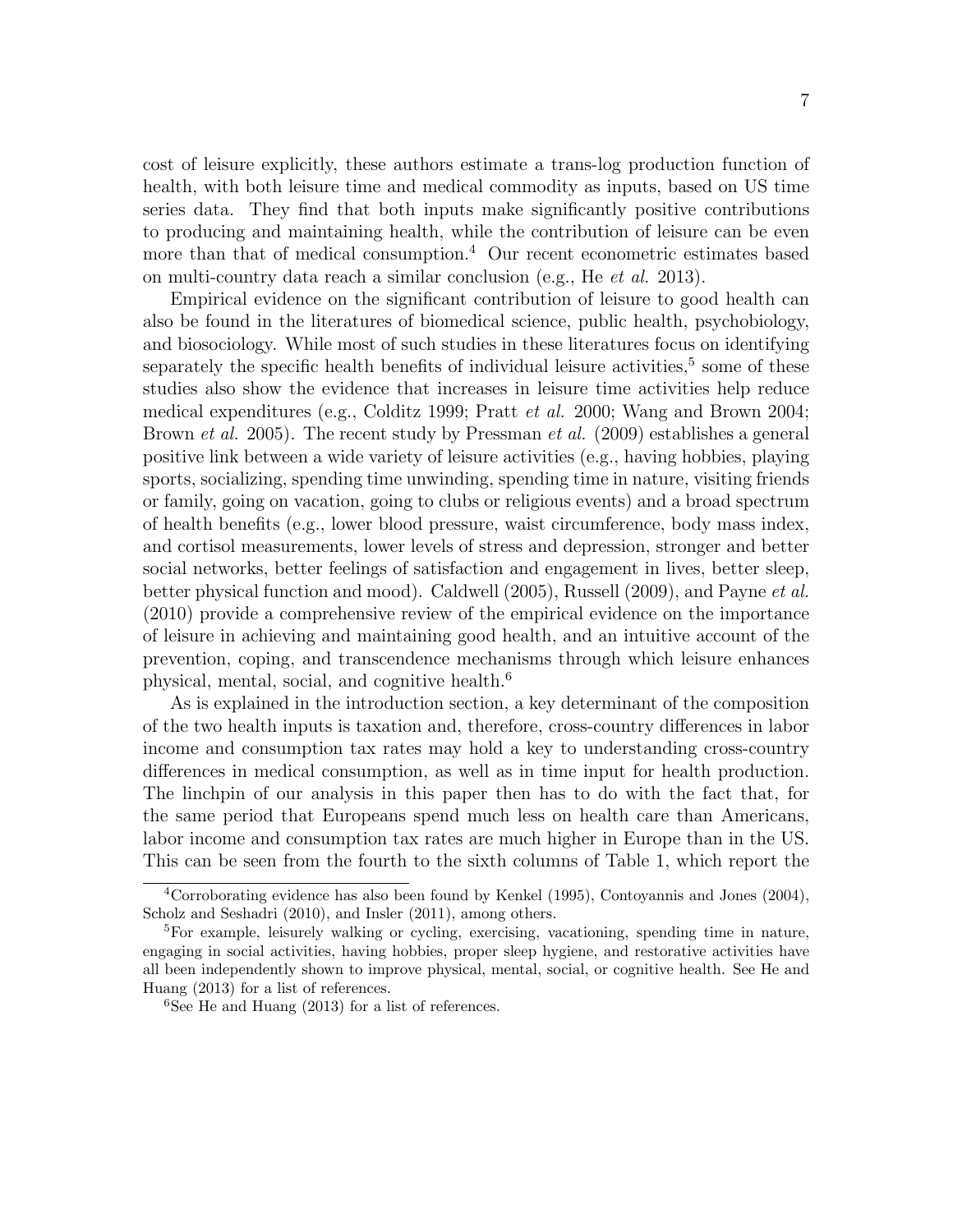cost of leisure explicitly, these authors estimate a trans-log production function of health, with both leisure time and medical commodity as inputs, based on US time series data. They find that both inputs make significantly positive contributions to producing and maintaining health, while the contribution of leisure can be even more than that of medical consumption.[4] Our recent econometric estimates based on multi-country data reach a similar conclusion (e.g., He *et al.* 2013).

Empirical evidence on the significant contribution of leisure to good health can also be found in the literatures of biomedical science, public health, psychobiology, and biosociology. While most of such studies in these literatures focus on identifying separately the specific health benefits of individual leisure activities,[5] some of these studies also show the evidence that increases in leisure time activities help reduce medical expenditures (e.g., Colditz 1999; Pratt *et al.* 2000; Wang and Brown 2004; Brown *et al.* 2005). The recent study by Pressman *et al.* (2009) establishes a general positive link between a wide variety of leisure activities (e.g., having hobbies, playing sports, socializing, spending time unwinding, spending time in nature, visiting friends or family, going on vacation, going to clubs or religious events) and a broad spectrum of health benefits (e.g., lower blood pressure, waist circumference, body mass index, and cortisol measurements, lower levels of stress and depression, stronger and better social networks, better feelings of satisfaction and engagement in lives, better sleep, better physical function and mood). Caldwell (2005), Russell (2009), and Payne *et al.* (2010) provide a comprehensive review of the empirical evidence on the importance of leisure in achieving and maintaining good health, and an intuitive account of the prevention, coping, and transcendence mechanisms through which leisure enhances physical, mental, social, and cognitive health.[6]

As is explained in the introduction section, a key determinant of the composition of the two health inputs is taxation and, therefore, cross-country differences in labor income and consumption tax rates may hold a key to understanding cross-country differences in medical consumption, as well as in time input for health production. The linchpin of our analysis in this paper then has to do with the fact that, for the same period that Europeans spend much less on health care than Americans, labor income and consumption tax rates are much higher in Europe than in the US. This can be seen from the fourth to the sixth columns of Table 1, which report the

[4] Corroborating evidence has also been found by Kenkel (1995), Contoyannis and Jones (2004), Scholz and Seshadri (2010), and Insler (2011), among others.

[5] For example, leisurely walking or cycling, exercising, vacationing, spending time in nature, engaging in social activities, having hobbies, proper sleep hygiene, and restorative activities have all been independently shown to improve physical, mental, social, or cognitive health. See He and Huang (2013) for a list of references.

[6] See He and Huang (2013) for a list of references.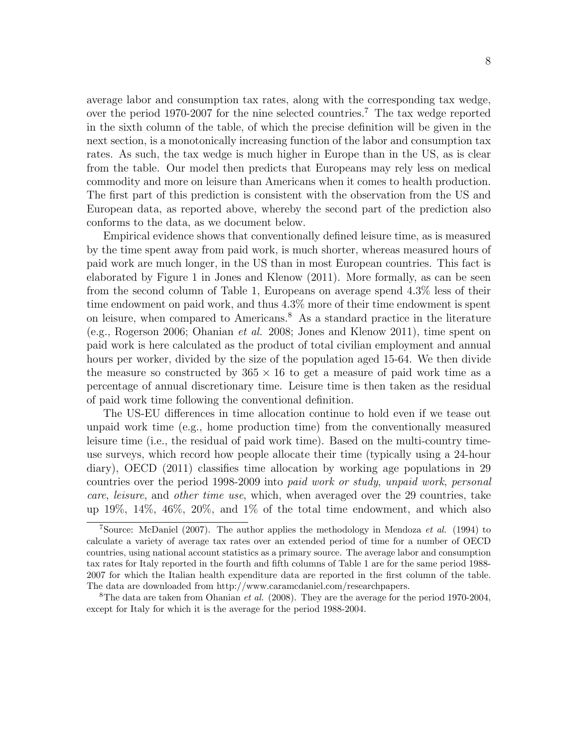average labor and consumption tax rates, along with the corresponding tax wedge, over the period 1970-2007 for the nine selected countries.[7] The tax wedge reported in the sixth column of the table, of which the precise definition will be given in the next section, is a monotonically increasing function of the labor and consumption tax rates. As such, the tax wedge is much higher in Europe than in the US, as is clear from the table. Our model then predicts that Europeans may rely less on medical commodity and more on leisure than Americans when it comes to health production. The first part of this prediction is consistent with the observation from the US and European data, as reported above, whereby the second part of the prediction also conforms to the data, as we document below.

Empirical evidence shows that conventionally defined leisure time, as is measured by the time spent away from paid work, is much shorter, whereas measured hours of paid work are much longer, in the US than in most European countries. This fact is elaborated by Figure 1 in Jones and Klenow (2011). More formally, as can be seen from the second column of Table 1, Europeans on average spend 4.3% less of their time endowment on paid work, and thus 4.3% more of their time endowment is spent on leisure, when compared to Americans.[8] As a standard practice in the literature (e.g., Rogerson 2006; Ohanian *et al.* 2008; Jones and Klenow 2011), time spent on paid work is here calculated as the product of total civilian employment and annual hours per worker, divided by the size of the population aged 15-64. We then divide the measure so constructed by $365 \times 16$ to get a measure of paid work time as a percentage of annual discretionary time. Leisure time is then taken as the residual of paid work time following the conventional definition.

The US-EU differences in time allocation continue to hold even if we tease out unpaid work time (e.g., home production time) from the conventionally measured leisure time (i.e., the residual of paid work time). Based on the multi-country time-use surveys, which record how people allocate their time (typically using a 24-hour diary), OECD (2011) classifies time allocation by working age populations in 29 countries over the period 1998-2009 into *paid work or study*, *unpaid work*, *personal care*, *leisure*, and *other time use*, which, when averaged over the 29 countries, take up 19%, 14%, 46%, 20%, and 1% of the total time endowment, and which also

[7] Source: McDaniel (2007). The author applies the methodology in Mendoza *et al.* (1994) to calculate a variety of average tax rates over an extended period of time for a number of OECD countries, using national account statistics as a primary source. The average labor and consumption tax rates for Italy reported in the fourth and fifth columns of Table 1 are for the same period 1988-2007 for which the Italian health expenditure data are reported in the first column of the table. The data are downloaded from http://www.caramcdaniel.com/researchpapers.

[8] The data are taken from Ohanian *et al.* (2008). They are the average for the period 1970-2004, except for Italy for which it is the average for the period 1988-2004.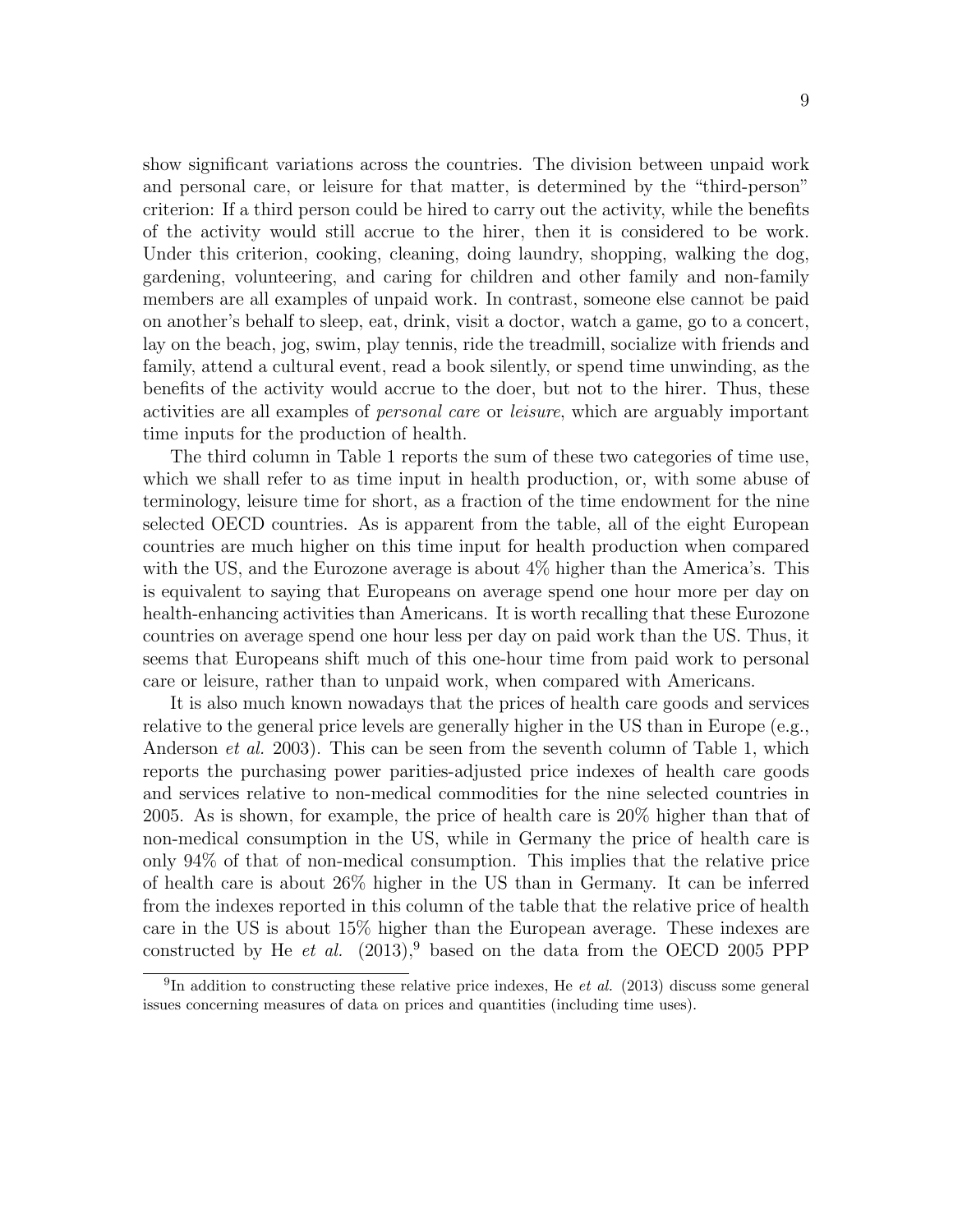show significant variations across the countries. The division between unpaid work and personal care, or leisure for that matter, is determined by the "third-person" criterion: If a third person could be hired to carry out the activity, while the benefits of the activity would still accrue to the hirer, then it is considered to be work. Under this criterion, cooking, cleaning, doing laundry, shopping, walking the dog, gardening, volunteering, and caring for children and other family and non-family members are all examples of unpaid work. In contrast, someone else cannot be paid on another's behalf to sleep, eat, drink, visit a doctor, watch a game, go to a concert, lay on the beach, jog, swim, play tennis, ride the treadmill, socialize with friends and family, attend a cultural event, read a book silently, or spend time unwinding, as the benefits of the activity would accrue to the doer, but not to the hirer. Thus, these activities are all examples of *personal care* or *leisure*, which are arguably important time inputs for the production of health.

The third column in Table 1 reports the sum of these two categories of time use, which we shall refer to as time input in health production, or, with some abuse of terminology, leisure time for short, as a fraction of the time endowment for the nine selected OECD countries. As is apparent from the table, all of the eight European countries are much higher on this time input for health production when compared with the US, and the Eurozone average is about 4% higher than the America's. This is equivalent to saying that Europeans on average spend one hour more per day on health-enhancing activities than Americans. It is worth recalling that these Eurozone countries on average spend one hour less per day on paid work than the US. Thus, it seems that Europeans shift much of this one-hour time from paid work to personal care or leisure, rather than to unpaid work, when compared with Americans.

It is also much known nowadays that the prices of health care goods and services relative to the general price levels are generally higher in the US than in Europe (e.g., Anderson *et al.* 2003). This can be seen from the seventh column of Table 1, which reports the purchasing power parities-adjusted price indexes of health care goods and services relative to non-medical commodities for the nine selected countries in 2005. As is shown, for example, the price of health care is 20% higher than that of non-medical consumption in the US, while in Germany the price of health care is only 94% of that of non-medical consumption. This implies that the relative price of health care is about 26% higher in the US than in Germany. It can be inferred from the indexes reported in this column of the table that the relative price of health care in the US is about 15% higher than the European average. These indexes are constructed by He *et al.* (2013),[9] based on the data from the OECD 2005 PPP

[9] In addition to constructing these relative price indexes, He *et al.* (2013) discuss some general issues concerning measures of data on prices and quantities (including time uses).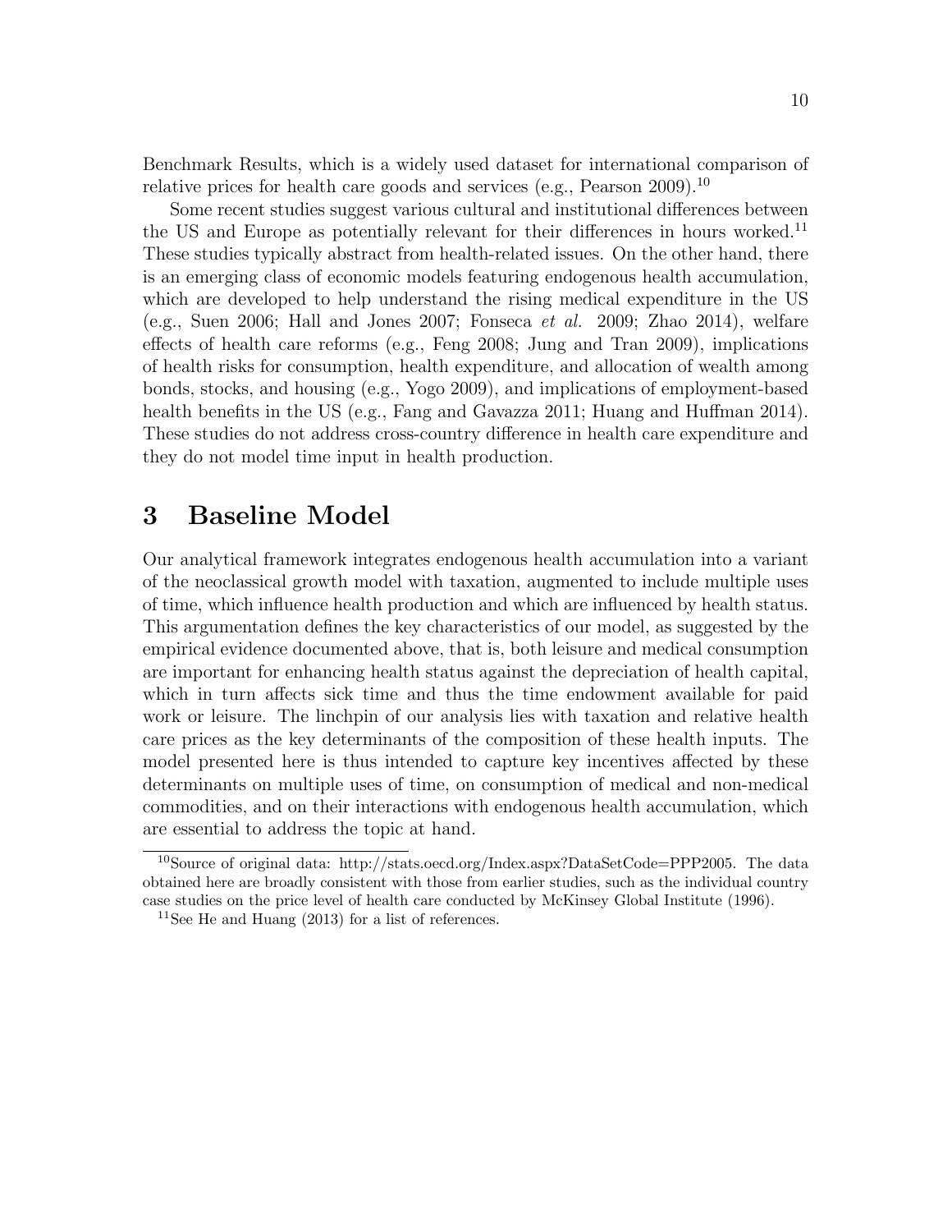Benchmark Results, which is a widely used dataset for international comparison of relative prices for health care goods and services (e.g., Pearson 2009).[10]

Some recent studies suggest various cultural and institutional differences between the US and Europe as potentially relevant for their differences in hours worked.[11] These studies typically abstract from health-related issues. On the other hand, there is an emerging class of economic models featuring endogenous health accumulation, which are developed to help understand the rising medical expenditure in the US (e.g., Suen 2006; Hall and Jones 2007; Fonseca *et al.* 2009; Zhao 2014), welfare effects of health care reforms (e.g., Feng 2008; Jung and Tran 2009), implications of health risks for consumption, health expenditure, and allocation of wealth among bonds, stocks, and housing (e.g., Yogo 2009), and implications of employment-based health benefits in the US (e.g., Fang and Gavazza 2011; Huang and Huffman 2014). These studies do not address cross-country difference in health care expenditure and they do not model time input in health production.

# 3 Baseline Model

Our analytical framework integrates endogenous health accumulation into a variant of the neoclassical growth model with taxation, augmented to include multiple uses of time, which influence health production and which are influenced by health status. This argumentation defines the key characteristics of our model, as suggested by the empirical evidence documented above, that is, both leisure and medical consumption are important for enhancing health status against the depreciation of health capital, which in turn affects sick time and thus the time endowment available for paid work or leisure. The linchpin of our analysis lies with taxation and relative health care prices as the key determinants of the composition of these health inputs. The model presented here is thus intended to capture key incentives affected by these determinants on multiple uses of time, on consumption of medical and non-medical commodities, and on their interactions with endogenous health accumulation, which are essential to address the topic at hand.

[10] Source of original data: http://stats.oecd.org/Index.aspx?DataSetCode=PPP2005. The data obtained here are broadly consistent with those from earlier studies, such as the individual country case studies on the price level of health care conducted by McKinsey Global Institute (1996).

[11] See He and Huang (2013) for a list of references.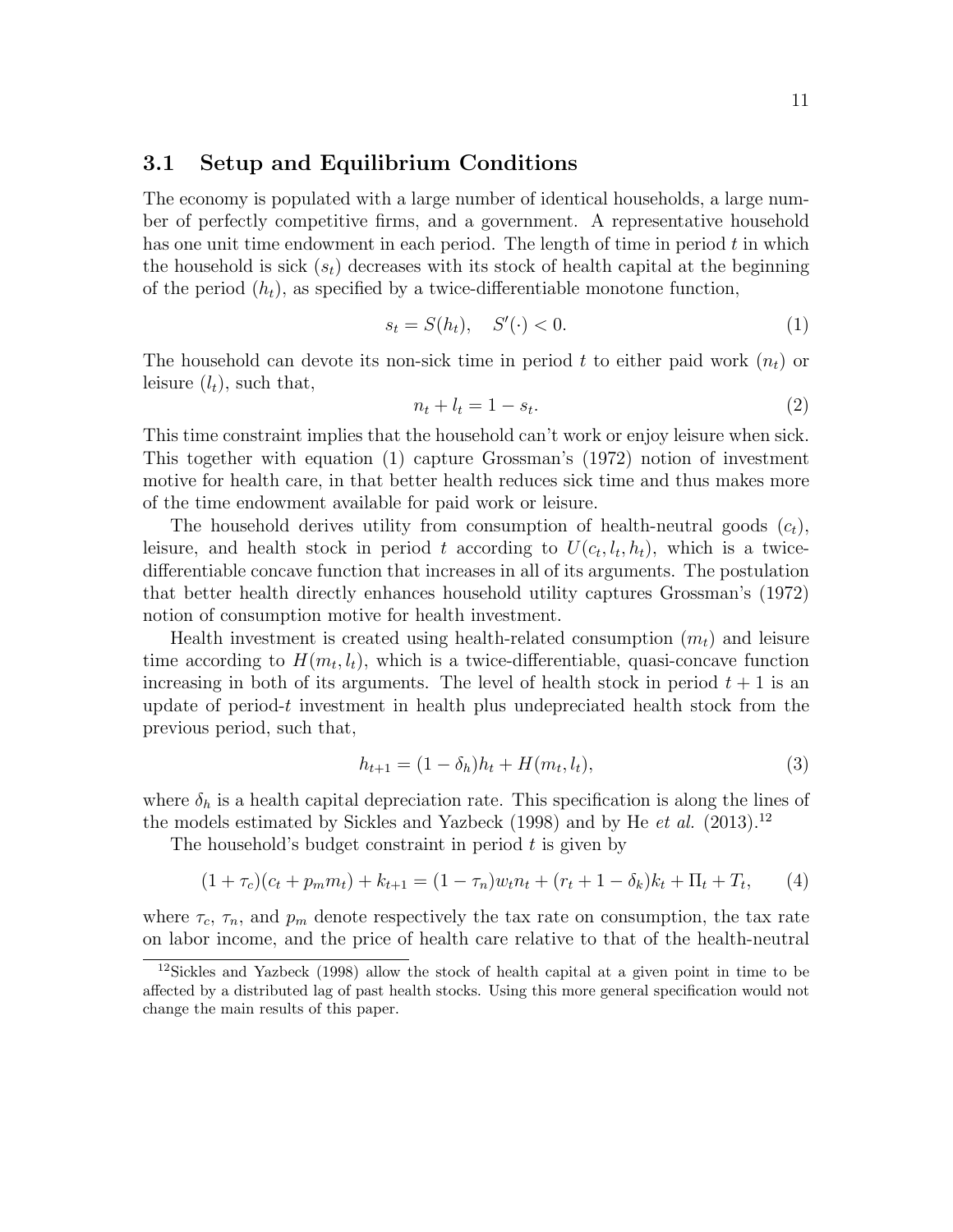### 3.1 Setup and Equilibrium Conditions

The economy is populated with a large number of identical households, a large number of perfectly competitive firms, and a government. A representative household has one unit time endowment in each period. The length of time in period $t$ in which the household is sick ($s_t$) decreases with its stock of health capital at the beginning of the period ($h_t$), as specified by a twice-differentiable monotone function,

$$s_t = S(h_t), \quad S'(\cdot) < 0. \tag{1}$$

The household can devote its non-sick time in period $t$ to either paid work ($n_t$) or leisure ($l_t$), such that,

$$n_t + l_t = 1 - s_t. \tag{2}$$

This time constraint implies that the household can't work or enjoy leisure when sick. This together with equation (1) capture Grossman's (1972) notion of investment motive for health care, in that better health reduces sick time and thus makes more of the time endowment available for paid work or leisure.

The household derives utility from consumption of health-neutral goods ($c_t$), leisure, and health stock in period $t$ according to $U(c_t, l_t, h_t)$, which is a twice-differentiable concave function that increases in all of its arguments. The postulation that better health directly enhances household utility captures Grossman's (1972) notion of consumption motive for health investment.

Health investment is created using health-related consumption ($m_t$) and leisure time according to $H(m_t, l_t)$, which is a twice-differentiable, quasi-concave function increasing in both of its arguments. The level of health stock in period $t+1$ is an update of period-$t$ investment in health plus undepreciated health stock from the previous period, such that,

$$h_{t+1} = (1 - \delta_h)h_t + H(m_t, l_t), \tag{3}$$

where $\delta_h$ is a health capital depreciation rate. This specification is along the lines of the models estimated by Sickles and Yazbeck (1998) and by He *et al.* (2013).[12]

The household's budget constraint in period $t$ is given by

$$(1 + \tau_c)(c_t + p_m m_t) + k_{t+1} = (1 - \tau_n)w_t n_t + (r_t + 1 - \delta_k)k_t + \Pi_t + T_t, \tag{4}$$

where $\tau_c$, $\tau_n$, and $p_m$ denote respectively the tax rate on consumption, the tax rate on labor income, and the price of health care relative to that of the health-neutral

[12] Sickles and Yazbeck (1998) allow the stock of health capital at a given point in time to be affected by a distributed lag of past health stocks. Using this more general specification would not change the main results of this paper.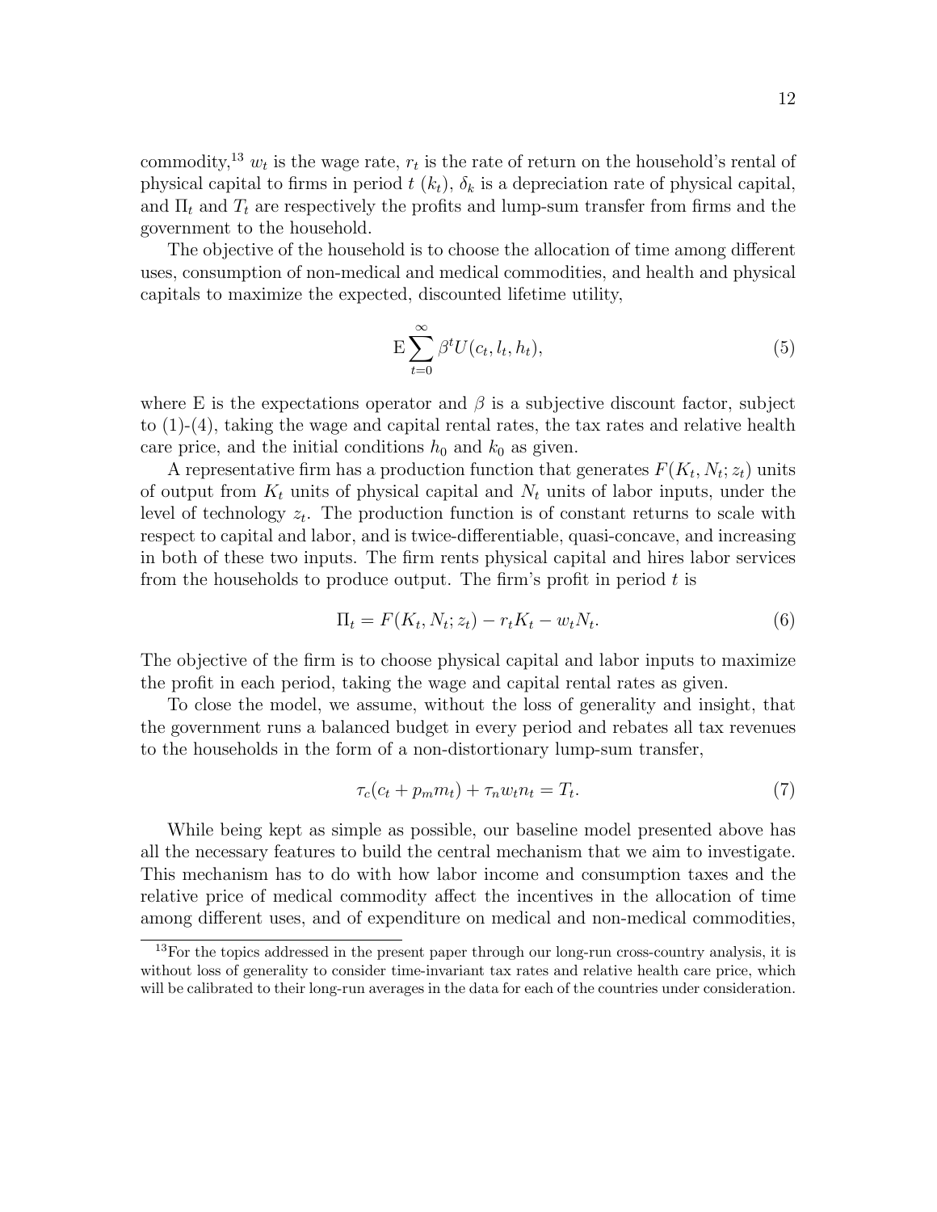commodity,[13] $w_t$ is the wage rate, $r_t$ is the rate of return on the household's rental of physical capital to firms in period $t$ ($k_t$), $\delta_k$ is a depreciation rate of physical capital, and $\Pi_t$ and $T_t$ are respectively the profits and lump-sum transfer from firms and the government to the household.

The objective of the household is to choose the allocation of time among different uses, consumption of non-medical and medical commodities, and health and physical capitals to maximize the expected, discounted lifetime utility,

$$\mathrm{E}\sum_{t=0}^{\infty}\beta^t U(c_t, l_t, h_t), \tag{5}$$

where E is the expectations operator and $\beta$ is a subjective discount factor, subject to (1)-(4), taking the wage and capital rental rates, the tax rates and relative health care price, and the initial conditions $h_0$ and $k_0$ as given.

A representative firm has a production function that generates $F(K_t, N_t; z_t)$ units of output from $K_t$ units of physical capital and $N_t$ units of labor inputs, under the level of technology $z_t$. The production function is of constant returns to scale with respect to capital and labor, and is twice-differentiable, quasi-concave, and increasing in both of these two inputs. The firm rents physical capital and hires labor services from the households to produce output. The firm's profit in period $t$ is

$$\Pi_t = F(K_t, N_t; z_t) - r_t K_t - w_t N_t. \tag{6}$$

The objective of the firm is to choose physical capital and labor inputs to maximize the profit in each period, taking the wage and capital rental rates as given.

To close the model, we assume, without the loss of generality and insight, that the government runs a balanced budget in every period and rebates all tax revenues to the households in the form of a non-distortionary lump-sum transfer,

$$\tau_c(c_t + p_m m_t) + \tau_n w_t n_t = T_t. \tag{7}$$

While being kept as simple as possible, our baseline model presented above has all the necessary features to build the central mechanism that we aim to investigate. This mechanism has to do with how labor income and consumption taxes and the relative price of medical commodity affect the incentives in the allocation of time among different uses, and of expenditure on medical and non-medical commodities,

[13] For the topics addressed in the present paper through our long-run cross-country analysis, it is without loss of generality to consider time-invariant tax rates and relative health care price, which will be calibrated to their long-run averages in the data for each of the countries under consideration.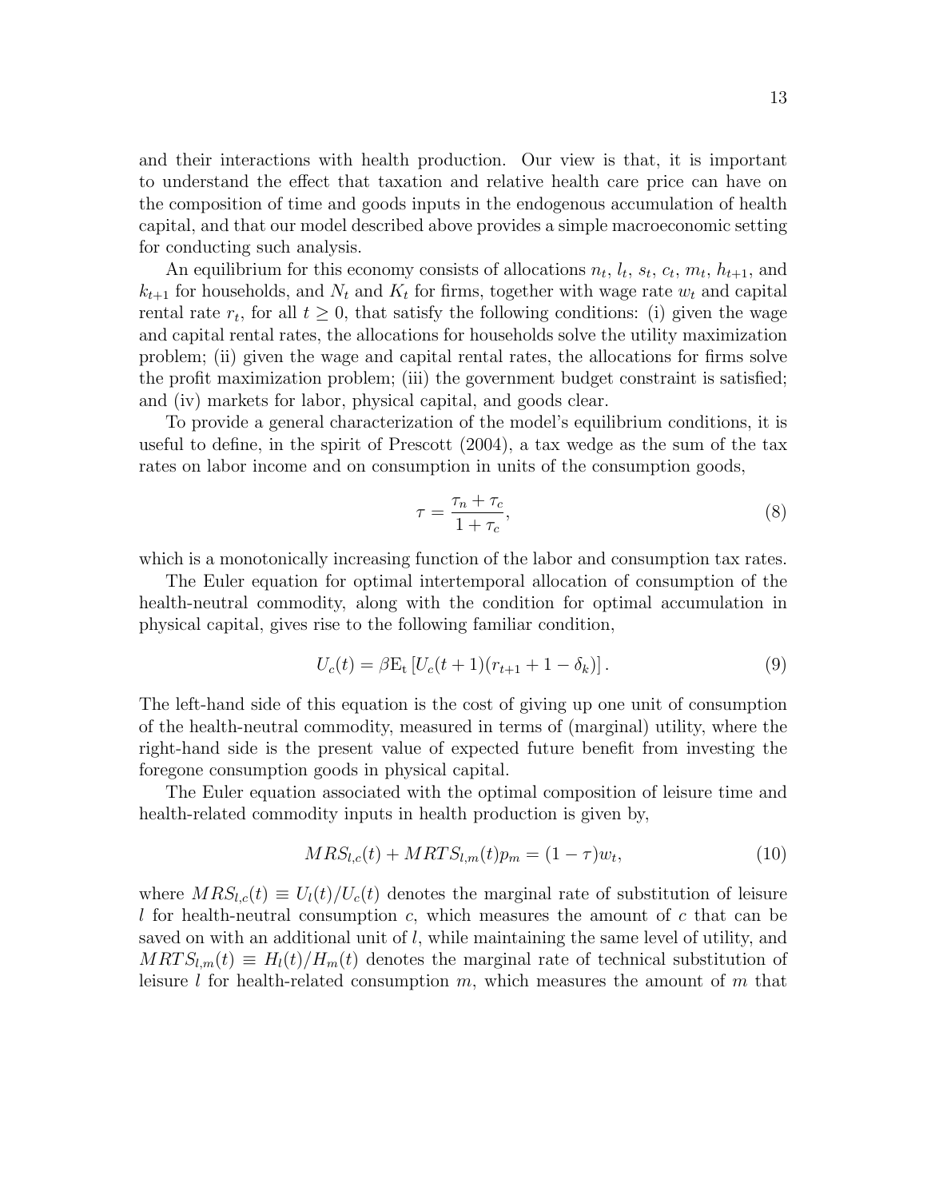and their interactions with health production. Our view is that, it is important to understand the effect that taxation and relative health care price can have on the composition of time and goods inputs in the endogenous accumulation of health capital, and that our model described above provides a simple macroeconomic setting for conducting such analysis.

An equilibrium for this economy consists of allocations $n_t$, $l_t$, $s_t$, $c_t$, $m_t$, $h_{t+1}$, and $k_{t+1}$ for households, and $N_t$ and $K_t$ for firms, together with wage rate $w_t$ and capital rental rate $r_t$, for all $t \geq 0$, that satisfy the following conditions: (i) given the wage and capital rental rates, the allocations for households solve the utility maximization problem; (ii) given the wage and capital rental rates, the allocations for firms solve the profit maximization problem; (iii) the government budget constraint is satisfied; and (iv) markets for labor, physical capital, and goods clear.

To provide a general characterization of the model's equilibrium conditions, it is useful to define, in the spirit of Prescott (2004), a tax wedge as the sum of the tax rates on labor income and on consumption in units of the consumption goods,

$$\tau = \frac{\tau_n + \tau_c}{1 + \tau_c}, \tag{8}$$

which is a monotonically increasing function of the labor and consumption tax rates.

The Euler equation for optimal intertemporal allocation of consumption of the health-neutral commodity, along with the condition for optimal accumulation in physical capital, gives rise to the following familiar condition,

$$U_c(t) = \beta \mathrm{E_t} \left[ U_c(t+1)(r_{t+1} + 1 - \delta_k) \right]. \tag{9}$$

The left-hand side of this equation is the cost of giving up one unit of consumption of the health-neutral commodity, measured in terms of (marginal) utility, where the right-hand side is the present value of expected future benefit from investing the foregone consumption goods in physical capital.

The Euler equation associated with the optimal composition of leisure time and health-related commodity inputs in health production is given by,

$$MRS_{l,c}(t) + MRTS_{l,m}(t) p_m = (1 - \tau) w_t, \tag{10}$$

where $MRS_{l,c}(t) \equiv U_l(t)/U_c(t)$ denotes the marginal rate of substitution of leisure $l$ for health-neutral consumption $c$, which measures the amount of $c$ that can be saved on with an additional unit of $l$, while maintaining the same level of utility, and $MRTS_{l,m}(t) \equiv H_l(t)/H_m(t)$ denotes the marginal rate of technical substitution of leisure $l$ for health-related consumption $m$, which measures the amount of $m$ that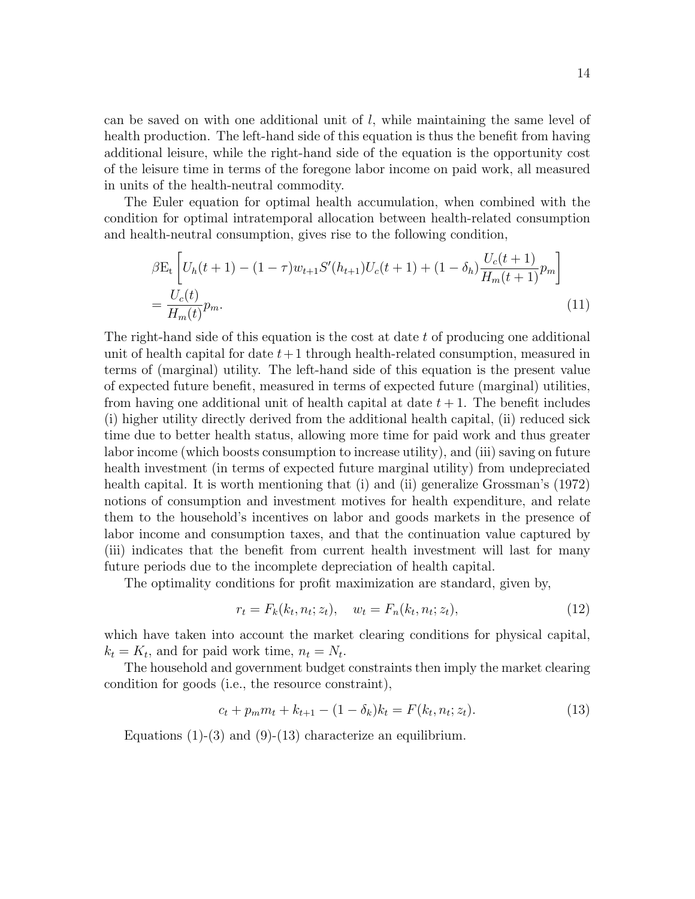can be saved on with one additional unit of $l$, while maintaining the same level of health production. The left-hand side of this equation is thus the benefit from having additional leisure, while the right-hand side of the equation is the opportunity cost of the leisure time in terms of the foregone labor income on paid work, all measured in units of the health-neutral commodity.

The Euler equation for optimal health accumulation, when combined with the condition for optimal intratemporal allocation between health-related consumption and health-neutral consumption, gives rise to the following condition,

$$
\beta \mathrm{E}_{\mathrm{t}} \left[ U_h(t+1) - (1-\tau) w_{t+1} S'(h_{t+1}) U_c(t+1) + (1-\delta_h) \frac{U_c(t+1)}{H_m(t+1)} p_m \right] = \frac{U_c(t)}{H_m(t)} p_m. \tag{11}
$$

The right-hand side of this equation is the cost at date $t$ of producing one additional unit of health capital for date $t+1$ through health-related consumption, measured in terms of (marginal) utility. The left-hand side of this equation is the present value of expected future benefit, measured in terms of expected future (marginal) utilities, from having one additional unit of health capital at date $t+1$. The benefit includes (i) higher utility directly derived from the additional health capital, (ii) reduced sick time due to better health status, allowing more time for paid work and thus greater labor income (which boosts consumption to increase utility), and (iii) saving on future health investment (in terms of expected future marginal utility) from undepreciated health capital. It is worth mentioning that (i) and (ii) generalize Grossman's (1972) notions of consumption and investment motives for health expenditure, and relate them to the household's incentives on labor and goods markets in the presence of labor income and consumption taxes, and that the continuation value captured by (iii) indicates that the benefit from current health investment will last for many future periods due to the incomplete depreciation of health capital.

The optimality conditions for profit maximization are standard, given by,

$$
r_t = F_k(k_t, n_t; z_t), \quad w_t = F_n(k_t, n_t; z_t), \tag{12}
$$

which have taken into account the market clearing conditions for physical capital, $k_t = K_t$, and for paid work time, $n_t = N_t$.

The household and government budget constraints then imply the market clearing condition for goods (i.e., the resource constraint),

$$
c_t + p_m m_t + k_{t+1} - (1-\delta_k) k_t = F(k_t, n_t; z_t). \tag{13}
$$

Equations (1)-(3) and (9)-(13) characterize an equilibrium.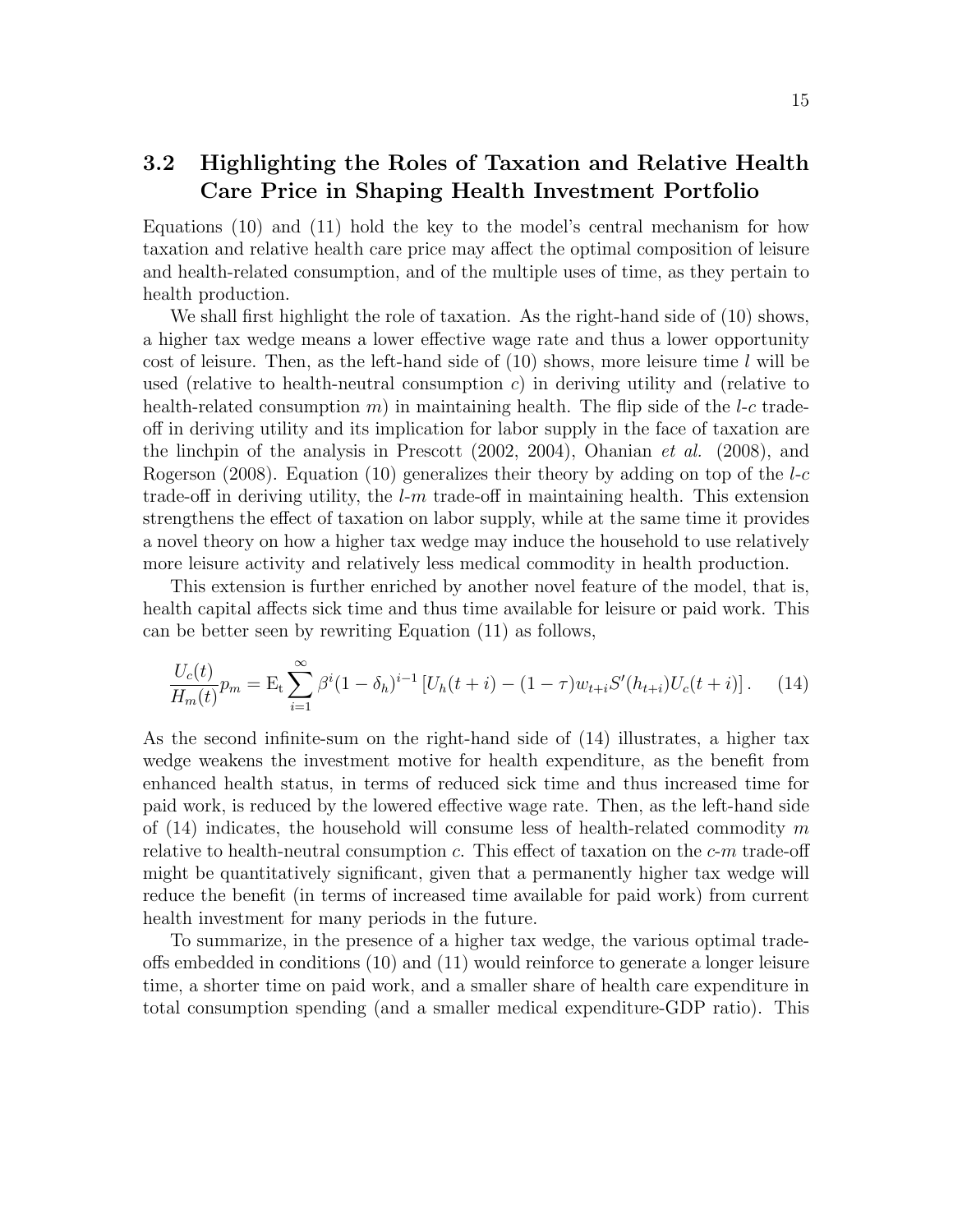## 3.2 Highlighting the Roles of Taxation and Relative Health Care Price in Shaping Health Investment Portfolio

Equations (10) and (11) hold the key to the model's central mechanism for how taxation and relative health care price may affect the optimal composition of leisure and health-related consumption, and of the multiple uses of time, as they pertain to health production.

We shall first highlight the role of taxation. As the right-hand side of (10) shows, a higher tax wedge means a lower effective wage rate and thus a lower opportunity cost of leisure. Then, as the left-hand side of (10) shows, more leisure time $l$ will be used (relative to health-neutral consumption $c$) in deriving utility and (relative to health-related consumption $m$) in maintaining health. The flip side of the $l$-$c$ trade-off in deriving utility and its implication for labor supply in the face of taxation are the linchpin of the analysis in Prescott (2002, 2004), Ohanian *et al.* (2008), and Rogerson (2008). Equation (10) generalizes their theory by adding on top of the $l$-$c$ trade-off in deriving utility, the $l$-$m$ trade-off in maintaining health. This extension strengthens the effect of taxation on labor supply, while at the same time it provides a novel theory on how a higher tax wedge may induce the household to use relatively more leisure activity and relatively less medical commodity in health production.

This extension is further enriched by another novel feature of the model, that is, health capital affects sick time and thus time available for leisure or paid work. This can be better seen by rewriting Equation (11) as follows,

$$\frac{U_c(t)}{H_m(t)}p_m = \mathrm{E_t}\sum_{i=1}^{\infty}\beta^i(1-\delta_h)^{i-1}\left[U_h(t+i)-(1-\tau)w_{t+i}S'(h_{t+i})U_c(t+i)\right]. \quad (14)$$

As the second infinite-sum on the right-hand side of (14) illustrates, a higher tax wedge weakens the investment motive for health expenditure, as the benefit from enhanced health status, in terms of reduced sick time and thus increased time for paid work, is reduced by the lowered effective wage rate. Then, as the left-hand side of (14) indicates, the household will consume less of health-related commodity $m$ relative to health-neutral consumption $c$. This effect of taxation on the $c$-$m$ trade-off might be quantitatively significant, given that a permanently higher tax wedge will reduce the benefit (in terms of increased time available for paid work) from current health investment for many periods in the future.

To summarize, in the presence of a higher tax wedge, the various optimal trade-offs embedded in conditions (10) and (11) would reinforce to generate a longer leisure time, a shorter time on paid work, and a smaller share of health care expenditure in total consumption spending (and a smaller medical expenditure-GDP ratio). This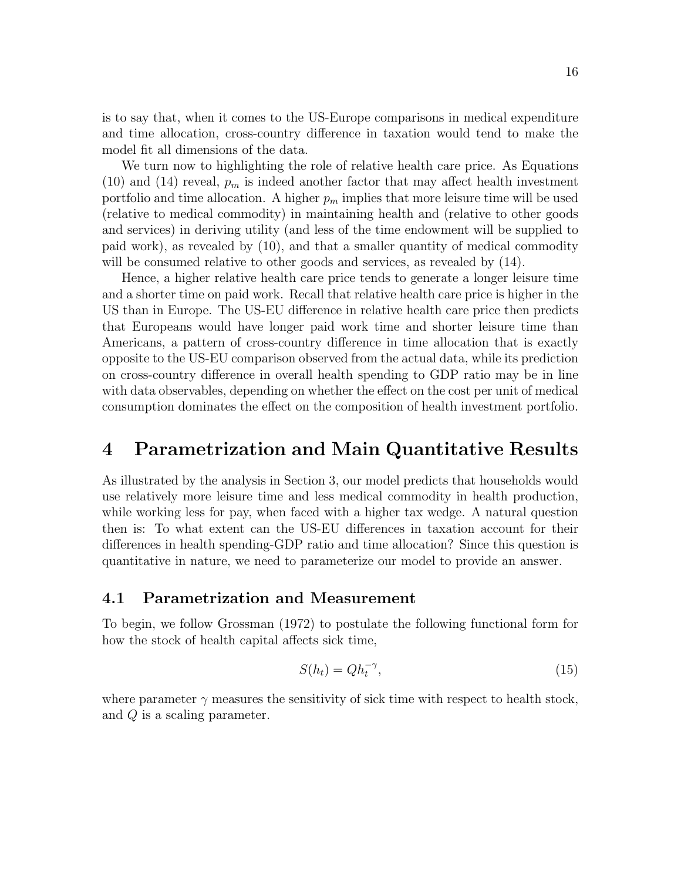is to say that, when it comes to the US-Europe comparisons in medical expenditure and time allocation, cross-country difference in taxation would tend to make the model fit all dimensions of the data.

We turn now to highlighting the role of relative health care price. As Equations (10) and (14) reveal, $p_m$ is indeed another factor that may affect health investment portfolio and time allocation. A higher $p_m$ implies that more leisure time will be used (relative to medical commodity) in maintaining health and (relative to other goods and services) in deriving utility (and less of the time endowment will be supplied to paid work), as revealed by (10), and that a smaller quantity of medical commodity will be consumed relative to other goods and services, as revealed by (14).

Hence, a higher relative health care price tends to generate a longer leisure time and a shorter time on paid work. Recall that relative health care price is higher in the US than in Europe. The US-EU difference in relative health care price then predicts that Europeans would have longer paid work time and shorter leisure time than Americans, a pattern of cross-country difference in time allocation that is exactly opposite to the US-EU comparison observed from the actual data, while its prediction on cross-country difference in overall health spending to GDP ratio may be in line with data observables, depending on whether the effect on the cost per unit of medical consumption dominates the effect on the composition of health investment portfolio.

# 4 Parametrization and Main Quantitative Results

As illustrated by the analysis in Section 3, our model predicts that households would use relatively more leisure time and less medical commodity in health production, while working less for pay, when faced with a higher tax wedge. A natural question then is: To what extent can the US-EU differences in taxation account for their differences in health spending-GDP ratio and time allocation? Since this question is quantitative in nature, we need to parameterize our model to provide an answer.

## 4.1 Parametrization and Measurement

To begin, we follow Grossman (1972) to postulate the following functional form for how the stock of health capital affects sick time,

$$S(h_t) = Qh_t^{-\gamma}, \tag{15}$$

where parameter $\gamma$ measures the sensitivity of sick time with respect to health stock, and $Q$ is a scaling parameter.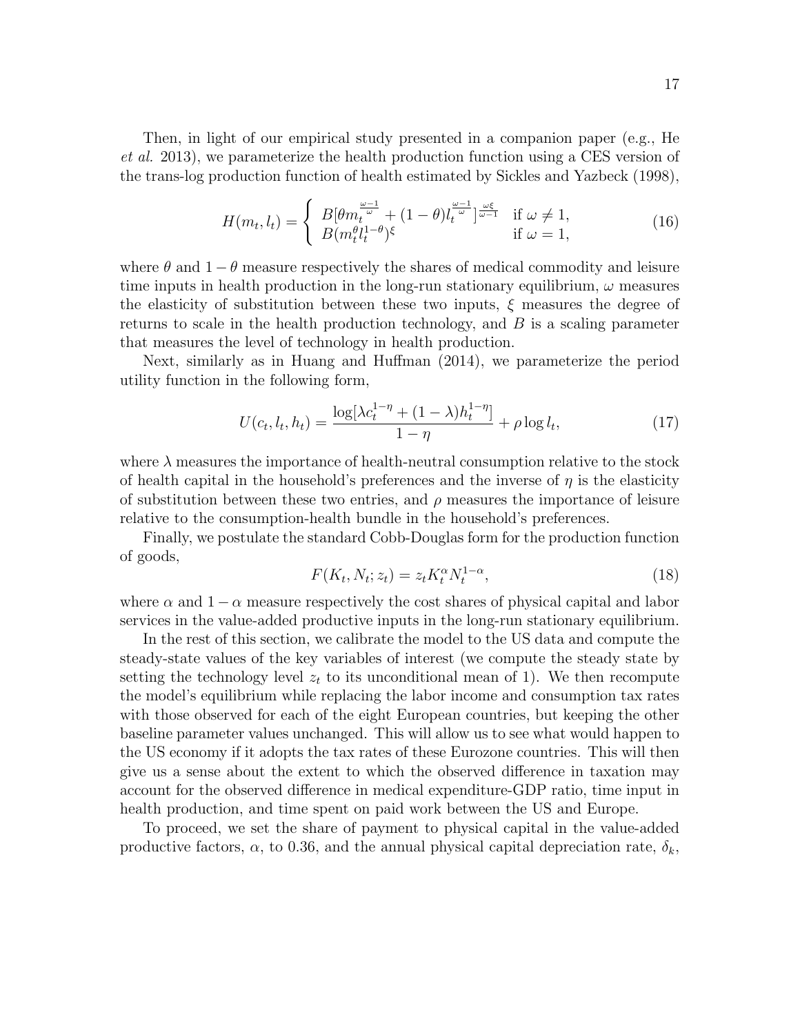Then, in light of our empirical study presented in a companion paper (e.g., He *et al.* 2013), we parameterize the health production function using a CES version of the trans-log production function of health estimated by Sickles and Yazbeck (1998),

$$
H(m_t, l_t) = \begin{cases} B[\theta m_t^{\frac{\omega-1}{\omega}} + (1-\theta) l_t^{\frac{\omega-1}{\omega}}]^{\frac{\omega\xi}{\omega-1}} & \text{if } \omega \neq 1, \\ B(m_t^{\theta} l_t^{1-\theta})^{\xi} & \text{if } \omega = 1, \end{cases} \tag{16}
$$

where $\theta$ and $1-\theta$ measure respectively the shares of medical commodity and leisure time inputs in health production in the long-run stationary equilibrium, $\omega$ measures the elasticity of substitution between these two inputs, $\xi$ measures the degree of returns to scale in the health production technology, and $B$ is a scaling parameter that measures the level of technology in health production.

Next, similarly as in Huang and Huffman (2014), we parameterize the period utility function in the following form,

$$
U(c_t, l_t, h_t) = \frac{\log[\lambda c_t^{1-\eta} + (1-\lambda) h_t^{1-\eta}]}{1-\eta} + \rho \log l_t, \tag{17}
$$

where $\lambda$ measures the importance of health-neutral consumption relative to the stock of health capital in the household's preferences and the inverse of $\eta$ is the elasticity of substitution between these two entries, and $\rho$ measures the importance of leisure relative to the consumption-health bundle in the household's preferences.

Finally, we postulate the standard Cobb-Douglas form for the production function of goods,

$$
F(K_t, N_t; z_t) = z_t K_t^{\alpha} N_t^{1-\alpha}, \tag{18}
$$

where $\alpha$ and $1-\alpha$ measure respectively the cost shares of physical capital and labor services in the value-added productive inputs in the long-run stationary equilibrium.

In the rest of this section, we calibrate the model to the US data and compute the steady-state values of the key variables of interest (we compute the steady state by setting the technology level $z_t$ to its unconditional mean of 1). We then recompute the model's equilibrium while replacing the labor income and consumption tax rates with those observed for each of the eight European countries, but keeping the other baseline parameter values unchanged. This will allow us to see what would happen to the US economy if it adopts the tax rates of these Eurozone countries. This will then give us a sense about the extent to which the observed difference in taxation may account for the observed difference in medical expenditure-GDP ratio, time input in health production, and time spent on paid work between the US and Europe.

To proceed, we set the share of payment to physical capital in the value-added productive factors, $\alpha$, to 0.36, and the annual physical capital depreciation rate, $\delta_k$,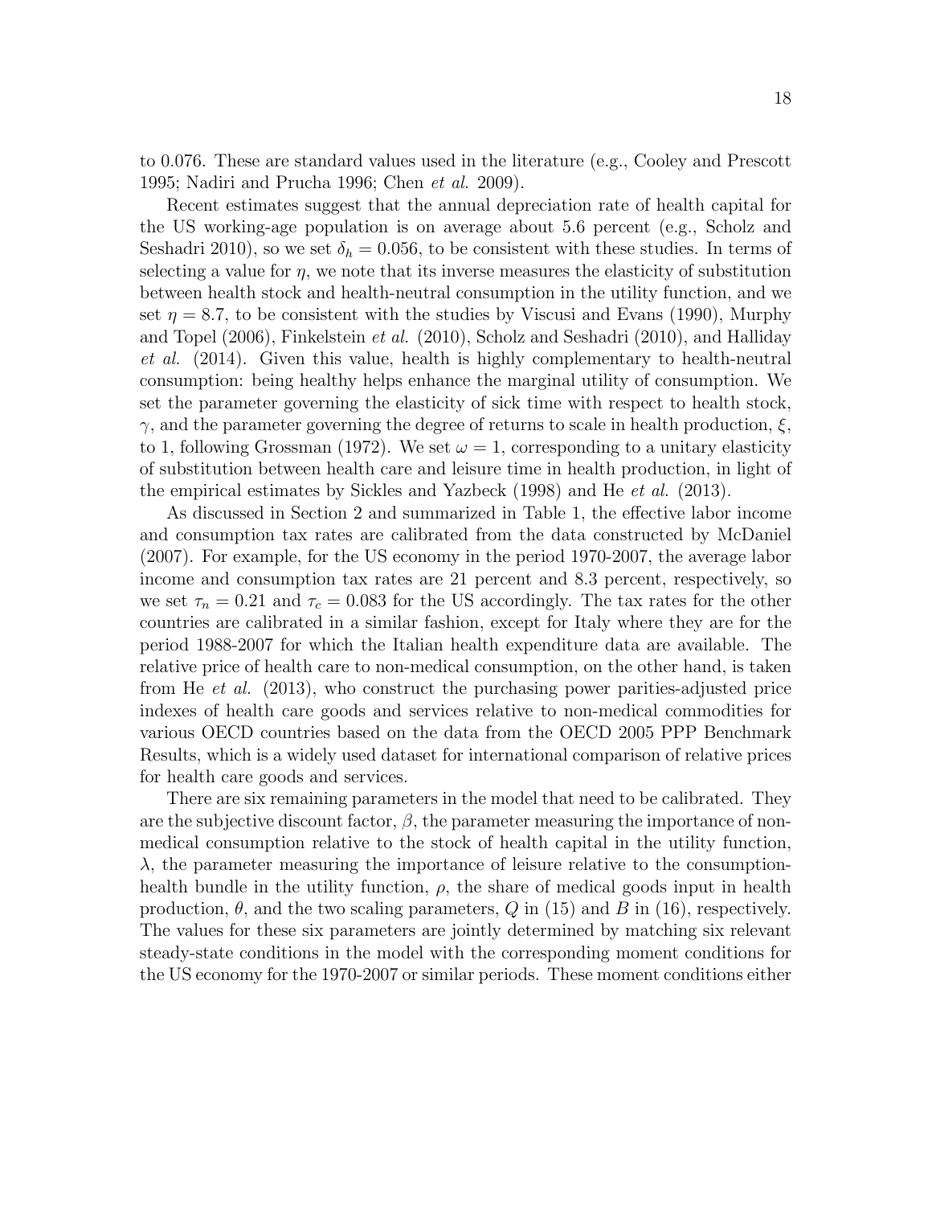to 0.076. These are standard values used in the literature (e.g., Cooley and Prescott 1995; Nadiri and Prucha 1996; Chen *et al.* 2009).

Recent estimates suggest that the annual depreciation rate of health capital for the US working-age population is on average about 5.6 percent (e.g., Scholz and Seshadri 2010), so we set $\delta_h = 0.056$, to be consistent with these studies. In terms of selecting a value for $\eta$, we note that its inverse measures the elasticity of substitution between health stock and health-neutral consumption in the utility function, and we set $\eta = 8.7$, to be consistent with the studies by Viscusi and Evans (1990), Murphy and Topel (2006), Finkelstein *et al.* (2010), Scholz and Seshadri (2010), and Halliday *et al.* (2014). Given this value, health is highly complementary to health-neutral consumption: being healthy helps enhance the marginal utility of consumption. We set the parameter governing the elasticity of sick time with respect to health stock, $\gamma$, and the parameter governing the degree of returns to scale in health production, $\xi$, to 1, following Grossman (1972). We set $\omega = 1$, corresponding to a unitary elasticity of substitution between health care and leisure time in health production, in light of the empirical estimates by Sickles and Yazbeck (1998) and He *et al.* (2013).

As discussed in Section 2 and summarized in Table 1, the effective labor income and consumption tax rates are calibrated from the data constructed by McDaniel (2007). For example, for the US economy in the period 1970-2007, the average labor income and consumption tax rates are 21 percent and 8.3 percent, respectively, so we set $\tau_n = 0.21$ and $\tau_c = 0.083$ for the US accordingly. The tax rates for the other countries are calibrated in a similar fashion, except for Italy where they are for the period 1988-2007 for which the Italian health expenditure data are available. The relative price of health care to non-medical consumption, on the other hand, is taken from He *et al.* (2013), who construct the purchasing power parities-adjusted price indexes of health care goods and services relative to non-medical commodities for various OECD countries based on the data from the OECD 2005 PPP Benchmark Results, which is a widely used dataset for international comparison of relative prices for health care goods and services.

There are six remaining parameters in the model that need to be calibrated. They are the subjective discount factor, $\beta$, the parameter measuring the importance of non-medical consumption relative to the stock of health capital in the utility function, $\lambda$, the parameter measuring the importance of leisure relative to the consumption-health bundle in the utility function, $\rho$, the share of medical goods input in health production, $\theta$, and the two scaling parameters, $Q$ in (15) and $B$ in (16), respectively. The values for these six parameters are jointly determined by matching six relevant steady-state conditions in the model with the corresponding moment conditions for the US economy for the 1970-2007 or similar periods. These moment conditions either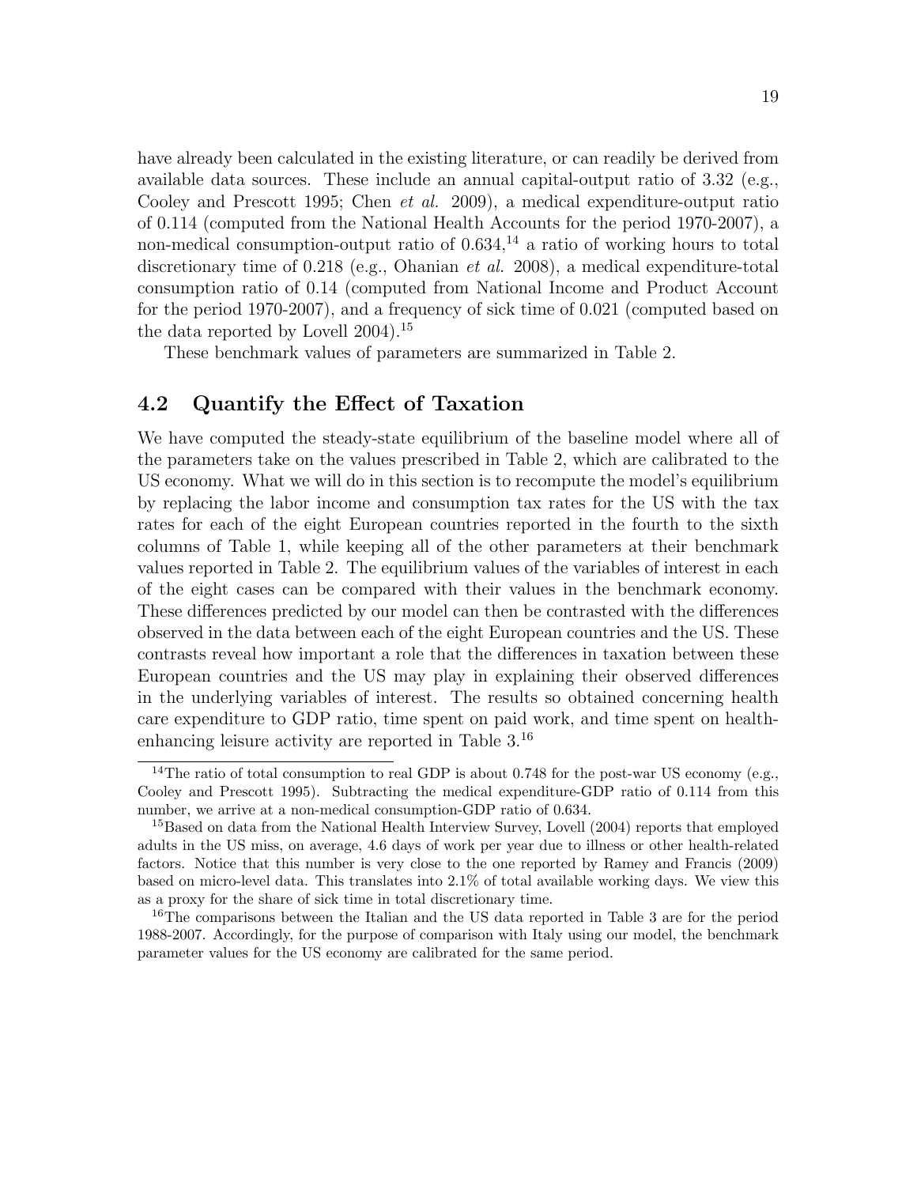have already been calculated in the existing literature, or can readily be derived from available data sources. These include an annual capital-output ratio of 3.32 (e.g., Cooley and Prescott 1995; Chen *et al.* 2009), a medical expenditure-output ratio of 0.114 (computed from the National Health Accounts for the period 1970-2007), a non-medical consumption-output ratio of 0.634,[14] a ratio of working hours to total discretionary time of 0.218 (e.g., Ohanian *et al.* 2008), a medical expenditure-total consumption ratio of 0.14 (computed from National Income and Product Account for the period 1970-2007), and a frequency of sick time of 0.021 (computed based on the data reported by Lovell 2004).[15]

These benchmark values of parameters are summarized in Table 2.

## 4.2 Quantify the Effect of Taxation

We have computed the steady-state equilibrium of the baseline model where all of the parameters take on the values prescribed in Table 2, which are calibrated to the US economy. What we will do in this section is to recompute the model's equilibrium by replacing the labor income and consumption tax rates for the US with the tax rates for each of the eight European countries reported in the fourth to the sixth columns of Table 1, while keeping all of the other parameters at their benchmark values reported in Table 2. The equilibrium values of the variables of interest in each of the eight cases can be compared with their values in the benchmark economy. These differences predicted by our model can then be contrasted with the differences observed in the data between each of the eight European countries and the US. These contrasts reveal how important a role that the differences in taxation between these European countries and the US may play in explaining their observed differences in the underlying variables of interest. The results so obtained concerning health care expenditure to GDP ratio, time spent on paid work, and time spent on health-enhancing leisure activity are reported in Table 3.[16]

---

[14] The ratio of total consumption to real GDP is about 0.748 for the post-war US economy (e.g., Cooley and Prescott 1995). Subtracting the medical expenditure-GDP ratio of 0.114 from this number, we arrive at a non-medical consumption-GDP ratio of 0.634.

[15] Based on data from the National Health Interview Survey, Lovell (2004) reports that employed adults in the US miss, on average, 4.6 days of work per year due to illness or other health-related factors. Notice that this number is very close to the one reported by Ramey and Francis (2009) based on micro-level data. This translates into 2.1% of total available working days. We view this as a proxy for the share of sick time in total discretionary time.

[16] The comparisons between the Italian and the US data reported in Table 3 are for the period 1988-2007. Accordingly, for the purpose of comparison with Italy using our model, the benchmark parameter values for the US economy are calibrated for the same period.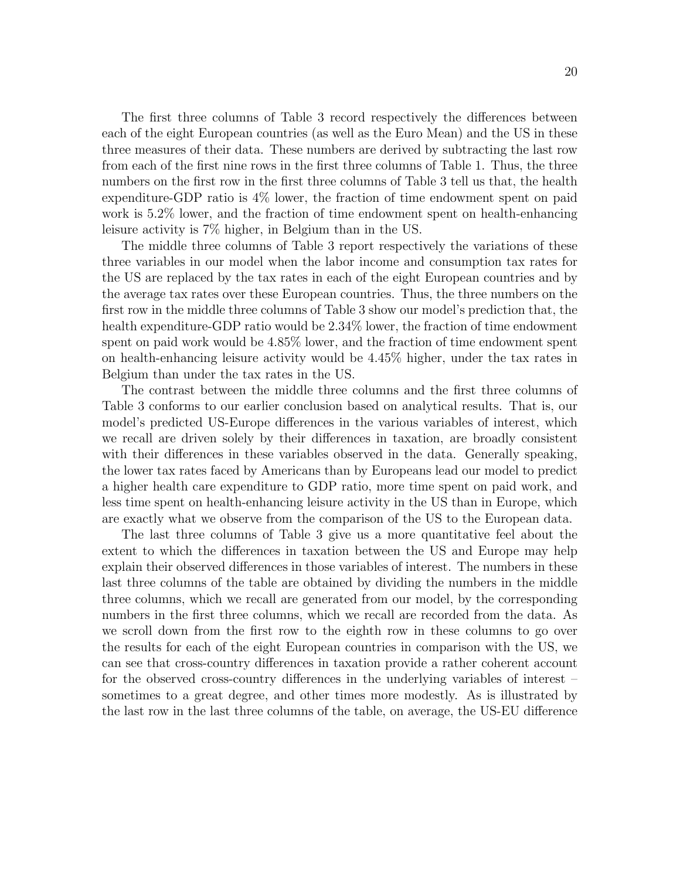The first three columns of Table 3 record respectively the differences between each of the eight European countries (as well as the Euro Mean) and the US in these three measures of their data. These numbers are derived by subtracting the last row from each of the first nine rows in the first three columns of Table 1. Thus, the three numbers on the first row in the first three columns of Table 3 tell us that, the health expenditure-GDP ratio is 4% lower, the fraction of time endowment spent on paid work is 5.2% lower, and the fraction of time endowment spent on health-enhancing leisure activity is 7% higher, in Belgium than in the US.

The middle three columns of Table 3 report respectively the variations of these three variables in our model when the labor income and consumption tax rates for the US are replaced by the tax rates in each of the eight European countries and by the average tax rates over these European countries. Thus, the three numbers on the first row in the middle three columns of Table 3 show our model's prediction that, the health expenditure-GDP ratio would be 2.34% lower, the fraction of time endowment spent on paid work would be 4.85% lower, and the fraction of time endowment spent on health-enhancing leisure activity would be 4.45% higher, under the tax rates in Belgium than under the tax rates in the US.

The contrast between the middle three columns and the first three columns of Table 3 conforms to our earlier conclusion based on analytical results. That is, our model's predicted US-Europe differences in the various variables of interest, which we recall are driven solely by their differences in taxation, are broadly consistent with their differences in these variables observed in the data. Generally speaking, the lower tax rates faced by Americans than by Europeans lead our model to predict a higher health care expenditure to GDP ratio, more time spent on paid work, and less time spent on health-enhancing leisure activity in the US than in Europe, which are exactly what we observe from the comparison of the US to the European data.

The last three columns of Table 3 give us a more quantitative feel about the extent to which the differences in taxation between the US and Europe may help explain their observed differences in those variables of interest. The numbers in these last three columns of the table are obtained by dividing the numbers in the middle three columns, which we recall are generated from our model, by the corresponding numbers in the first three columns, which we recall are recorded from the data. As we scroll down from the first row to the eighth row in these columns to go over the results for each of the eight European countries in comparison with the US, we can see that cross-country differences in taxation provide a rather coherent account for the observed cross-country differences in the underlying variables of interest – sometimes to a great degree, and other times more modestly. As is illustrated by the last row in the last three columns of the table, on average, the US-EU difference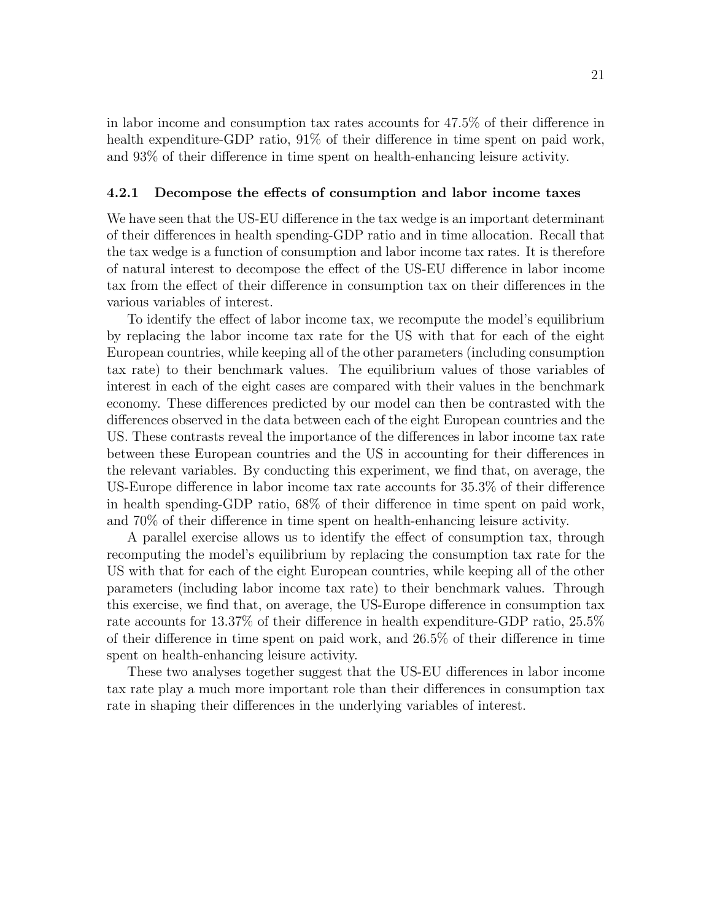in labor income and consumption tax rates accounts for 47.5% of their difference in health expenditure-GDP ratio, 91% of their difference in time spent on paid work, and 93% of their difference in time spent on health-enhancing leisure activity.

### 4.2.1 Decompose the effects of consumption and labor income taxes

We have seen that the US-EU difference in the tax wedge is an important determinant of their differences in health spending-GDP ratio and in time allocation. Recall that the tax wedge is a function of consumption and labor income tax rates. It is therefore of natural interest to decompose the effect of the US-EU difference in labor income tax from the effect of their difference in consumption tax on their differences in the various variables of interest.

To identify the effect of labor income tax, we recompute the model's equilibrium by replacing the labor income tax rate for the US with that for each of the eight European countries, while keeping all of the other parameters (including consumption tax rate) to their benchmark values. The equilibrium values of those variables of interest in each of the eight cases are compared with their values in the benchmark economy. These differences predicted by our model can then be contrasted with the differences observed in the data between each of the eight European countries and the US. These contrasts reveal the importance of the differences in labor income tax rate between these European countries and the US in accounting for their differences in the relevant variables. By conducting this experiment, we find that, on average, the US-Europe difference in labor income tax rate accounts for 35.3% of their difference in health spending-GDP ratio, 68% of their difference in time spent on paid work, and 70% of their difference in time spent on health-enhancing leisure activity.

A parallel exercise allows us to identify the effect of consumption tax, through recomputing the model's equilibrium by replacing the consumption tax rate for the US with that for each of the eight European countries, while keeping all of the other parameters (including labor income tax rate) to their benchmark values. Through this exercise, we find that, on average, the US-Europe difference in consumption tax rate accounts for 13.37% of their difference in health expenditure-GDP ratio, 25.5% of their difference in time spent on paid work, and 26.5% of their difference in time spent on health-enhancing leisure activity.

These two analyses together suggest that the US-EU differences in labor income tax rate play a much more important role than their differences in consumption tax rate in shaping their differences in the underlying variables of interest.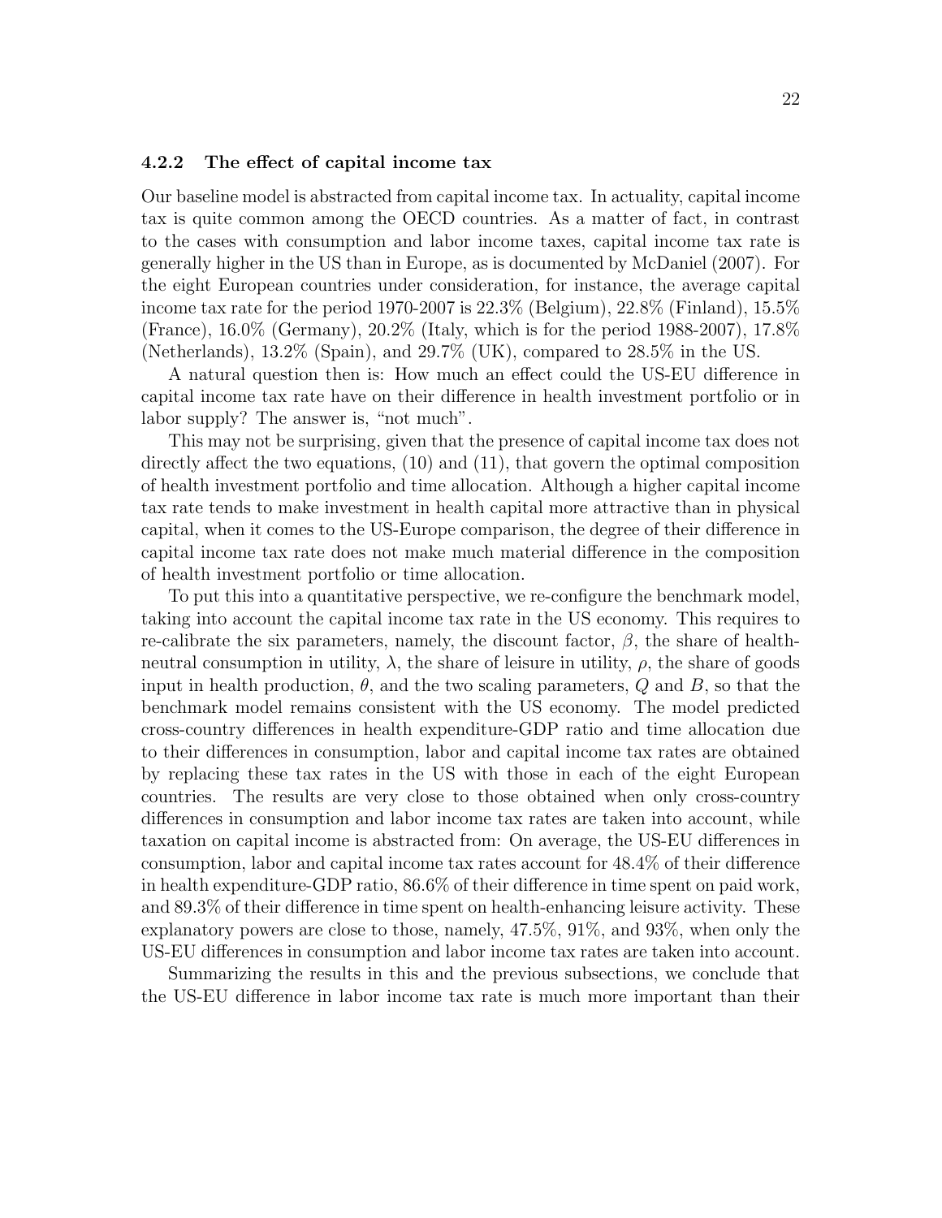#### 4.2.2 The effect of capital income tax

Our baseline model is abstracted from capital income tax. In actuality, capital income tax is quite common among the OECD countries. As a matter of fact, in contrast to the cases with consumption and labor income taxes, capital income tax rate is generally higher in the US than in Europe, as is documented by McDaniel (2007). For the eight European countries under consideration, for instance, the average capital income tax rate for the period 1970-2007 is 22.3% (Belgium), 22.8% (Finland), 15.5% (France), 16.0% (Germany), 20.2% (Italy, which is for the period 1988-2007), 17.8% (Netherlands), 13.2% (Spain), and 29.7% (UK), compared to 28.5% in the US.

A natural question then is: How much an effect could the US-EU difference in capital income tax rate have on their difference in health investment portfolio or in labor supply? The answer is, "not much".

This may not be surprising, given that the presence of capital income tax does not directly affect the two equations, (10) and (11), that govern the optimal composition of health investment portfolio and time allocation. Although a higher capital income tax rate tends to make investment in health capital more attractive than in physical capital, when it comes to the US-Europe comparison, the degree of their difference in capital income tax rate does not make much material difference in the composition of health investment portfolio or time allocation.

To put this into a quantitative perspective, we re-configure the benchmark model, taking into account the capital income tax rate in the US economy. This requires to re-calibrate the six parameters, namely, the discount factor, $\beta$, the share of health-neutral consumption in utility, $\lambda$, the share of leisure in utility, $\rho$, the share of goods input in health production, $\theta$, and the two scaling parameters, $Q$ and $B$, so that the benchmark model remains consistent with the US economy. The model predicted cross-country differences in health expenditure-GDP ratio and time allocation due to their differences in consumption, labor and capital income tax rates are obtained by replacing these tax rates in the US with those in each of the eight European countries. The results are very close to those obtained when only cross-country differences in consumption and labor income tax rates are taken into account, while taxation on capital income is abstracted from: On average, the US-EU differences in consumption, labor and capital income tax rates account for 48.4% of their difference in health expenditure-GDP ratio, 86.6% of their difference in time spent on paid work, and 89.3% of their difference in time spent on health-enhancing leisure activity. These explanatory powers are close to those, namely, 47.5%, 91%, and 93%, when only the US-EU differences in consumption and labor income tax rates are taken into account.

Summarizing the results in this and the previous subsections, we conclude that the US-EU difference in labor income tax rate is much more important than their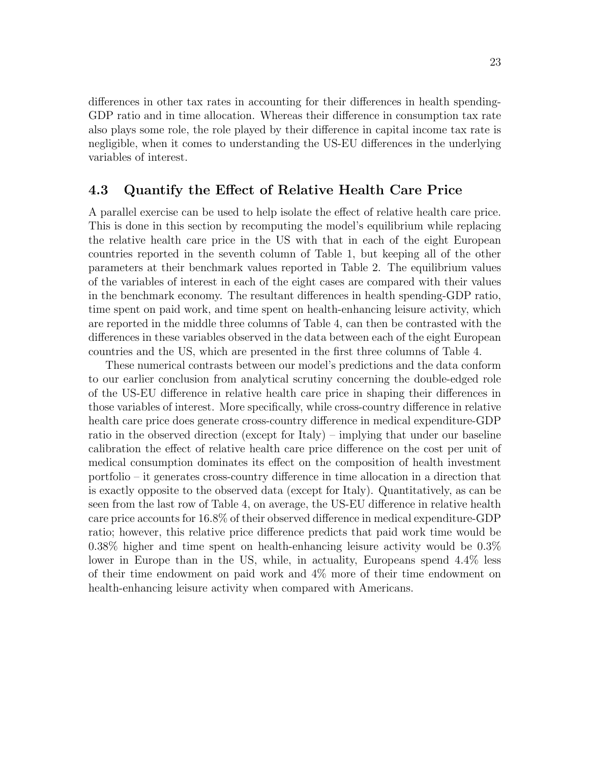differences in other tax rates in accounting for their differences in health spending-GDP ratio and in time allocation. Whereas their difference in consumption tax rate also plays some role, the role played by their difference in capital income tax rate is negligible, when it comes to understanding the US-EU differences in the underlying variables of interest.

## 4.3 Quantify the Effect of Relative Health Care Price

A parallel exercise can be used to help isolate the effect of relative health care price. This is done in this section by recomputing the model's equilibrium while replacing the relative health care price in the US with that in each of the eight European countries reported in the seventh column of Table 1, but keeping all of the other parameters at their benchmark values reported in Table 2. The equilibrium values of the variables of interest in each of the eight cases are compared with their values in the benchmark economy. The resultant differences in health spending-GDP ratio, time spent on paid work, and time spent on health-enhancing leisure activity, which are reported in the middle three columns of Table 4, can then be contrasted with the differences in these variables observed in the data between each of the eight European countries and the US, which are presented in the first three columns of Table 4.

These numerical contrasts between our model's predictions and the data conform to our earlier conclusion from analytical scrutiny concerning the double-edged role of the US-EU difference in relative health care price in shaping their differences in those variables of interest. More specifically, while cross-country difference in relative health care price does generate cross-country difference in medical expenditure-GDP ratio in the observed direction (except for Italy) – implying that under our baseline calibration the effect of relative health care price difference on the cost per unit of medical consumption dominates its effect on the composition of health investment portfolio – it generates cross-country difference in time allocation in a direction that is exactly opposite to the observed data (except for Italy). Quantitatively, as can be seen from the last row of Table 4, on average, the US-EU difference in relative health care price accounts for 16.8% of their observed difference in medical expenditure-GDP ratio; however, this relative price difference predicts that paid work time would be 0.38% higher and time spent on health-enhancing leisure activity would be 0.3% lower in Europe than in the US, while, in actuality, Europeans spend 4.4% less of their time endowment on paid work and 4% more of their time endowment on health-enhancing leisure activity when compared with Americans.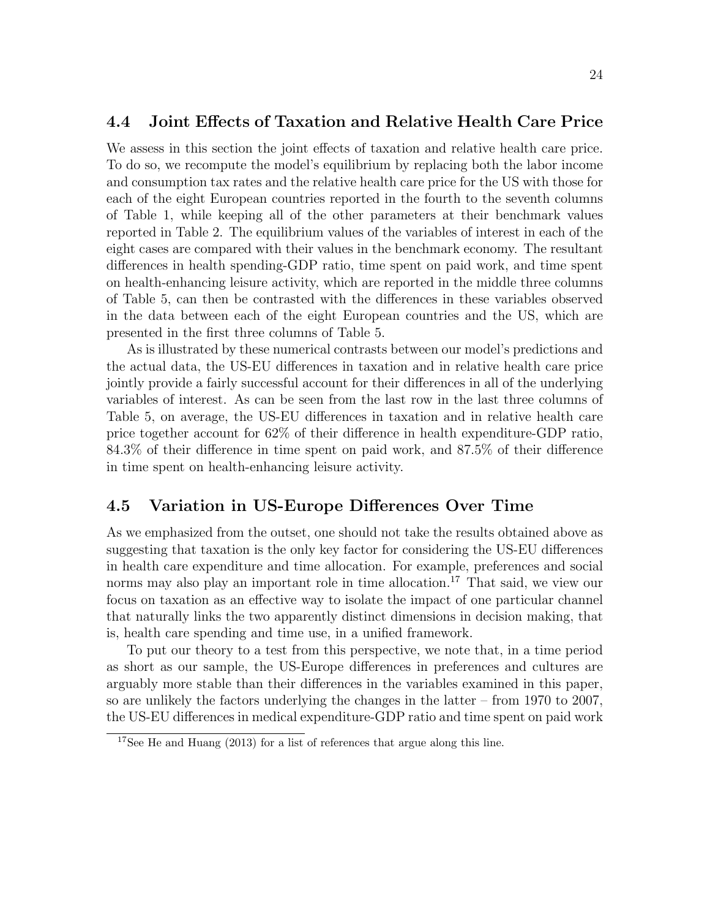## 4.4 Joint Effects of Taxation and Relative Health Care Price

We assess in this section the joint effects of taxation and relative health care price. To do so, we recompute the model's equilibrium by replacing both the labor income and consumption tax rates and the relative health care price for the US with those for each of the eight European countries reported in the fourth to the seventh columns of Table 1, while keeping all of the other parameters at their benchmark values reported in Table 2. The equilibrium values of the variables of interest in each of the eight cases are compared with their values in the benchmark economy. The resultant differences in health spending-GDP ratio, time spent on paid work, and time spent on health-enhancing leisure activity, which are reported in the middle three columns of Table 5, can then be contrasted with the differences in these variables observed in the data between each of the eight European countries and the US, which are presented in the first three columns of Table 5.

As is illustrated by these numerical contrasts between our model's predictions and the actual data, the US-EU differences in taxation and in relative health care price jointly provide a fairly successful account for their differences in all of the underlying variables of interest. As can be seen from the last row in the last three columns of Table 5, on average, the US-EU differences in taxation and in relative health care price together account for 62% of their difference in health expenditure-GDP ratio, 84.3% of their difference in time spent on paid work, and 87.5% of their difference in time spent on health-enhancing leisure activity.

## 4.5 Variation in US-Europe Differences Over Time

As we emphasized from the outset, one should not take the results obtained above as suggesting that taxation is the only key factor for considering the US-EU differences in health care expenditure and time allocation. For example, preferences and social norms may also play an important role in time allocation.[17] That said, we view our focus on taxation as an effective way to isolate the impact of one particular channel that naturally links the two apparently distinct dimensions in decision making, that is, health care spending and time use, in a unified framework.

To put our theory to a test from this perspective, we note that, in a time period as short as our sample, the US-Europe differences in preferences and cultures are arguably more stable than their differences in the variables examined in this paper, so are unlikely the factors underlying the changes in the latter – from 1970 to 2007, the US-EU differences in medical expenditure-GDP ratio and time spent on paid work

[17] See He and Huang (2013) for a list of references that argue along this line.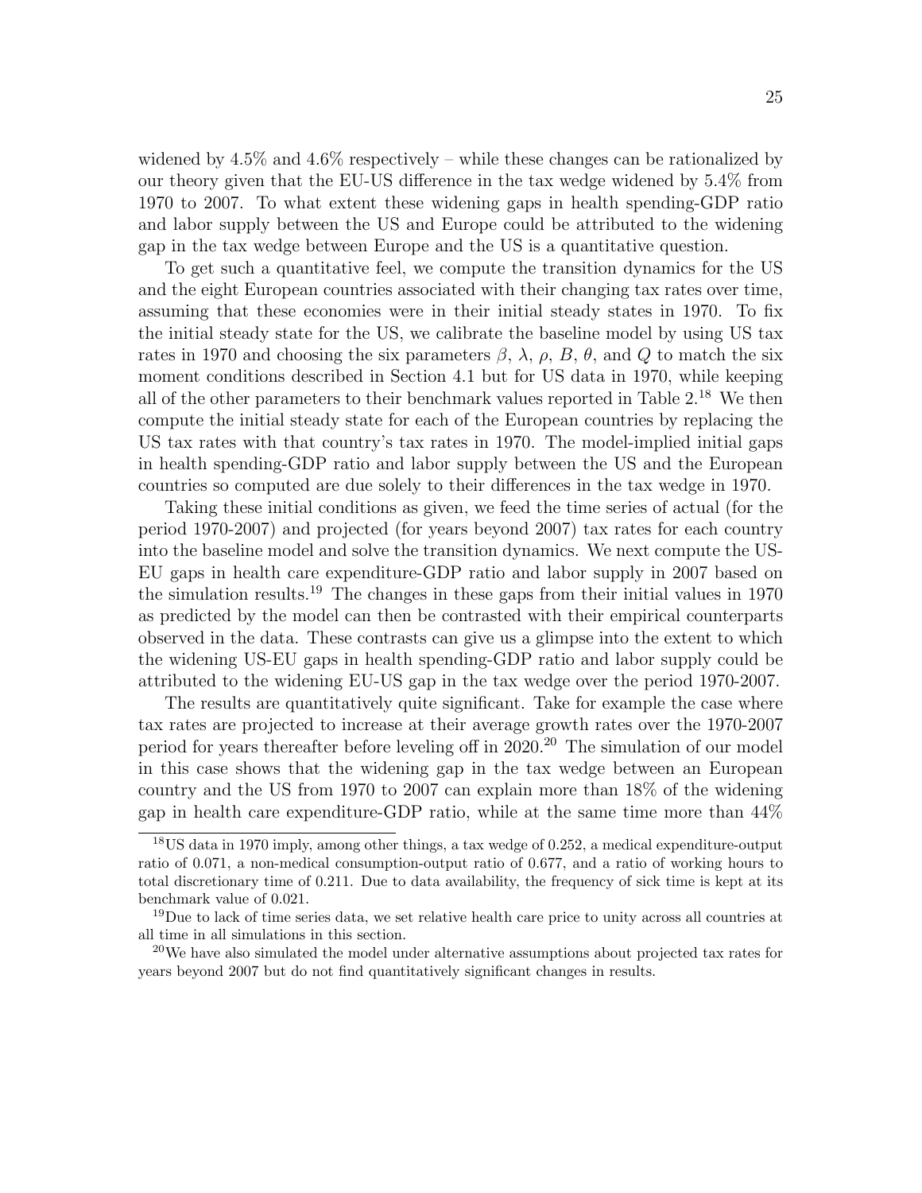widened by 4.5% and 4.6% respectively – while these changes can be rationalized by our theory given that the EU-US difference in the tax wedge widened by 5.4% from 1970 to 2007. To what extent these widening gaps in health spending-GDP ratio and labor supply between the US and Europe could be attributed to the widening gap in the tax wedge between Europe and the US is a quantitative question.

To get such a quantitative feel, we compute the transition dynamics for the US and the eight European countries associated with their changing tax rates over time, assuming that these economies were in their initial steady states in 1970. To fix the initial steady state for the US, we calibrate the baseline model by using US tax rates in 1970 and choosing the six parameters $\beta$, $\lambda$, $\rho$, $B$, $\theta$, and $Q$ to match the six moment conditions described in Section 4.1 but for US data in 1970, while keeping all of the other parameters to their benchmark values reported in Table 2.[18] We then compute the initial steady state for each of the European countries by replacing the US tax rates with that country's tax rates in 1970. The model-implied initial gaps in health spending-GDP ratio and labor supply between the US and the European countries so computed are due solely to their differences in the tax wedge in 1970.

Taking these initial conditions as given, we feed the time series of actual (for the period 1970-2007) and projected (for years beyond 2007) tax rates for each country into the baseline model and solve the transition dynamics. We next compute the US-EU gaps in health care expenditure-GDP ratio and labor supply in 2007 based on the simulation results.[19] The changes in these gaps from their initial values in 1970 as predicted by the model can then be contrasted with their empirical counterparts observed in the data. These contrasts can give us a glimpse into the extent to which the widening US-EU gaps in health spending-GDP ratio and labor supply could be attributed to the widening EU-US gap in the tax wedge over the period 1970-2007.

The results are quantitatively quite significant. Take for example the case where tax rates are projected to increase at their average growth rates over the 1970-2007 period for years thereafter before leveling off in 2020.[20] The simulation of our model in this case shows that the widening gap in the tax wedge between an European country and the US from 1970 to 2007 can explain more than 18% of the widening gap in health care expenditure-GDP ratio, while at the same time more than 44%

---

[18] US data in 1970 imply, among other things, a tax wedge of 0.252, a medical expenditure-output ratio of 0.071, a non-medical consumption-output ratio of 0.677, and a ratio of working hours to total discretionary time of 0.211. Due to data availability, the frequency of sick time is kept at its benchmark value of 0.021.

[19] Due to lack of time series data, we set relative health care price to unity across all countries at all time in all simulations in this section.

[20] We have also simulated the model under alternative assumptions about projected tax rates for years beyond 2007 but do not find quantitatively significant changes in results.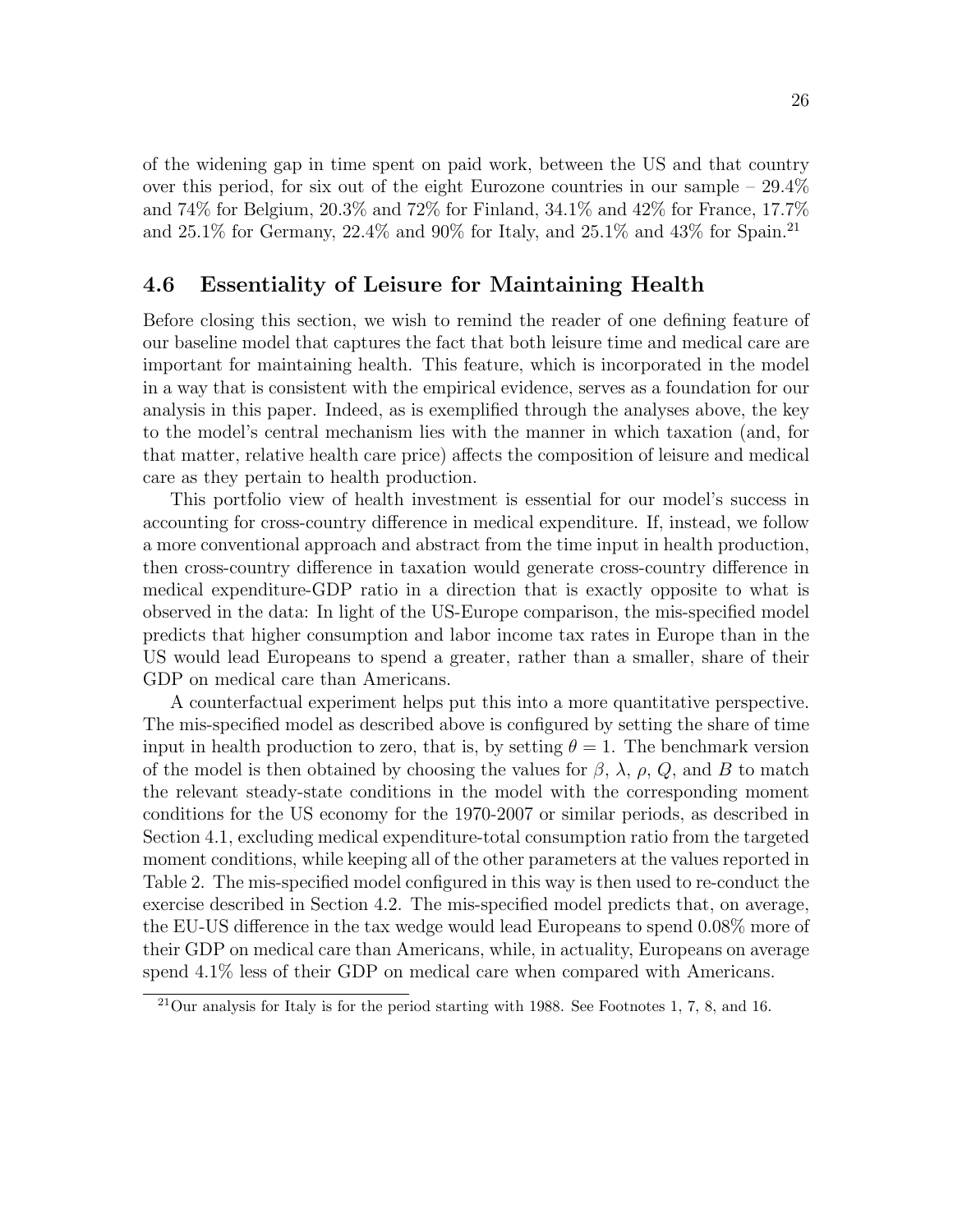of the widening gap in time spent on paid work, between the US and that country over this period, for six out of the eight Eurozone countries in our sample – 29.4% and 74% for Belgium, 20.3% and 72% for Finland, 34.1% and 42% for France, 17.7% and 25.1% for Germany, 22.4% and 90% for Italy, and 25.1% and 43% for Spain.[21]

## 4.6 Essentiality of Leisure for Maintaining Health

Before closing this section, we wish to remind the reader of one defining feature of our baseline model that captures the fact that both leisure time and medical care are important for maintaining health. This feature, which is incorporated in the model in a way that is consistent with the empirical evidence, serves as a foundation for our analysis in this paper. Indeed, as is exemplified through the analyses above, the key to the model's central mechanism lies with the manner in which taxation (and, for that matter, relative health care price) affects the composition of leisure and medical care as they pertain to health production.

This portfolio view of health investment is essential for our model's success in accounting for cross-country difference in medical expenditure. If, instead, we follow a more conventional approach and abstract from the time input in health production, then cross-country difference in taxation would generate cross-country difference in medical expenditure-GDP ratio in a direction that is exactly opposite to what is observed in the data: In light of the US-Europe comparison, the mis-specified model predicts that higher consumption and labor income tax rates in Europe than in the US would lead Europeans to spend a greater, rather than a smaller, share of their GDP on medical care than Americans.

A counterfactual experiment helps put this into a more quantitative perspective. The mis-specified model as described above is configured by setting the share of time input in health production to zero, that is, by setting $\theta = 1$. The benchmark version of the model is then obtained by choosing the values for $\beta$, $\lambda$, $\rho$, $Q$, and $B$ to match the relevant steady-state conditions in the model with the corresponding moment conditions for the US economy for the 1970-2007 or similar periods, as described in Section 4.1, excluding medical expenditure-total consumption ratio from the targeted moment conditions, while keeping all of the other parameters at the values reported in Table 2. The mis-specified model configured in this way is then used to re-conduct the exercise described in Section 4.2. The mis-specified model predicts that, on average, the EU-US difference in the tax wedge would lead Europeans to spend 0.08% more of their GDP on medical care than Americans, while, in actuality, Europeans on average spend 4.1% less of their GDP on medical care when compared with Americans.

[21] Our analysis for Italy is for the period starting with 1988. See Footnotes 1, 7, 8, and 16.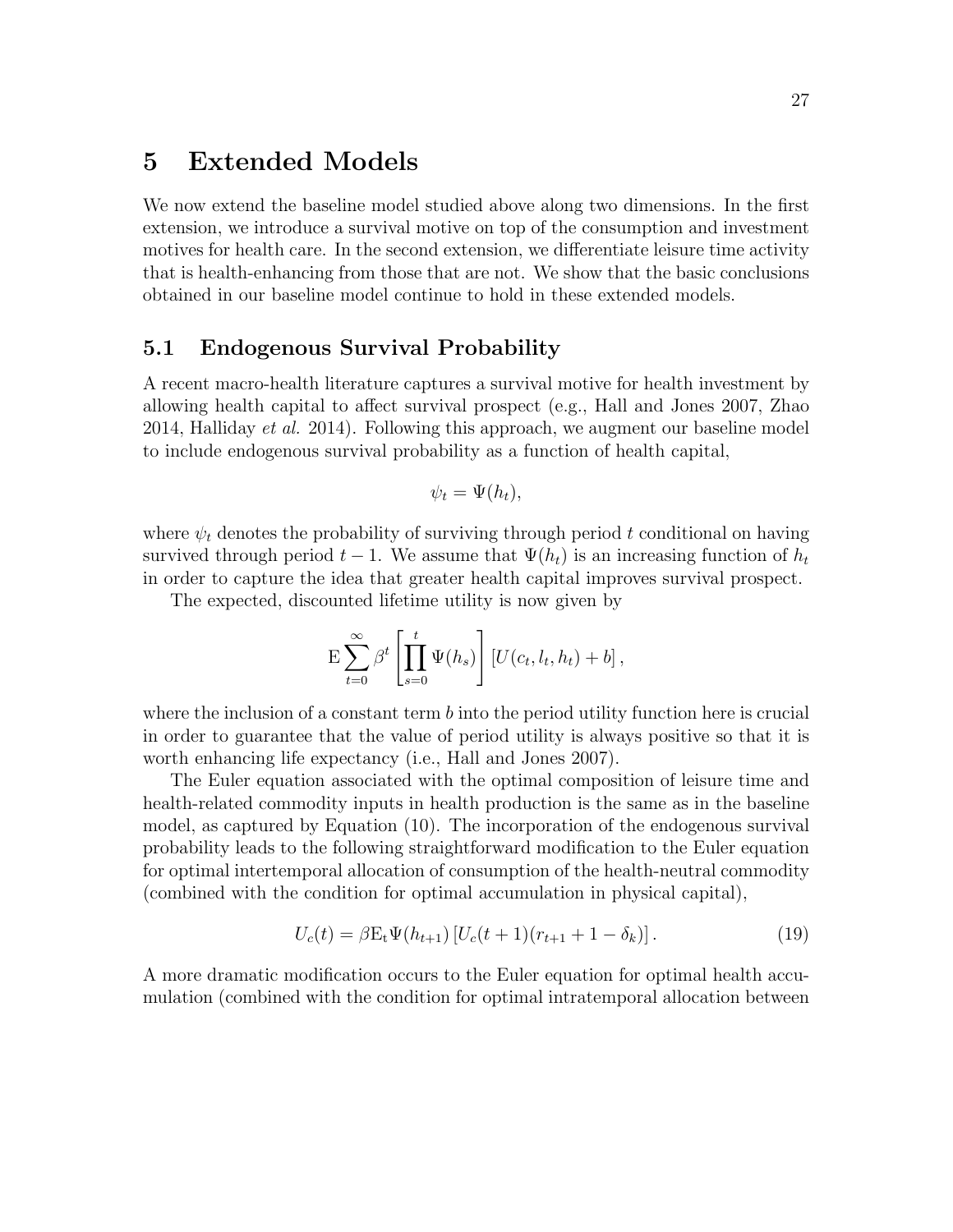# 5 Extended Models

We now extend the baseline model studied above along two dimensions. In the first extension, we introduce a survival motive on top of the consumption and investment motives for health care. In the second extension, we differentiate leisure time activity that is health-enhancing from those that are not. We show that the basic conclusions obtained in our baseline model continue to hold in these extended models.

## 5.1 Endogenous Survival Probability

A recent macro-health literature captures a survival motive for health investment by allowing health capital to affect survival prospect (e.g., Hall and Jones 2007, Zhao 2014, Halliday *et al.* 2014). Following this approach, we augment our baseline model to include endogenous survival probability as a function of health capital,

$$\psi_t = \Psi(h_t),$$

where $\psi_t$ denotes the probability of surviving through period $t$ conditional on having survived through period $t-1$. We assume that $\Psi(h_t)$ is an increasing function of $h_t$ in order to capture the idea that greater health capital improves survival prospect.

The expected, discounted lifetime utility is now given by

$$\mathrm{E}\sum_{t=0}^{\infty}\beta^t\left[\prod_{s=0}^{t}\Psi(h_s)\right]\left[U(c_t,l_t,h_t)+b\right],$$

where the inclusion of a constant term $b$ into the period utility function here is crucial in order to guarantee that the value of period utility is always positive so that it is worth enhancing life expectancy (i.e., Hall and Jones 2007).

The Euler equation associated with the optimal composition of leisure time and health-related commodity inputs in health production is the same as in the baseline model, as captured by Equation (10). The incorporation of the endogenous survival probability leads to the following straightforward modification to the Euler equation for optimal intertemporal allocation of consumption of the health-neutral commodity (combined with the condition for optimal accumulation in physical capital),

$$U_c(t) = \beta \mathrm{E_t}\Psi(h_{t+1})\left[U_c(t+1)(r_{t+1}+1-\delta_k)\right]. \tag{19}$$

A more dramatic modification occurs to the Euler equation for optimal health accumulation (combined with the condition for optimal intratemporal allocation between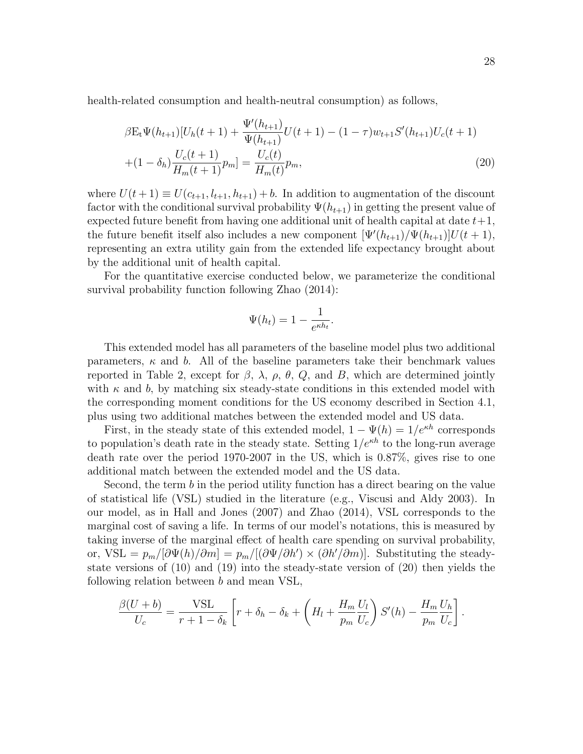health-related consumption and health-neutral consumption) as follows,

$$\beta \mathrm{E_t} \Psi(h_{t+1})[U_h(t+1) + \frac{\Psi'(h_{t+1})}{\Psi(h_{t+1})} U(t+1) - (1-\tau) w_{t+1} S'(h_{t+1}) U_c(t+1)$$
$$+ (1-\delta_h) \frac{U_c(t+1)}{H_m(t+1)} p_m] = \frac{U_c(t)}{H_m(t)} p_m, \tag{20}$$

where $U(t+1) \equiv U(c_{t+1}, l_{t+1}, h_{t+1}) + b$. In addition to augmentation of the discount factor with the conditional survival probability $\Psi(h_{t+1})$ in getting the present value of expected future benefit from having one additional unit of health capital at date $t+1$, the future benefit itself also includes a new component $[\Psi'(h_{t+1})/\Psi(h_{t+1})]U(t+1)$, representing an extra utility gain from the extended life expectancy brought about by the additional unit of health capital.

For the quantitative exercise conducted below, we parameterize the conditional survival probability function following Zhao (2014):

$$\Psi(h_t) = 1 - \frac{1}{e^{\kappa h_t}}.$$

This extended model has all parameters of the baseline model plus two additional parameters, $\kappa$ and $b$. All of the baseline parameters take their benchmark values reported in Table 2, except for $\beta$, $\lambda$, $\rho$, $\theta$, $Q$, and $B$, which are determined jointly with $\kappa$ and $b$, by matching six steady-state conditions in this extended model with the corresponding moment conditions for the US economy described in Section 4.1, plus using two additional matches between the extended model and US data.

First, in the steady state of this extended model, $1 - \Psi(h) = 1/e^{\kappa h}$ corresponds to population's death rate in the steady state. Setting $1/e^{\kappa h}$ to the long-run average death rate over the period 1970-2007 in the US, which is 0.87%, gives rise to one additional match between the extended model and the US data.

Second, the term $b$ in the period utility function has a direct bearing on the value of statistical life (VSL) studied in the literature (e.g., Viscusi and Aldy 2003). In our model, as in Hall and Jones (2007) and Zhao (2014), VSL corresponds to the marginal cost of saving a life. In terms of our model's notations, this is measured by taking inverse of the marginal effect of health care spending on survival probability, or, $\mathrm{VSL} = p_m/[\partial\Psi(h)/\partial m] = p_m/[(\partial\Psi/\partial h') \times (\partial h'/\partial m)]$. Substituting the steady-state versions of (10) and (19) into the steady-state version of (20) then yields the following relation between $b$ and mean VSL,

$$\frac{\beta(U+b)}{U_c} = \frac{\mathrm{VSL}}{r+1-\delta_k} \left[ r + \delta_h - \delta_k + \left( H_l + \frac{H_m}{p_m} \frac{U_l}{U_c} \right) S'(h) - \frac{H_m}{p_m} \frac{U_h}{U_c} \right].$$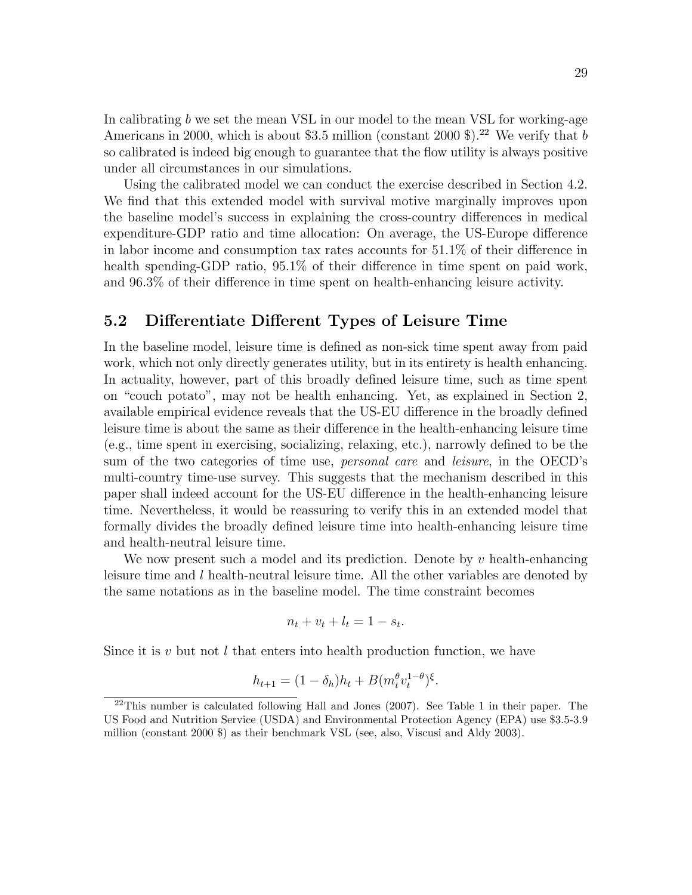In calibrating $b$ we set the mean VSL in our model to the mean VSL for working-age Americans in 2000, which is about \$3.5 million (constant 2000 \$).[22] We verify that $b$ so calibrated is indeed big enough to guarantee that the flow utility is always positive under all circumstances in our simulations.

Using the calibrated model we can conduct the exercise described in Section 4.2. We find that this extended model with survival motive marginally improves upon the baseline model's success in explaining the cross-country differences in medical expenditure-GDP ratio and time allocation: On average, the US-Europe difference in labor income and consumption tax rates accounts for 51.1% of their difference in health spending-GDP ratio, 95.1% of their difference in time spent on paid work, and 96.3% of their difference in time spent on health-enhancing leisure activity.

## 5.2 Differentiate Different Types of Leisure Time

In the baseline model, leisure time is defined as non-sick time spent away from paid work, which not only directly generates utility, but in its entirety is health enhancing. In actuality, however, part of this broadly defined leisure time, such as time spent on "couch potato", may not be health enhancing. Yet, as explained in Section 2, available empirical evidence reveals that the US-EU difference in the broadly defined leisure time is about the same as their difference in the health-enhancing leisure time (e.g., time spent in exercising, socializing, relaxing, etc.), narrowly defined to be the sum of the two categories of time use, *personal care* and *leisure*, in the OECD's multi-country time-use survey. This suggests that the mechanism described in this paper shall indeed account for the US-EU difference in the health-enhancing leisure time. Nevertheless, it would be reassuring to verify this in an extended model that formally divides the broadly defined leisure time into health-enhancing leisure time and health-neutral leisure time.

We now present such a model and its prediction. Denote by $v$ health-enhancing leisure time and $l$ health-neutral leisure time. All the other variables are denoted by the same notations as in the baseline model. The time constraint becomes

$$n_t + v_t + l_t = 1 - s_t.$$

Since it is $v$ but not $l$ that enters into health production function, we have

$$h_{t+1} = (1 - \delta_h)h_t + B(m_t^{\theta} v_t^{1-\theta})^{\xi}.$$

[22] This number is calculated following Hall and Jones (2007). See Table 1 in their paper. The US Food and Nutrition Service (USDA) and Environmental Protection Agency (EPA) use \$3.5-3.9 million (constant 2000 \$) as their benchmark VSL (see, also, Viscusi and Aldy 2003).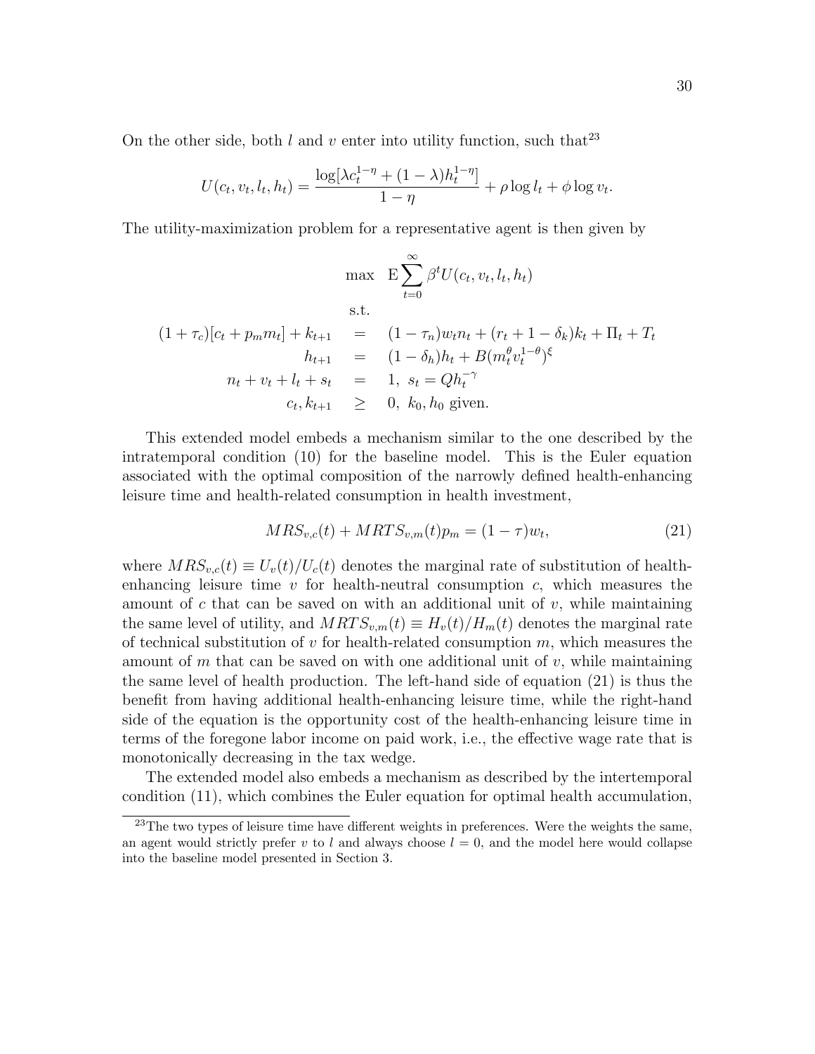On the other side, both $l$ and $v$ enter into utility function, such that[23]

$$U(c_t, v_t, l_t, h_t) = \frac{\log[\lambda c_t^{1-\eta} + (1-\lambda) h_t^{1-\eta}]}{1-\eta} + \rho \log l_t + \phi \log v_t.$$

The utility-maximization problem for a representative agent is then given by

$$\max \quad \mathrm{E}\sum_{t=0}^{\infty} \beta^t U(c_t, v_t, l_t, h_t)$$

$$\text{s.t.}$$

$$\begin{aligned}
(1+\tau_c)[c_t + p_m m_t] + k_{t+1} &= (1-\tau_n) w_t n_t + (r_t + 1 - \delta_k) k_t + \Pi_t + T_t \\
h_{t+1} &= (1-\delta_h) h_t + B(m_t^{\theta} v_t^{1-\theta})^{\xi} \\
n_t + v_t + l_t + s_t &= 1, \; s_t = Q h_t^{-\gamma} \\
c_t, k_{t+1} &\geq 0, \; k_0, h_0 \text{ given.}
\end{aligned}$$

This extended model embeds a mechanism similar to the one described by the intratemporal condition (10) for the baseline model. This is the Euler equation associated with the optimal composition of the narrowly defined health-enhancing leisure time and health-related consumption in health investment,

$$MRS_{v,c}(t) + MRTS_{v,m}(t) p_m = (1-\tau) w_t, \tag{21}$$

where $MRS_{v,c}(t) \equiv U_v(t)/U_c(t)$ denotes the marginal rate of substitution of health-enhancing leisure time $v$ for health-neutral consumption $c$, which measures the amount of $c$ that can be saved on with an additional unit of $v$, while maintaining the same level of utility, and $MRTS_{v,m}(t) \equiv H_v(t)/H_m(t)$ denotes the marginal rate of technical substitution of $v$ for health-related consumption $m$, which measures the amount of $m$ that can be saved on with one additional unit of $v$, while maintaining the same level of health production. The left-hand side of equation (21) is thus the benefit from having additional health-enhancing leisure time, while the right-hand side of the equation is the opportunity cost of the health-enhancing leisure time in terms of the foregone labor income on paid work, i.e., the effective wage rate that is monotonically decreasing in the tax wedge.

The extended model also embeds a mechanism as described by the intertemporal condition (11), which combines the Euler equation for optimal health accumulation,

[23] The two types of leisure time have different weights in preferences. Were the weights the same, an agent would strictly prefer $v$ to $l$ and always choose $l = 0$, and the model here would collapse into the baseline model presented in Section 3.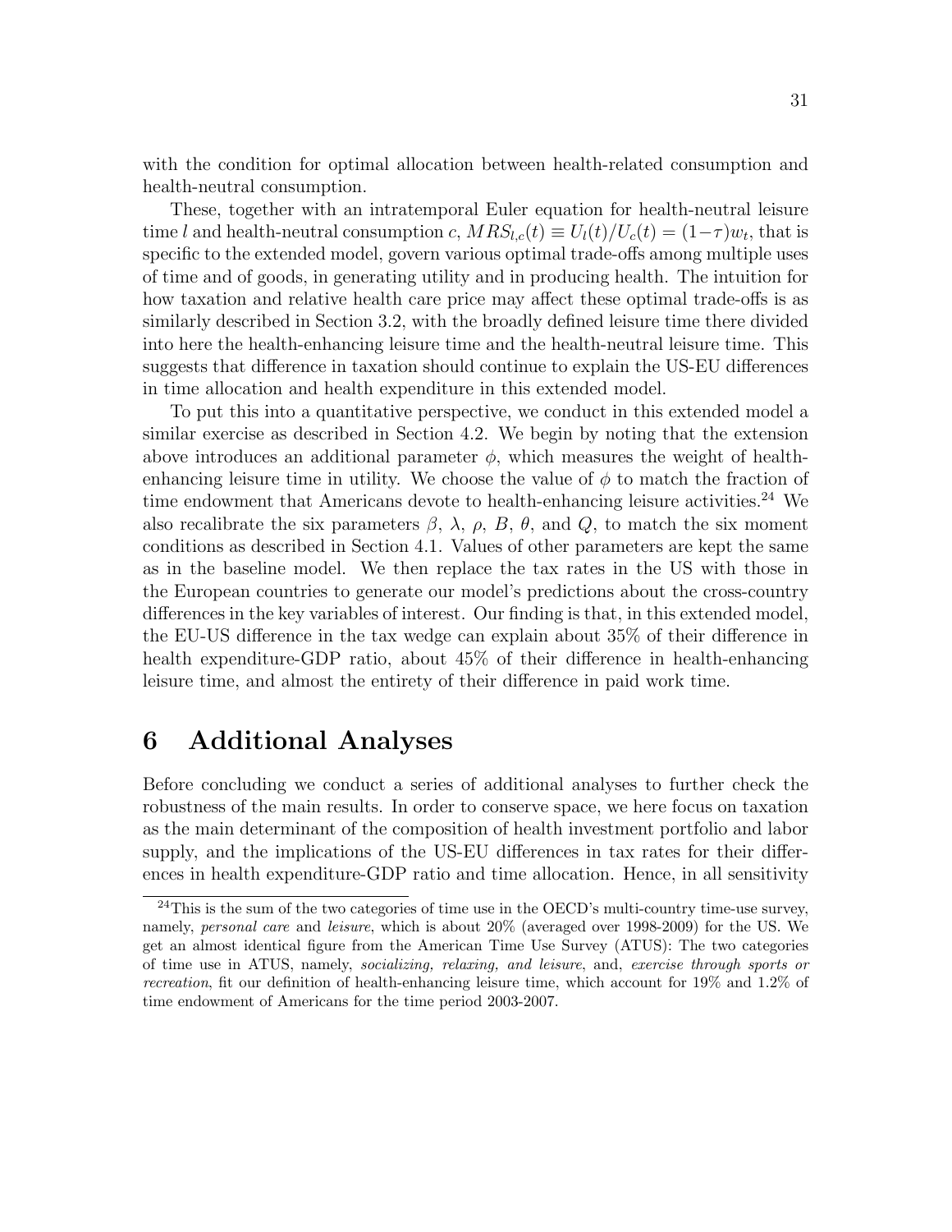with the condition for optimal allocation between health-related consumption and health-neutral consumption.

These, together with an intratemporal Euler equation for health-neutral leisure time $l$ and health-neutral consumption $c$, $MRS_{l,c}(t) \equiv U_l(t)/U_c(t) = (1-\tau)w_t$, that is specific to the extended model, govern various optimal trade-offs among multiple uses of time and of goods, in generating utility and in producing health. The intuition for how taxation and relative health care price may affect these optimal trade-offs is as similarly described in Section 3.2, with the broadly defined leisure time there divided into here the health-enhancing leisure time and the health-neutral leisure time. This suggests that difference in taxation should continue to explain the US-EU differences in time allocation and health expenditure in this extended model.

To put this into a quantitative perspective, we conduct in this extended model a similar exercise as described in Section 4.2. We begin by noting that the extension above introduces an additional parameter $\phi$, which measures the weight of health-enhancing leisure time in utility. We choose the value of $\phi$ to match the fraction of time endowment that Americans devote to health-enhancing leisure activities.[24] We also recalibrate the six parameters $\beta$, $\lambda$, $\rho$, $B$, $\theta$, and $Q$, to match the six moment conditions as described in Section 4.1. Values of other parameters are kept the same as in the baseline model. We then replace the tax rates in the US with those in the European countries to generate our model's predictions about the cross-country differences in the key variables of interest. Our finding is that, in this extended model, the EU-US difference in the tax wedge can explain about 35% of their difference in health expenditure-GDP ratio, about 45% of their difference in health-enhancing leisure time, and almost the entirety of their difference in paid work time.

# 6 Additional Analyses

Before concluding we conduct a series of additional analyses to further check the robustness of the main results. In order to conserve space, we here focus on taxation as the main determinant of the composition of health investment portfolio and labor supply, and the implications of the US-EU differences in tax rates for their differences in health expenditure-GDP ratio and time allocation. Hence, in all sensitivity

[24] This is the sum of the two categories of time use in the OECD's multi-country time-use survey, namely, *personal care* and *leisure*, which is about 20% (averaged over 1998-2009) for the US. We get an almost identical figure from the American Time Use Survey (ATUS): The two categories of time use in ATUS, namely, *socializing, relaxing, and leisure*, and, *exercise through sports or recreation*, fit our definition of health-enhancing leisure time, which account for 19% and 1.2% of time endowment of Americans for the time period 2003-2007.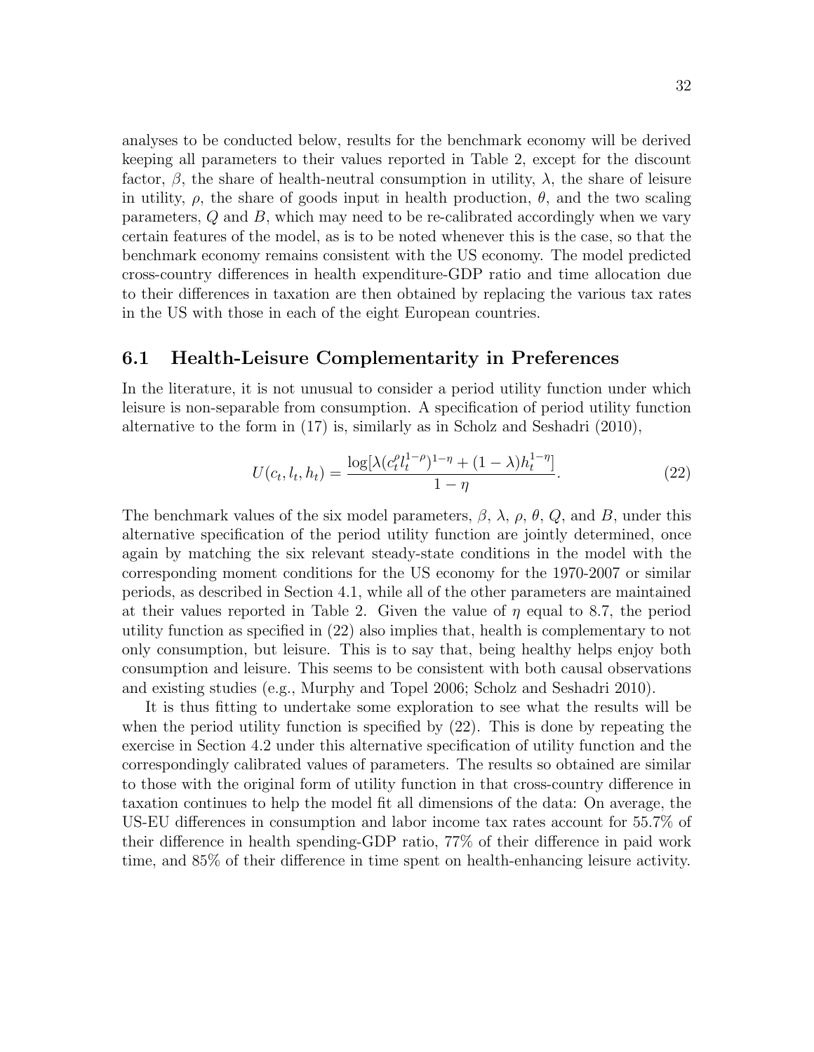analyses to be conducted below, results for the benchmark economy will be derived keeping all parameters to their values reported in Table 2, except for the discount factor, $\beta$, the share of health-neutral consumption in utility, $\lambda$, the share of leisure in utility, $\rho$, the share of goods input in health production, $\theta$, and the two scaling parameters, $Q$ and $B$, which may need to be re-calibrated accordingly when we vary certain features of the model, as is to be noted whenever this is the case, so that the benchmark economy remains consistent with the US economy. The model predicted cross-country differences in health expenditure-GDP ratio and time allocation due to their differences in taxation are then obtained by replacing the various tax rates in the US with those in each of the eight European countries.

## 6.1 Health-Leisure Complementarity in Preferences

In the literature, it is not unusual to consider a period utility function under which leisure is non-separable from consumption. A specification of period utility function alternative to the form in (17) is, similarly as in Scholz and Seshadri (2010),

$$U(c_t, l_t, h_t) = \frac{\log[\lambda(c_t^{\rho} l_t^{1-\rho})^{1-\eta} + (1-\lambda)h_t^{1-\eta}]}{1-\eta}. \tag{22}$$

The benchmark values of the six model parameters, $\beta$, $\lambda$, $\rho$, $\theta$, $Q$, and $B$, under this alternative specification of the period utility function are jointly determined, once again by matching the six relevant steady-state conditions in the model with the corresponding moment conditions for the US economy for the 1970-2007 or similar periods, as described in Section 4.1, while all of the other parameters are maintained at their values reported in Table 2. Given the value of $\eta$ equal to 8.7, the period utility function as specified in (22) also implies that, health is complementary to not only consumption, but leisure. This is to say that, being healthy helps enjoy both consumption and leisure. This seems to be consistent with both causal observations and existing studies (e.g., Murphy and Topel 2006; Scholz and Seshadri 2010).

It is thus fitting to undertake some exploration to see what the results will be when the period utility function is specified by (22). This is done by repeating the exercise in Section 4.2 under this alternative specification of utility function and the correspondingly calibrated values of parameters. The results so obtained are similar to those with the original form of utility function in that cross-country difference in taxation continues to help the model fit all dimensions of the data: On average, the US-EU differences in consumption and labor income tax rates account for 55.7% of their difference in health spending-GDP ratio, 77% of their difference in paid work time, and 85% of their difference in time spent on health-enhancing leisure activity.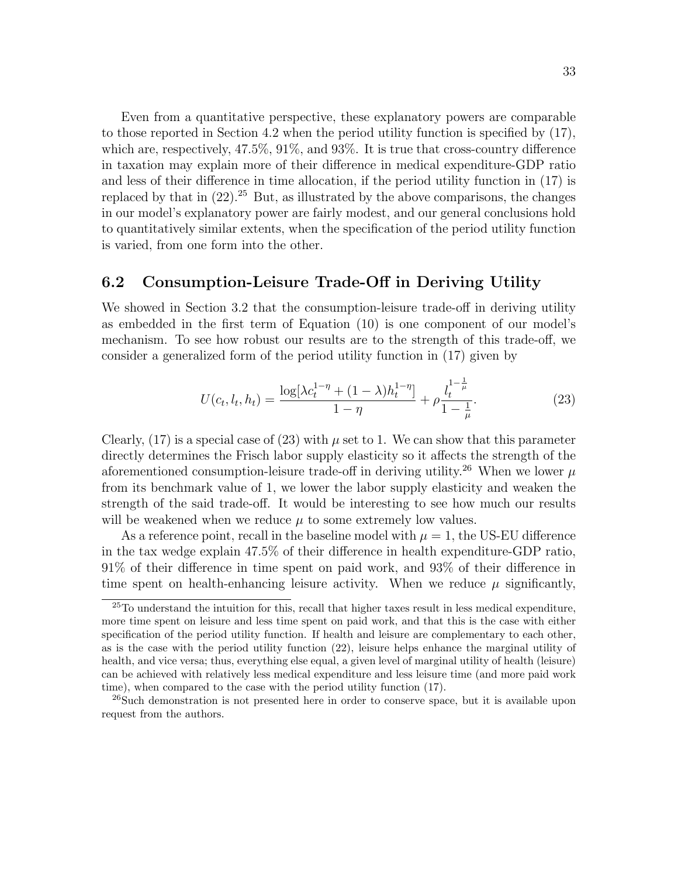Even from a quantitative perspective, these explanatory powers are comparable to those reported in Section 4.2 when the period utility function is specified by (17), which are, respectively, 47.5%, 91%, and 93%. It is true that cross-country difference in taxation may explain more of their difference in medical expenditure-GDP ratio and less of their difference in time allocation, if the period utility function in (17) is replaced by that in (22).[25] But, as illustrated by the above comparisons, the changes in our model's explanatory power are fairly modest, and our general conclusions hold to quantitatively similar extents, when the specification of the period utility function is varied, from one form into the other.

## 6.2 Consumption-Leisure Trade-Off in Deriving Utility

We showed in Section 3.2 that the consumption-leisure trade-off in deriving utility as embedded in the first term of Equation (10) is one component of our model's mechanism. To see how robust our results are to the strength of this trade-off, we consider a generalized form of the period utility function in (17) given by

$$U(c_t, l_t, h_t) = \frac{\log[\lambda c_t^{1-\eta} + (1-\lambda) h_t^{1-\eta}]}{1-\eta} + \rho \frac{l_t^{1-\frac{1}{\mu}}}{1-\frac{1}{\mu}}. \tag{23}$$

Clearly, (17) is a special case of (23) with $\mu$ set to 1. We can show that this parameter directly determines the Frisch labor supply elasticity so it affects the strength of the aforementioned consumption-leisure trade-off in deriving utility.[26] When we lower $\mu$ from its benchmark value of 1, we lower the labor supply elasticity and weaken the strength of the said trade-off. It would be interesting to see how much our results will be weakened when we reduce $\mu$ to some extremely low values.

As a reference point, recall in the baseline model with $\mu = 1$, the US-EU difference in the tax wedge explain 47.5% of their difference in health expenditure-GDP ratio, 91% of their difference in time spent on paid work, and 93% of their difference in time spent on health-enhancing leisure activity. When we reduce $\mu$ significantly,

[25] To understand the intuition for this, recall that higher taxes result in less medical expenditure, more time spent on leisure and less time spent on paid work, and that this is the case with either specification of the period utility function. If health and leisure are complementary to each other, as is the case with the period utility function (22), leisure helps enhance the marginal utility of health, and vice versa; thus, everything else equal, a given level of marginal utility of health (leisure) can be achieved with relatively less medical expenditure and less leisure time (and more paid work time), when compared to the case with the period utility function (17).

[26] Such demonstration is not presented here in order to conserve space, but it is available upon request from the authors.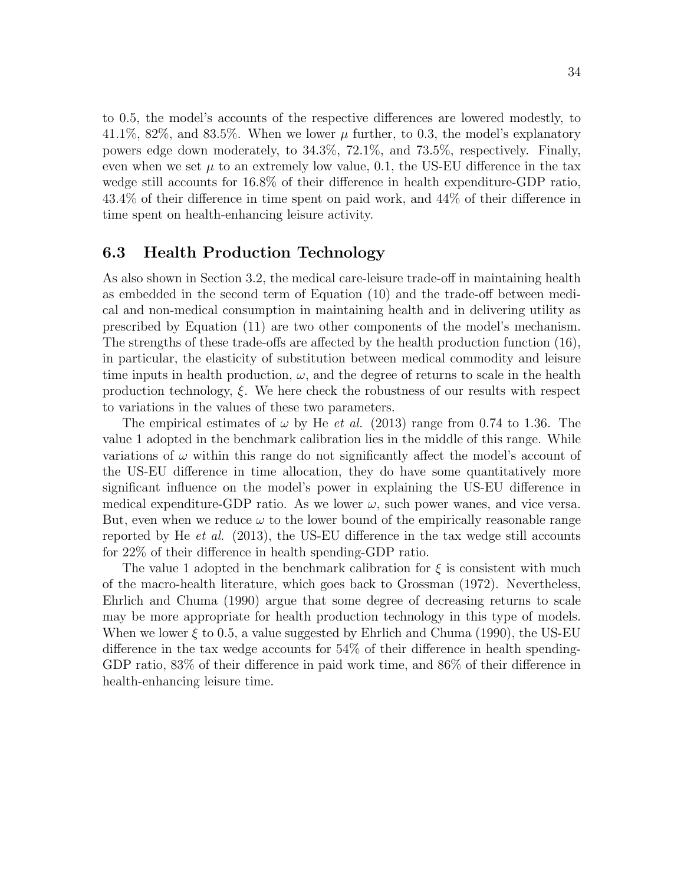to 0.5, the model's accounts of the respective differences are lowered modestly, to 41.1%, 82%, and 83.5%. When we lower $\mu$ further, to 0.3, the model's explanatory powers edge down moderately, to 34.3%, 72.1%, and 73.5%, respectively. Finally, even when we set $\mu$ to an extremely low value, 0.1, the US-EU difference in the tax wedge still accounts for 16.8% of their difference in health expenditure-GDP ratio, 43.4% of their difference in time spent on paid work, and 44% of their difference in time spent on health-enhancing leisure activity.

## 6.3 Health Production Technology

As also shown in Section 3.2, the medical care-leisure trade-off in maintaining health as embedded in the second term of Equation (10) and the trade-off between medical and non-medical consumption in maintaining health and in delivering utility as prescribed by Equation (11) are two other components of the model's mechanism. The strengths of these trade-offs are affected by the health production function (16), in particular, the elasticity of substitution between medical commodity and leisure time inputs in health production, $\omega$, and the degree of returns to scale in the health production technology, $\xi$. We here check the robustness of our results with respect to variations in the values of these two parameters.

The empirical estimates of $\omega$ by He *et al.* (2013) range from 0.74 to 1.36. The value 1 adopted in the benchmark calibration lies in the middle of this range. While variations of $\omega$ within this range do not significantly affect the model's account of the US-EU difference in time allocation, they do have some quantitatively more significant influence on the model's power in explaining the US-EU difference in medical expenditure-GDP ratio. As we lower $\omega$, such power wanes, and vice versa. But, even when we reduce $\omega$ to the lower bound of the empirically reasonable range reported by He *et al.* (2013), the US-EU difference in the tax wedge still accounts for 22% of their difference in health spending-GDP ratio.

The value 1 adopted in the benchmark calibration for $\xi$ is consistent with much of the macro-health literature, which goes back to Grossman (1972). Nevertheless, Ehrlich and Chuma (1990) argue that some degree of decreasing returns to scale may be more appropriate for health production technology in this type of models. When we lower $\xi$ to 0.5, a value suggested by Ehrlich and Chuma (1990), the US-EU difference in the tax wedge accounts for 54% of their difference in health spending-GDP ratio, 83% of their difference in paid work time, and 86% of their difference in health-enhancing leisure time.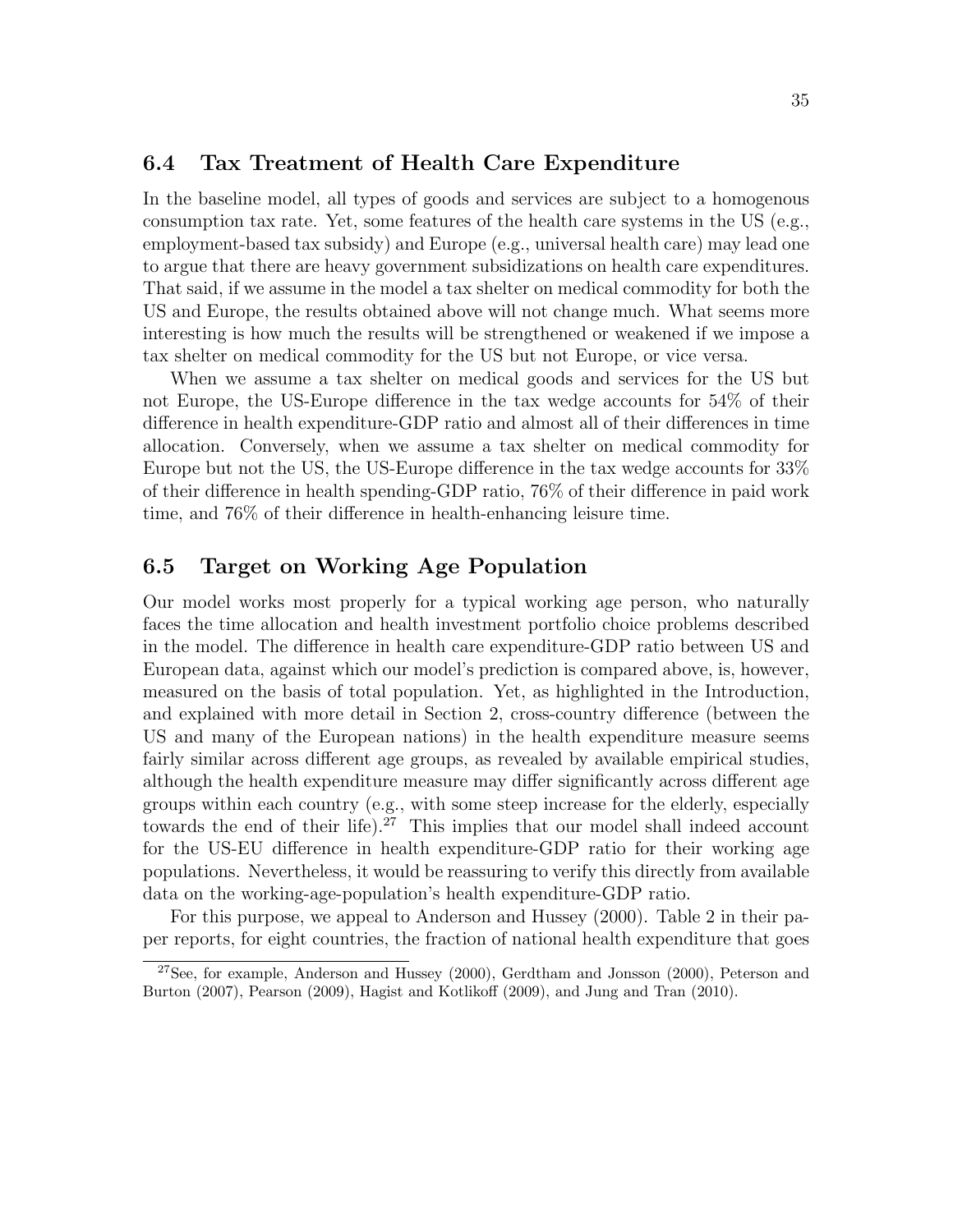## 6.4 Tax Treatment of Health Care Expenditure

In the baseline model, all types of goods and services are subject to a homogenous consumption tax rate. Yet, some features of the health care systems in the US (e.g., employment-based tax subsidy) and Europe (e.g., universal health care) may lead one to argue that there are heavy government subsidizations on health care expenditures. That said, if we assume in the model a tax shelter on medical commodity for both the US and Europe, the results obtained above will not change much. What seems more interesting is how much the results will be strengthened or weakened if we impose a tax shelter on medical commodity for the US but not Europe, or vice versa.

When we assume a tax shelter on medical goods and services for the US but not Europe, the US-Europe difference in the tax wedge accounts for 54% of their difference in health expenditure-GDP ratio and almost all of their differences in time allocation. Conversely, when we assume a tax shelter on medical commodity for Europe but not the US, the US-Europe difference in the tax wedge accounts for 33% of their difference in health spending-GDP ratio, 76% of their difference in paid work time, and 76% of their difference in health-enhancing leisure time.

## 6.5 Target on Working Age Population

Our model works most properly for a typical working age person, who naturally faces the time allocation and health investment portfolio choice problems described in the model. The difference in health care expenditure-GDP ratio between US and European data, against which our model's prediction is compared above, is, however, measured on the basis of total population. Yet, as highlighted in the Introduction, and explained with more detail in Section 2, cross-country difference (between the US and many of the European nations) in the health expenditure measure seems fairly similar across different age groups, as revealed by available empirical studies, although the health expenditure measure may differ significantly across different age groups within each country (e.g., with some steep increase for the elderly, especially towards the end of their life).[27] This implies that our model shall indeed account for the US-EU difference in health expenditure-GDP ratio for their working age populations. Nevertheless, it would be reassuring to verify this directly from available data on the working-age-population's health expenditure-GDP ratio.

For this purpose, we appeal to Anderson and Hussey (2000). Table 2 in their paper reports, for eight countries, the fraction of national health expenditure that goes

[27] See, for example, Anderson and Hussey (2000), Gerdtham and Jonsson (2000), Peterson and Burton (2007), Pearson (2009), Hagist and Kotlikoff (2009), and Jung and Tran (2010).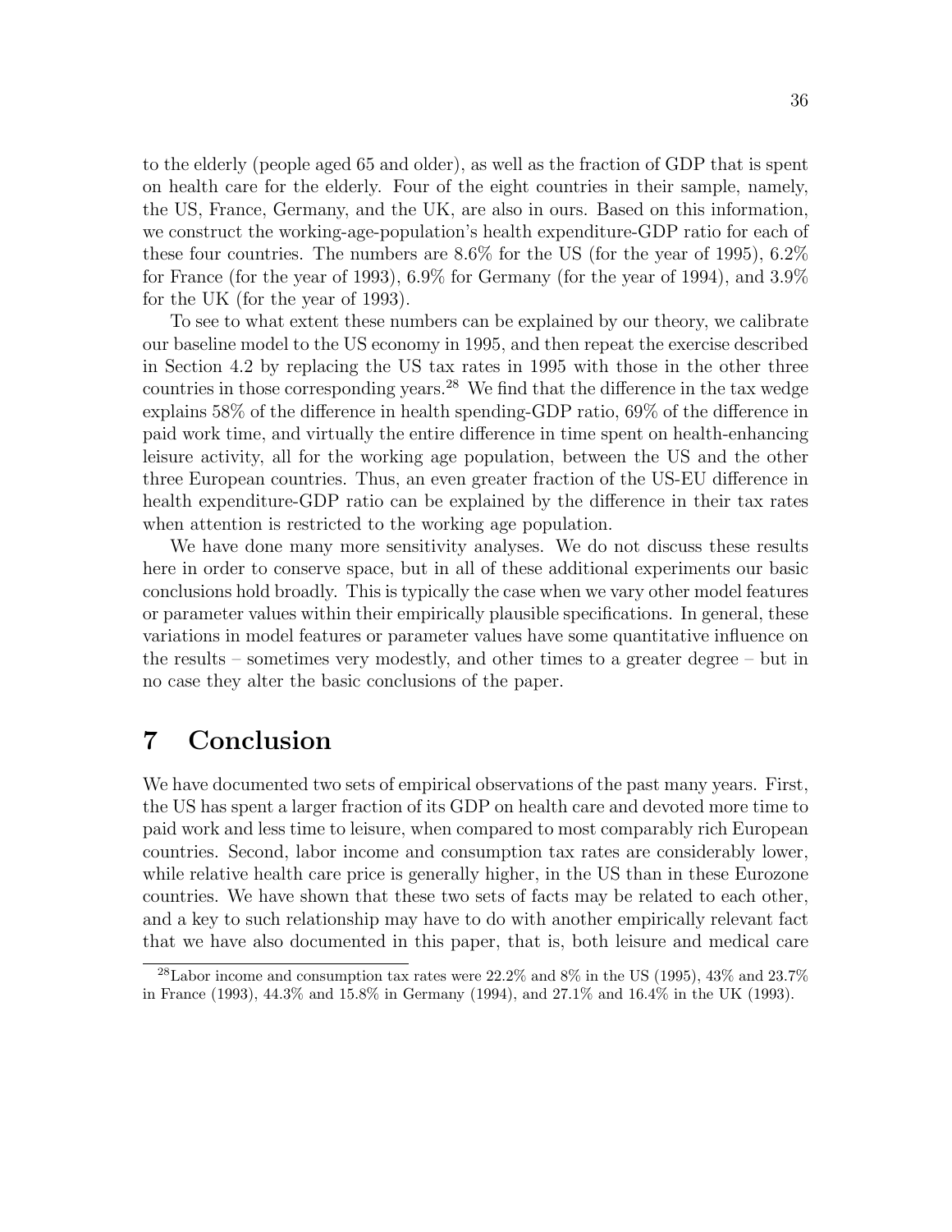to the elderly (people aged 65 and older), as well as the fraction of GDP that is spent on health care for the elderly. Four of the eight countries in their sample, namely, the US, France, Germany, and the UK, are also in ours. Based on this information, we construct the working-age-population's health expenditure-GDP ratio for each of these four countries. The numbers are 8.6% for the US (for the year of 1995), 6.2% for France (for the year of 1993), 6.9% for Germany (for the year of 1994), and 3.9% for the UK (for the year of 1993).

To see to what extent these numbers can be explained by our theory, we calibrate our baseline model to the US economy in 1995, and then repeat the exercise described in Section 4.2 by replacing the US tax rates in 1995 with those in the other three countries in those corresponding years.[28] We find that the difference in the tax wedge explains 58% of the difference in health spending-GDP ratio, 69% of the difference in paid work time, and virtually the entire difference in time spent on health-enhancing leisure activity, all for the working age population, between the US and the other three European countries. Thus, an even greater fraction of the US-EU difference in health expenditure-GDP ratio can be explained by the difference in their tax rates when attention is restricted to the working age population.

We have done many more sensitivity analyses. We do not discuss these results here in order to conserve space, but in all of these additional experiments our basic conclusions hold broadly. This is typically the case when we vary other model features or parameter values within their empirically plausible specifications. In general, these variations in model features or parameter values have some quantitative influence on the results – sometimes very modestly, and other times to a greater degree – but in no case they alter the basic conclusions of the paper.

# 7 Conclusion

We have documented two sets of empirical observations of the past many years. First, the US has spent a larger fraction of its GDP on health care and devoted more time to paid work and less time to leisure, when compared to most comparably rich European countries. Second, labor income and consumption tax rates are considerably lower, while relative health care price is generally higher, in the US than in these Eurozone countries. We have shown that these two sets of facts may be related to each other, and a key to such relationship may have to do with another empirically relevant fact that we have also documented in this paper, that is, both leisure and medical care

[28] Labor income and consumption tax rates were 22.2% and 8% in the US (1995), 43% and 23.7% in France (1993), 44.3% and 15.8% in Germany (1994), and 27.1% and 16.4% in the UK (1993).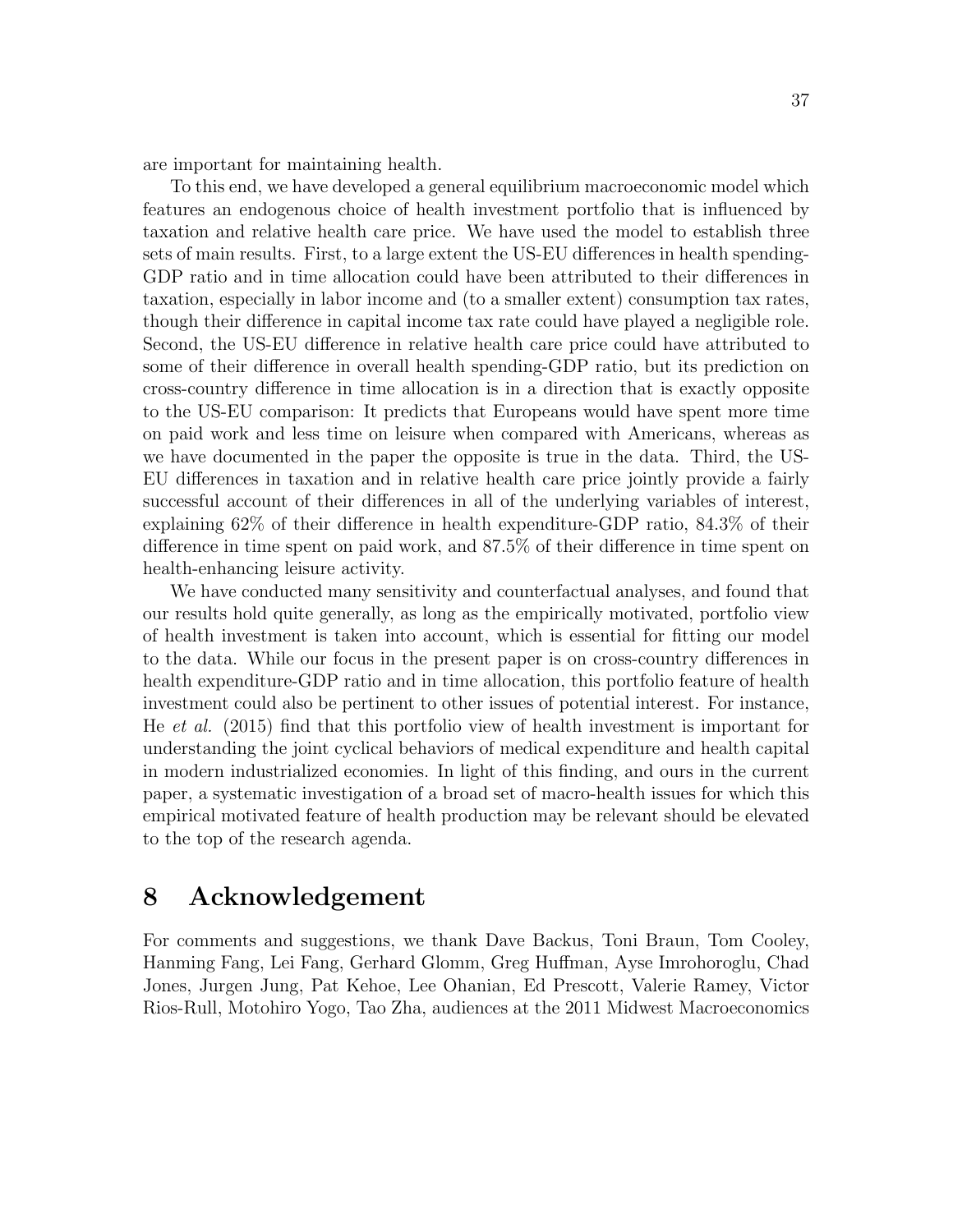are important for maintaining health.

To this end, we have developed a general equilibrium macroeconomic model which features an endogenous choice of health investment portfolio that is influenced by taxation and relative health care price. We have used the model to establish three sets of main results. First, to a large extent the US-EU differences in health spending-GDP ratio and in time allocation could have been attributed to their differences in taxation, especially in labor income and (to a smaller extent) consumption tax rates, though their difference in capital income tax rate could have played a negligible role. Second, the US-EU difference in relative health care price could have attributed to some of their difference in overall health spending-GDP ratio, but its prediction on cross-country difference in time allocation is in a direction that is exactly opposite to the US-EU comparison: It predicts that Europeans would have spent more time on paid work and less time on leisure when compared with Americans, whereas as we have documented in the paper the opposite is true in the data. Third, the US-EU differences in taxation and in relative health care price jointly provide a fairly successful account of their differences in all of the underlying variables of interest, explaining 62% of their difference in health expenditure-GDP ratio, 84.3% of their difference in time spent on paid work, and 87.5% of their difference in time spent on health-enhancing leisure activity.

We have conducted many sensitivity and counterfactual analyses, and found that our results hold quite generally, as long as the empirically motivated, portfolio view of health investment is taken into account, which is essential for fitting our model to the data. While our focus in the present paper is on cross-country differences in health expenditure-GDP ratio and in time allocation, this portfolio feature of health investment could also be pertinent to other issues of potential interest. For instance, He *et al.* (2015) find that this portfolio view of health investment is important for understanding the joint cyclical behaviors of medical expenditure and health capital in modern industrialized economies. In light of this finding, and ours in the current paper, a systematic investigation of a broad set of macro-health issues for which this empirical motivated feature of health production may be relevant should be elevated to the top of the research agenda.

# 8 Acknowledgement

For comments and suggestions, we thank Dave Backus, Toni Braun, Tom Cooley, Hanming Fang, Lei Fang, Gerhard Glomm, Greg Huffman, Ayse Imrohoroglu, Chad Jones, Jurgen Jung, Pat Kehoe, Lee Ohanian, Ed Prescott, Valerie Ramey, Victor Rios-Rull, Motohiro Yogo, Tao Zha, audiences at the 2011 Midwest Macroeconomics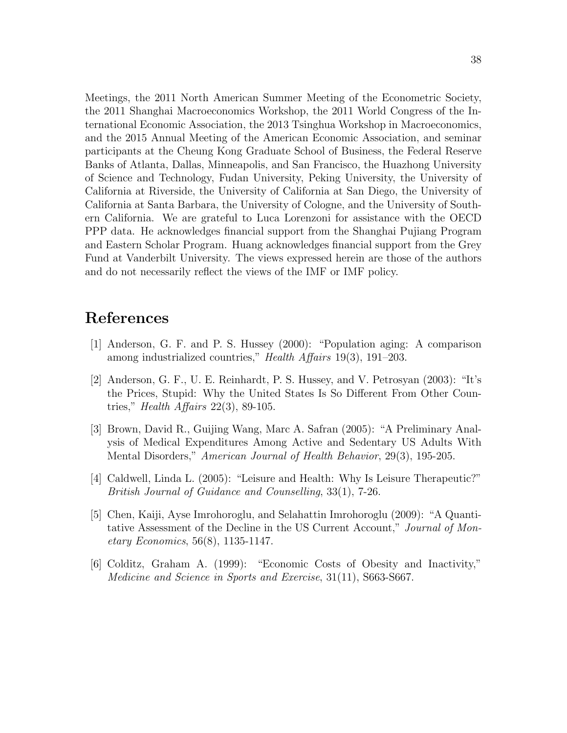Meetings, the 2011 North American Summer Meeting of the Econometric Society, the 2011 Shanghai Macroeconomics Workshop, the 2011 World Congress of the International Economic Association, the 2013 Tsinghua Workshop in Macroeconomics, and the 2015 Annual Meeting of the American Economic Association, and seminar participants at the Cheung Kong Graduate School of Business, the Federal Reserve Banks of Atlanta, Dallas, Minneapolis, and San Francisco, the Huazhong University of Science and Technology, Fudan University, Peking University, the University of California at Riverside, the University of California at San Diego, the University of California at Santa Barbara, the University of Cologne, and the University of Southern California. We are grateful to Luca Lorenzoni for assistance with the OECD PPP data. He acknowledges financial support from the Shanghai Pujiang Program and Eastern Scholar Program. Huang acknowledges financial support from the Grey Fund at Vanderbilt University. The views expressed herein are those of the authors and do not necessarily reflect the views of the IMF or IMF policy.

# References

[1] Anderson, G. F. and P. S. Hussey (2000): "Population aging: A comparison among industrialized countries," *Health Affairs* 19(3), 191–203.

[2] Anderson, G. F., U. E. Reinhardt, P. S. Hussey, and V. Petrosyan (2003): "It's the Prices, Stupid: Why the United States Is So Different From Other Countries," *Health Affairs* 22(3), 89-105.

[3] Brown, David R., Guijing Wang, Marc A. Safran (2005): "A Preliminary Analysis of Medical Expenditures Among Active and Sedentary US Adults With Mental Disorders," *American Journal of Health Behavior*, 29(3), 195-205.

[4] Caldwell, Linda L. (2005): "Leisure and Health: Why Is Leisure Therapeutic?" *British Journal of Guidance and Counselling*, 33(1), 7-26.

[5] Chen, Kaiji, Ayse Imrohoroglu, and Selahattin Imrohoroglu (2009): "A Quantitative Assessment of the Decline in the US Current Account," *Journal of Monetary Economics*, 56(8), 1135-1147.

[6] Colditz, Graham A. (1999): "Economic Costs of Obesity and Inactivity," *Medicine and Science in Sports and Exercise*, 31(11), S663-S667.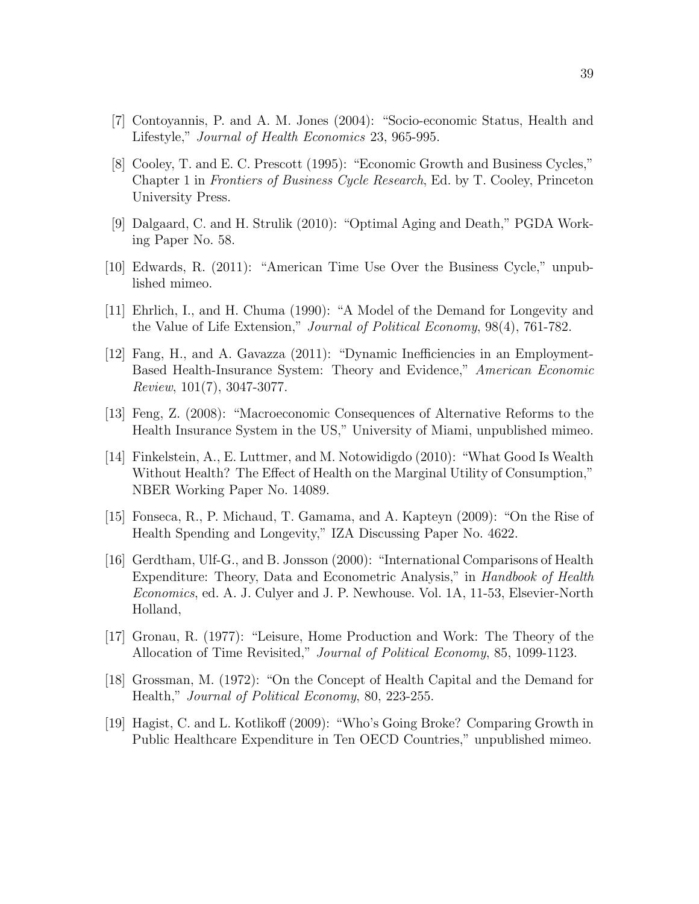[7] Contoyannis, P. and A. M. Jones (2004): "Socio-economic Status, Health and Lifestyle," *Journal of Health Economics* 23, 965-995.

[8] Cooley, T. and E. C. Prescott (1995): "Economic Growth and Business Cycles," Chapter 1 in *Frontiers of Business Cycle Research*, Ed. by T. Cooley, Princeton University Press.

[9] Dalgaard, C. and H. Strulik (2010): "Optimal Aging and Death," PGDA Working Paper No. 58.

[10] Edwards, R. (2011): "American Time Use Over the Business Cycle," unpublished mimeo.

[11] Ehrlich, I., and H. Chuma (1990): "A Model of the Demand for Longevity and the Value of Life Extension," *Journal of Political Economy*, 98(4), 761-782.

[12] Fang, H., and A. Gavazza (2011): "Dynamic Inefficiencies in an Employment-Based Health-Insurance System: Theory and Evidence," *American Economic Review*, 101(7), 3047-3077.

[13] Feng, Z. (2008): "Macroeconomic Consequences of Alternative Reforms to the Health Insurance System in the US," University of Miami, unpublished mimeo.

[14] Finkelstein, A., E. Luttmer, and M. Notowidigdo (2010): "What Good Is Wealth Without Health? The Effect of Health on the Marginal Utility of Consumption," NBER Working Paper No. 14089.

[15] Fonseca, R., P. Michaud, T. Gamama, and A. Kapteyn (2009): "On the Rise of Health Spending and Longevity," IZA Discussing Paper No. 4622.

[16] Gerdtham, Ulf-G., and B. Jonsson (2000): "International Comparisons of Health Expenditure: Theory, Data and Econometric Analysis," in *Handbook of Health Economics*, ed. A. J. Culyer and J. P. Newhouse. Vol. 1A, 11-53, Elsevier-North Holland,

[17] Gronau, R. (1977): "Leisure, Home Production and Work: The Theory of the Allocation of Time Revisited," *Journal of Political Economy*, 85, 1099-1123.

[18] Grossman, M. (1972): "On the Concept of Health Capital and the Demand for Health," *Journal of Political Economy*, 80, 223-255.

[19] Hagist, C. and L. Kotlikoff (2009): "Who's Going Broke? Comparing Growth in Public Healthcare Expenditure in Ten OECD Countries," unpublished mimeo.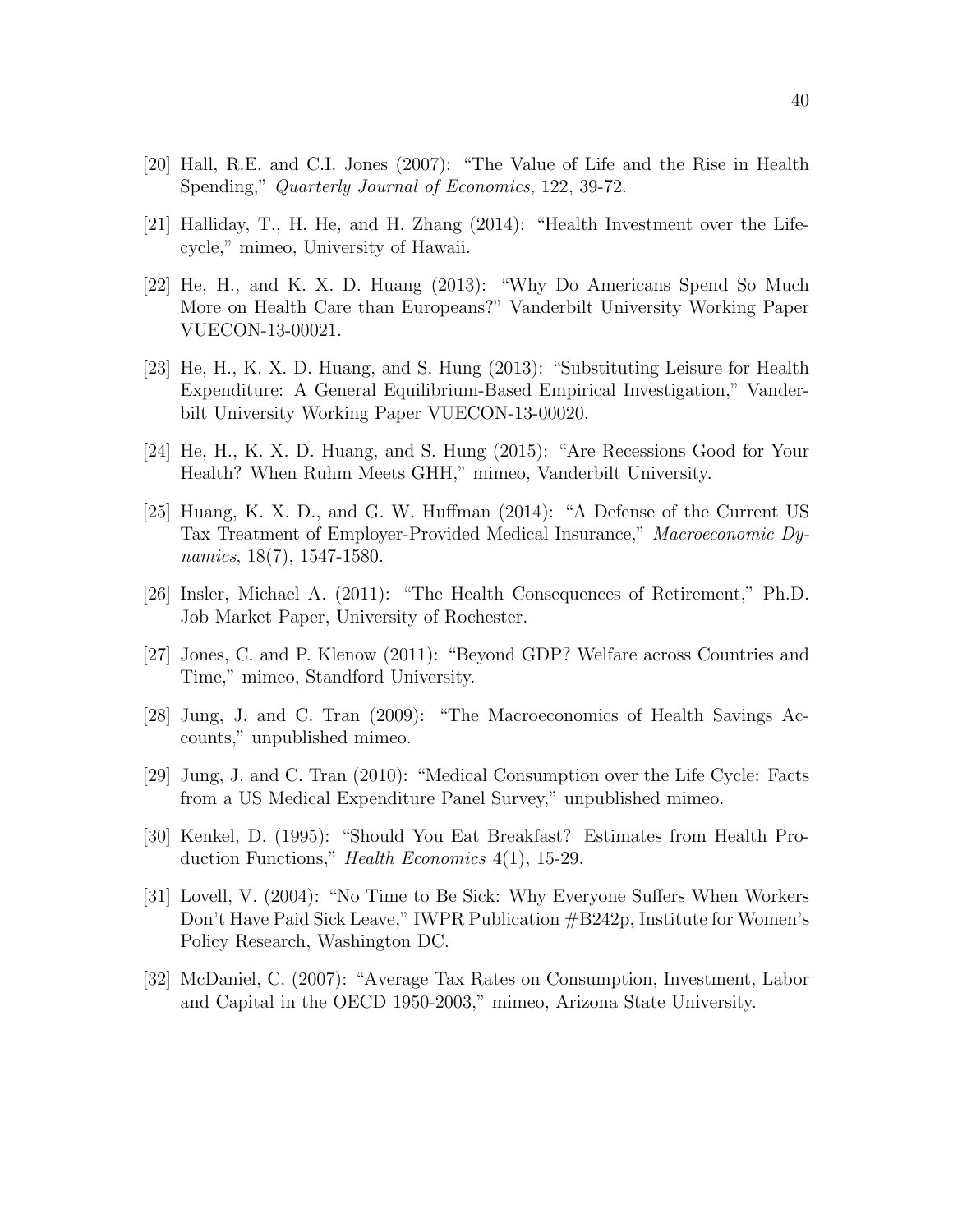[20] Hall, R.E. and C.I. Jones (2007): "The Value of Life and the Rise in Health Spending," *Quarterly Journal of Economics*, 122, 39-72.

[21] Halliday, T., H. He, and H. Zhang (2014): "Health Investment over the Life-cycle," mimeo, University of Hawaii.

[22] He, H., and K. X. D. Huang (2013): "Why Do Americans Spend So Much More on Health Care than Europeans?" Vanderbilt University Working Paper VUECON-13-00021.

[23] He, H., K. X. D. Huang, and S. Hung (2013): "Substituting Leisure for Health Expenditure: A General Equilibrium-Based Empirical Investigation," Vanderbilt University Working Paper VUECON-13-00020.

[24] He, H., K. X. D. Huang, and S. Hung (2015): "Are Recessions Good for Your Health? When Ruhm Meets GHH," mimeo, Vanderbilt University.

[25] Huang, K. X. D., and G. W. Huffman (2014): "A Defense of the Current US Tax Treatment of Employer-Provided Medical Insurance," *Macroeconomic Dynamics*, 18(7), 1547-1580.

[26] Insler, Michael A. (2011): "The Health Consequences of Retirement," Ph.D. Job Market Paper, University of Rochester.

[27] Jones, C. and P. Klenow (2011): "Beyond GDP? Welfare across Countries and Time," mimeo, Standford University.

[28] Jung, J. and C. Tran (2009): "The Macroeconomics of Health Savings Accounts," unpublished mimeo.

[29] Jung, J. and C. Tran (2010): "Medical Consumption over the Life Cycle: Facts from a US Medical Expenditure Panel Survey," unpublished mimeo.

[30] Kenkel, D. (1995): "Should You Eat Breakfast? Estimates from Health Production Functions," *Health Economics* 4(1), 15-29.

[31] Lovell, V. (2004): "No Time to Be Sick: Why Everyone Suffers When Workers Don't Have Paid Sick Leave," IWPR Publication #B242p, Institute for Women's Policy Research, Washington DC.

[32] McDaniel, C. (2007): "Average Tax Rates on Consumption, Investment, Labor and Capital in the OECD 1950-2003," mimeo, Arizona State University.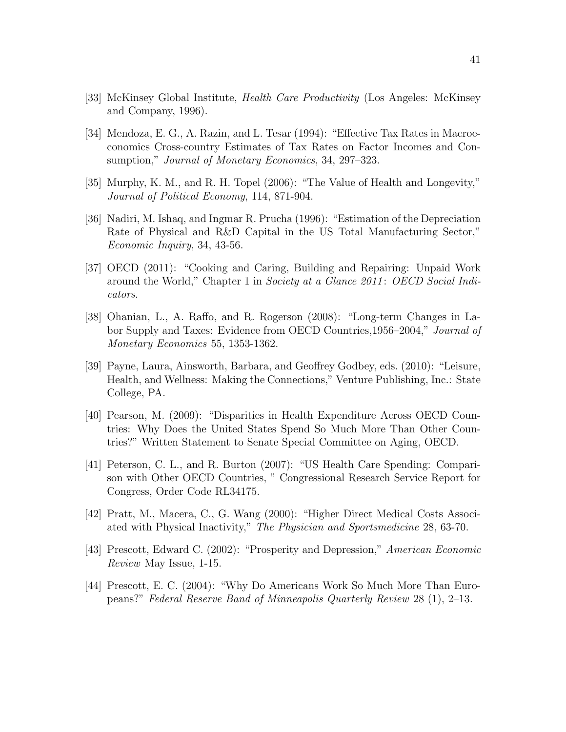[33] McKinsey Global Institute, *Health Care Productivity* (Los Angeles: McKinsey and Company, 1996).

[34] Mendoza, E. G., A. Razin, and L. Tesar (1994): "Effective Tax Rates in Macroeconomics Cross-country Estimates of Tax Rates on Factor Incomes and Consumption," *Journal of Monetary Economics*, 34, 297–323.

[35] Murphy, K. M., and R. H. Topel (2006): "The Value of Health and Longevity," *Journal of Political Economy*, 114, 871-904.

[36] Nadiri, M. Ishaq, and Ingmar R. Prucha (1996): "Estimation of the Depreciation Rate of Physical and R&D Capital in the US Total Manufacturing Sector," *Economic Inquiry*, 34, 43-56.

[37] OECD (2011): "Cooking and Caring, Building and Repairing: Unpaid Work around the World," Chapter 1 in *Society at a Glance 2011*: *OECD Social Indicators*.

[38] Ohanian, L., A. Raffo, and R. Rogerson (2008): "Long-term Changes in Labor Supply and Taxes: Evidence from OECD Countries,1956–2004," *Journal of Monetary Economics* 55, 1353-1362.

[39] Payne, Laura, Ainsworth, Barbara, and Geoffrey Godbey, eds. (2010): "Leisure, Health, and Wellness: Making the Connections," Venture Publishing, Inc.: State College, PA.

[40] Pearson, M. (2009): "Disparities in Health Expenditure Across OECD Countries: Why Does the United States Spend So Much More Than Other Countries?" Written Statement to Senate Special Committee on Aging, OECD.

[41] Peterson, C. L., and R. Burton (2007): "US Health Care Spending: Comparison with Other OECD Countries, " Congressional Research Service Report for Congress, Order Code RL34175.

[42] Pratt, M., Macera, C., G. Wang (2000): "Higher Direct Medical Costs Associated with Physical Inactivity," *The Physician and Sportsmedicine* 28, 63-70.

[43] Prescott, Edward C. (2002): "Prosperity and Depression," *American Economic Review* May Issue, 1-15.

[44] Prescott, E. C. (2004): "Why Do Americans Work So Much More Than Europeans?" *Federal Reserve Band of Minneapolis Quarterly Review* 28 (1), 2–13.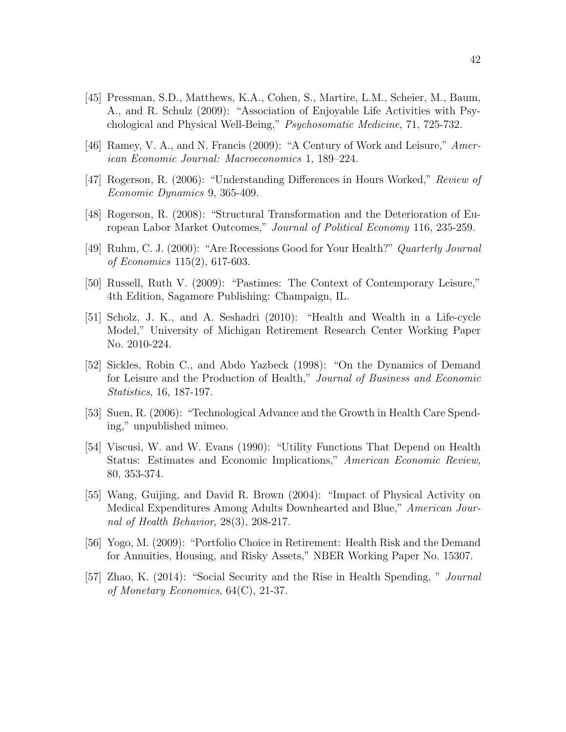[45] Pressman, S.D., Matthews, K.A., Cohen, S., Martire, L.M., Scheier, M., Baum, A., and R. Schulz (2009): "Association of Enjoyable Life Activities with Psychological and Physical Well-Being," *Psychosomatic Medicine*, 71, 725-732.

[46] Ramey, V. A., and N. Francis (2009): "A Century of Work and Leisure," *American Economic Journal: Macroeconomics* 1, 189–224.

[47] Rogerson, R. (2006): "Understanding Differences in Hours Worked," *Review of Economic Dynamics* 9, 365-409.

[48] Rogerson, R. (2008): "Structural Transformation and the Deterioration of European Labor Market Outcomes," *Journal of Political Economy* 116, 235-259.

[49] Ruhm, C. J. (2000): "Are Recessions Good for Your Health?" *Quarterly Journal of Economics* 115(2), 617-603.

[50] Russell, Ruth V. (2009): "Pastimes: The Context of Contemporary Leisure," 4th Edition, Sagamore Publishing: Champaign, IL.

[51] Scholz, J. K., and A. Seshadri (2010): "Health and Wealth in a Life-cycle Model," University of Michigan Retirement Research Center Working Paper No. 2010-224.

[52] Sickles, Robin C., and Abdo Yazbeck (1998): "On the Dynamics of Demand for Leisure and the Production of Health," *Journal of Business and Economic Statistics*, 16, 187-197.

[53] Suen, R. (2006): "Technological Advance and the Growth in Health Care Spending," unpublished mimeo.

[54] Viscusi, W. and W. Evans (1990): "Utility Functions That Depend on Health Status: Estimates and Economic Implications," *American Economic Review*, 80, 353-374.

[55] Wang, Guijing, and David R. Brown (2004): "Impact of Physical Activity on Medical Expenditures Among Adults Downhearted and Blue," *American Journal of Health Behavior*, 28(3), 208-217.

[56] Yogo, M. (2009): "Portfolio Choice in Retirement: Health Risk and the Demand for Annuities, Housing, and Risky Assets," NBER Working Paper No. 15307.

[57] Zhao, K. (2014): "Social Security and the Rise in Health Spending, " *Journal of Monetary Economics*, 64(C), 21-37.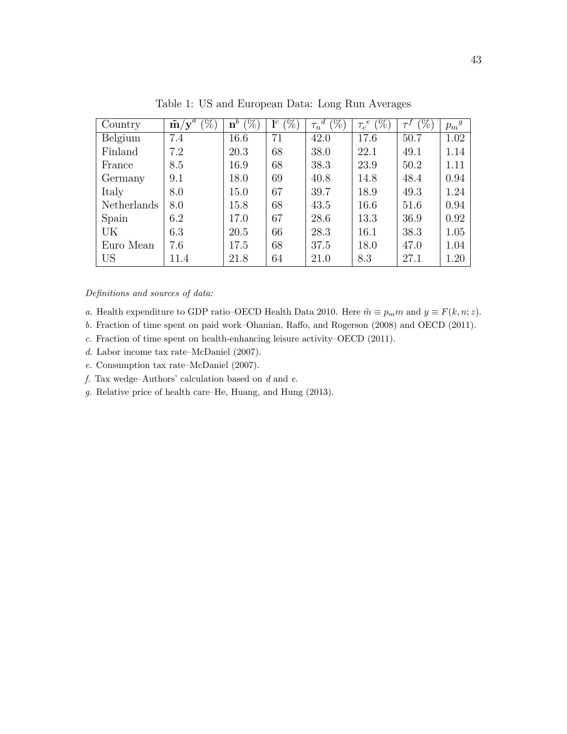Table 1: US and European Data: Long Run Averages

| Country | $\tilde{\mathbf{m}}/\mathbf{y}^a$ (%) | $\mathbf{n}^b$ (%) | $\mathbf{l}^c$ (%) | ${\tau_n}^d$ (%) | ${\tau_c}^e$ (%) | $\tau^f$ (%) | ${p_m}^g$ |
|---|---|---|---|---|---|---|---|
| Belgium | 7.4 | 16.6 | 71 | 42.0 | 17.6 | 50.7 | 1.02 |
| Finland | 7.2 | 20.3 | 68 | 38.0 | 22.1 | 49.1 | 1.14 |
| France | 8.5 | 16.9 | 68 | 38.3 | 23.9 | 50.2 | 1.11 |
| Germany | 9.1 | 18.0 | 69 | 40.8 | 14.8 | 48.4 | 0.94 |
| Italy | 8.0 | 15.0 | 67 | 39.7 | 18.9 | 49.3 | 1.24 |
| Netherlands | 8.0 | 15.8 | 68 | 43.5 | 16.6 | 51.6 | 0.94 |
| Spain | 6.2 | 17.0 | 67 | 28.6 | 13.3 | 36.9 | 0.92 |
| UK | 6.3 | 20.5 | 66 | 28.3 | 16.1 | 38.3 | 1.05 |
| Euro Mean | 7.6 | 17.5 | 68 | 37.5 | 18.0 | 47.0 | 1.04 |
| US | 11.4 | 21.8 | 64 | 21.0 | 8.3 | 27.1 | 1.20 |

*Definitions and sources of data:*

*a.* Health expenditure to GDP ratio–OECD Health Data 2010. Here $\tilde{m} \equiv p_m m$ and $y \equiv F(k, n; z)$.

*b.* Fraction of time spent on paid work–Ohanian, Raffo, and Rogerson (2008) and OECD (2011).

*c.* Fraction of time spent on health-enhancing leisure activity–OECD (2011).

*d.* Labor income tax rate–McDaniel (2007).

*e.* Consumption tax rate–McDaniel (2007).

*f.* Tax wedge–Authors' calculation based on *d* and *e*.

*g.* Relative price of health care–He, Huang, and Hung (2013).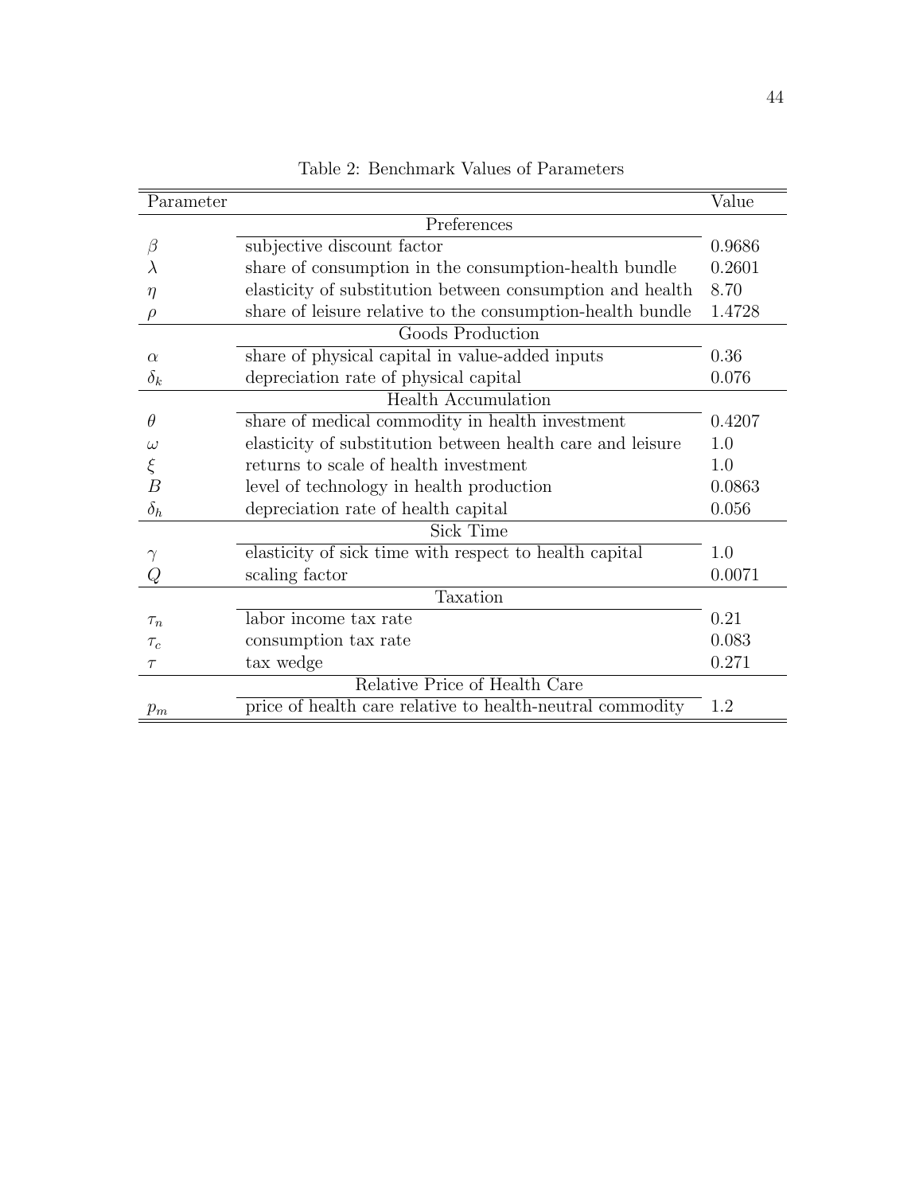Table 2: Benchmark Values of Parameters

| Parameter | | Value |
|---|---|---|
| | **Preferences** | |
| $\beta$ | subjective discount factor | 0.9686 |
| $\lambda$ | share of consumption in the consumption-health bundle | 0.2601 |
| $\eta$ | elasticity of substitution between consumption and health | 8.70 |
| $\rho$ | share of leisure relative to the consumption-health bundle | 1.4728 |
| | **Goods Production** | |
| $\alpha$ | share of physical capital in value-added inputs | 0.36 |
| $\delta_k$ | depreciation rate of physical capital | 0.076 |
| | **Health Accumulation** | |
| $\theta$ | share of medical commodity in health investment | 0.4207 |
| $\omega$ | elasticity of substitution between health care and leisure | 1.0 |
| $\xi$ | returns to scale of health investment | 1.0 |
| $B$ | level of technology in health production | 0.0863 |
| $\delta_h$ | depreciation rate of health capital | 0.056 |
| | **Sick Time** | |
| $\gamma$ | elasticity of sick time with respect to health capital | 1.0 |
| $Q$ | scaling factor | 0.0071 |
| | **Taxation** | |
| $\tau_n$ | labor income tax rate | 0.21 |
| $\tau_c$ | consumption tax rate | 0.083 |
| $\tau$ | tax wedge | 0.271 |
| | **Relative Price of Health Care** | |
| $p_m$ | price of health care relative to health-neutral commodity | 1.2 |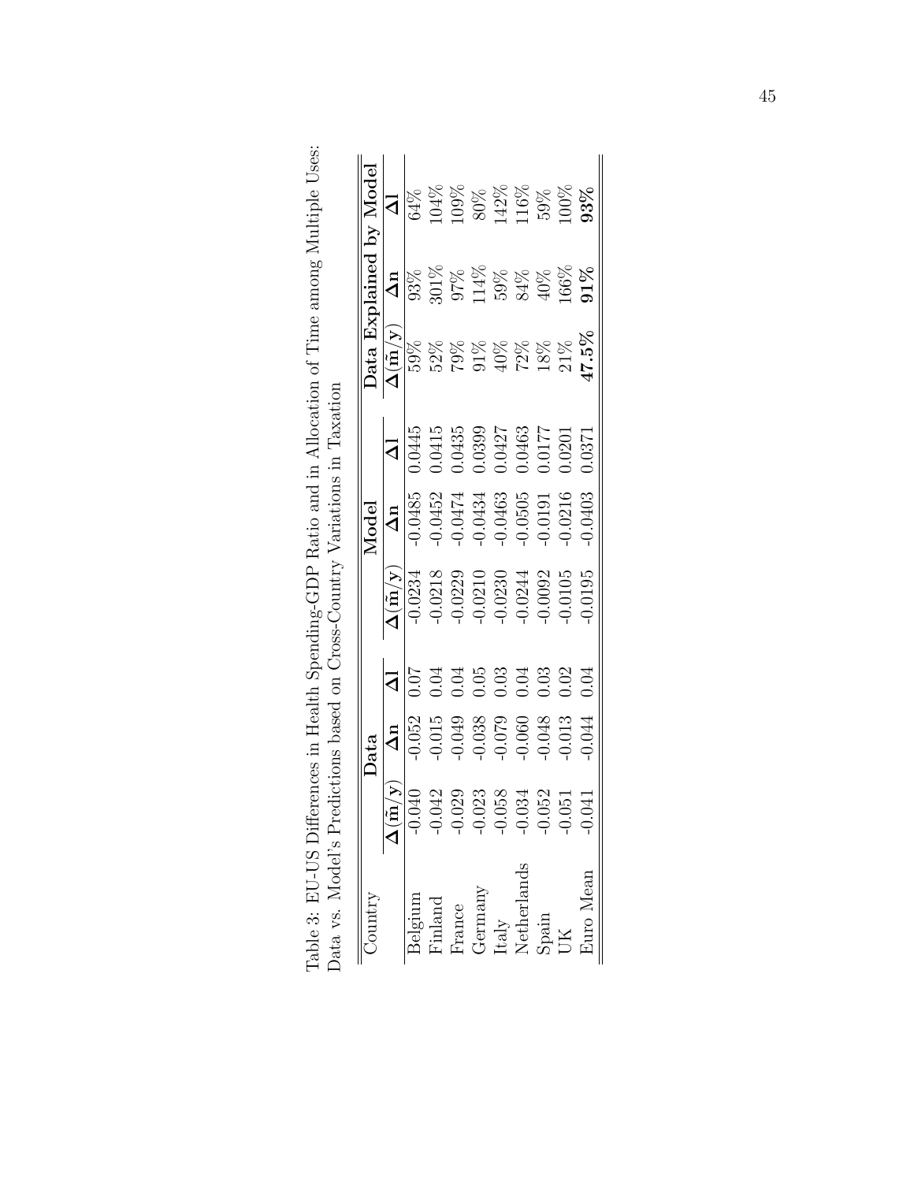Table 3: EU-US Differences in Health Spending-GDP Ratio and in Allocation of Time among Multiple Uses: Data vs. Model's Predictions based on Cross-Country Variations in Taxation

| Country | Data | | | Model | | | Data Explained by Model | | |
|---|---|---|---|---|---|---|---|---|---|
| | $\Delta(\tilde{\mathbf{m}}/\mathbf{y})$ | $\Delta\mathbf{n}$ | $\Delta\mathbf{l}$ | $\Delta(\tilde{\mathbf{m}}/\mathbf{y})$ | $\Delta\mathbf{n}$ | $\Delta\mathbf{l}$ | $\Delta(\tilde{\mathbf{m}}/\mathbf{y})$ | $\Delta\mathbf{n}$ | $\Delta\mathbf{l}$ |
| Belgium | -0.040 | -0.052 | 0.07 | -0.0234 | -0.0485 | 0.0445 | 59% | 93% | 64% |
| Finland | -0.042 | -0.015 | 0.04 | -0.0218 | -0.0452 | 0.0415 | 52% | 301% | 104% |
| France | -0.029 | -0.049 | 0.04 | -0.0229 | -0.0474 | 0.0435 | 79% | 97% | 109% |
| Germany | -0.023 | -0.038 | 0.05 | -0.0210 | -0.0434 | 0.0399 | 91% | 114% | 80% |
| Italy | -0.058 | -0.079 | 0.03 | -0.0230 | -0.0463 | 0.0427 | 40% | 59% | 142% |
| Netherlands | -0.034 | -0.060 | 0.04 | -0.0244 | -0.0505 | 0.0463 | 72% | 84% | 116% |
| Spain | -0.052 | -0.048 | 0.03 | -0.0092 | -0.0191 | 0.0177 | 18% | 40% | 59% |
| UK | -0.051 | -0.013 | 0.02 | -0.0105 | -0.0216 | 0.0201 | 21% | 166% | 100% |
| Euro Mean | -0.041 | -0.044 | 0.04 | -0.0195 | -0.0403 | 0.0371 | **47.5%** | **91%** | **93%** |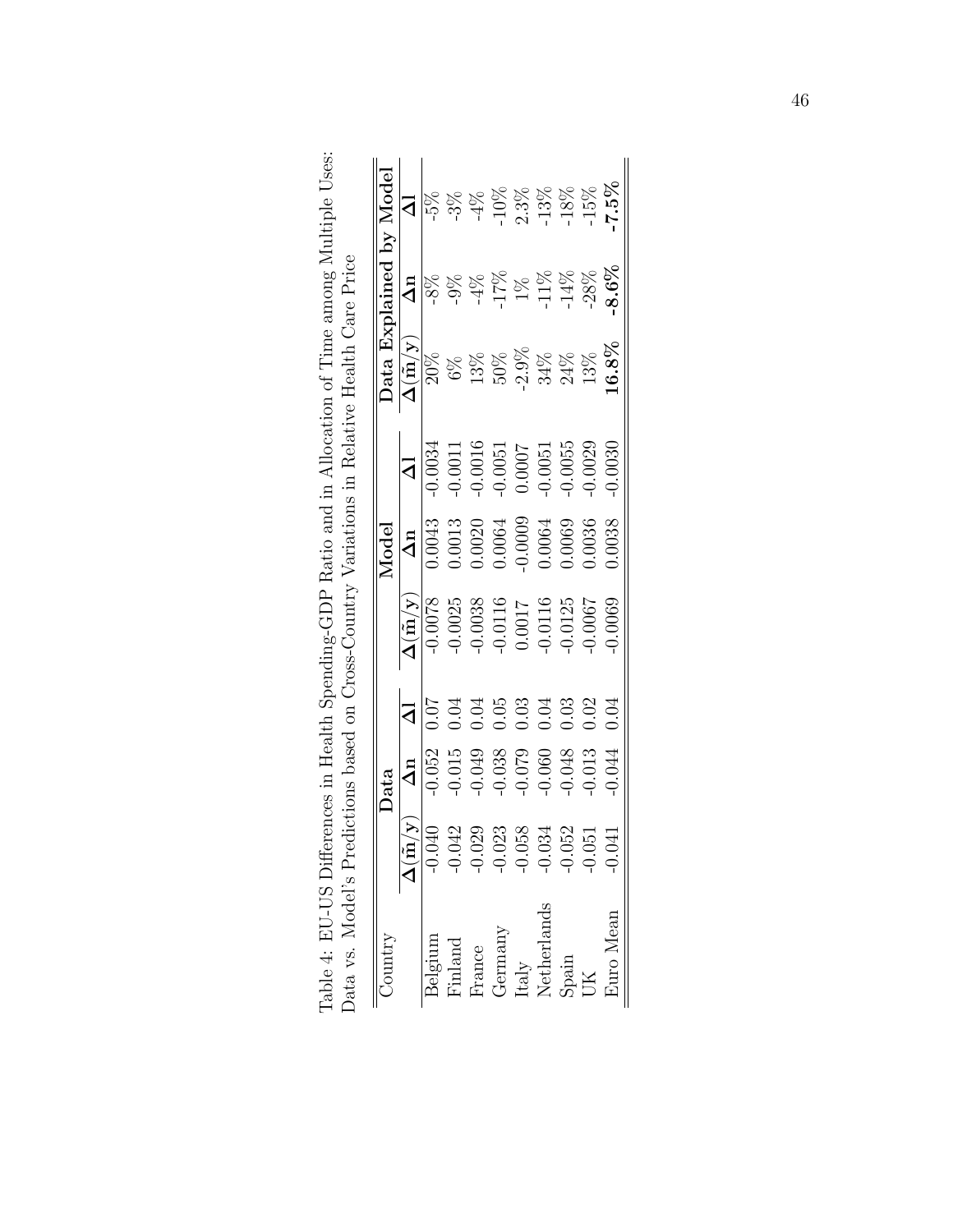Table 4: EU-US Differences in Health Spending-GDP Ratio and in Allocation of Time among Multiple Uses: Data vs. Model's Predictions based on Cross-Country Variations in Relative Health Care Price

| Country | Data | | | Model | | | Data Explained by Model | | |
|---|---|---|---|---|---|---|---|---|---|
| | $\mathbf{\Delta(\tilde{m}/y)}$ | $\mathbf{\Delta n}$ | $\mathbf{\Delta l}$ | $\mathbf{\Delta(\tilde{m}/y)}$ | $\mathbf{\Delta n}$ | $\mathbf{\Delta l}$ | $\mathbf{\Delta(\tilde{m}/y)}$ | $\mathbf{\Delta n}$ | $\mathbf{\Delta l}$ |
| Belgium | -0.040 | -0.052 | 0.07 | -0.0078 | 0.0043 | -0.0034 | 20% | -8% | -5% |
| Finland | -0.042 | -0.015 | 0.04 | -0.0025 | 0.0013 | -0.0011 | 6% | -9% | -3% |
| France | -0.029 | -0.049 | 0.04 | -0.0038 | 0.0020 | -0.0016 | 13% | -4% | -4% |
| Germany | -0.023 | -0.038 | 0.05 | -0.0116 | 0.0064 | -0.0051 | 50% | -17% | -10% |
| Italy | -0.058 | -0.079 | 0.03 | 0.0017 | -0.0009 | 0.0007 | -2.9% | 1% | 2.3% |
| Netherlands | -0.034 | -0.060 | 0.04 | -0.0116 | 0.0064 | -0.0051 | 34% | -11% | -13% |
| Spain | -0.052 | -0.048 | 0.03 | -0.0125 | 0.0069 | -0.0055 | 24% | -14% | -18% |
| UK | -0.051 | -0.013 | 0.02 | -0.0067 | 0.0036 | -0.0029 | 13% | -28% | -15% |
| Euro Mean | -0.041 | -0.044 | 0.04 | -0.0069 | 0.0038 | -0.0030 | **16.8%** | **-8.6%** | **-7.5%** |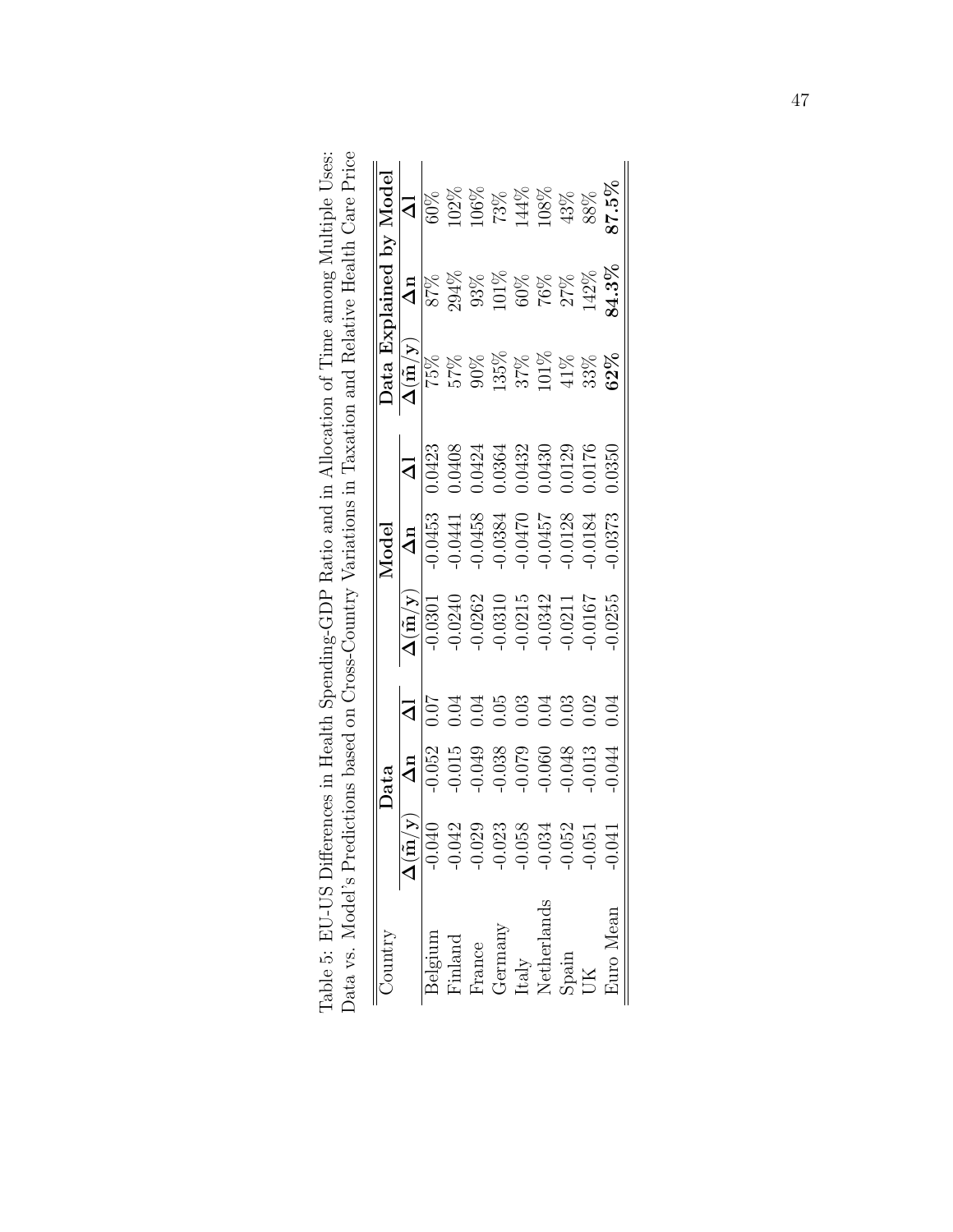Table 5: EU-US Differences in Health Spending-GDP Ratio and in Allocation of Time among Multiple Uses: Data vs. Model's Predictions based on Cross-Country Variations in Taxation and Relative Health Care Price

| Country | Data | | | Model | | | Data Explained by Model | | |
|---|---|---|---|---|---|---|---|---|---|
| | $\mathbf{\Delta(\tilde{m}/y)}$ | $\mathbf{\Delta n}$ | $\mathbf{\Delta l}$ | $\mathbf{\Delta(\tilde{m}/y)}$ | $\mathbf{\Delta n}$ | $\mathbf{\Delta l}$ | $\mathbf{\Delta(\tilde{m}/y)}$ | $\mathbf{\Delta n}$ | $\mathbf{\Delta l}$ |
| Belgium | -0.040 | -0.052 | 0.07 | -0.0301 | -0.0453 | 0.0423 | 75% | 87% | 60% |
| Finland | -0.042 | -0.015 | 0.04 | -0.0240 | -0.0441 | 0.0408 | 57% | 294% | 102% |
| France | -0.029 | -0.049 | 0.04 | -0.0262 | -0.0458 | 0.0424 | 90% | 93% | 106% |
| Germany | -0.023 | -0.038 | 0.05 | -0.0310 | -0.0384 | 0.0364 | 135% | 101% | 73% |
| Italy | -0.058 | -0.079 | 0.03 | -0.0215 | -0.0470 | 0.0432 | 37% | 60% | 144% |
| Netherlands | -0.034 | -0.060 | 0.04 | -0.0342 | -0.0457 | 0.0430 | 101% | 76% | 108% |
| Spain | -0.052 | -0.048 | 0.03 | -0.0211 | -0.0128 | 0.0129 | 41% | 27% | 43% |
| UK | -0.051 | -0.013 | 0.02 | -0.0167 | -0.0184 | 0.0176 | 33% | 142% | 88% |
| Euro Mean | -0.041 | -0.044 | 0.04 | -0.0255 | -0.0373 | 0.0350 | **62%** | **84.3%** | **87.5%** |